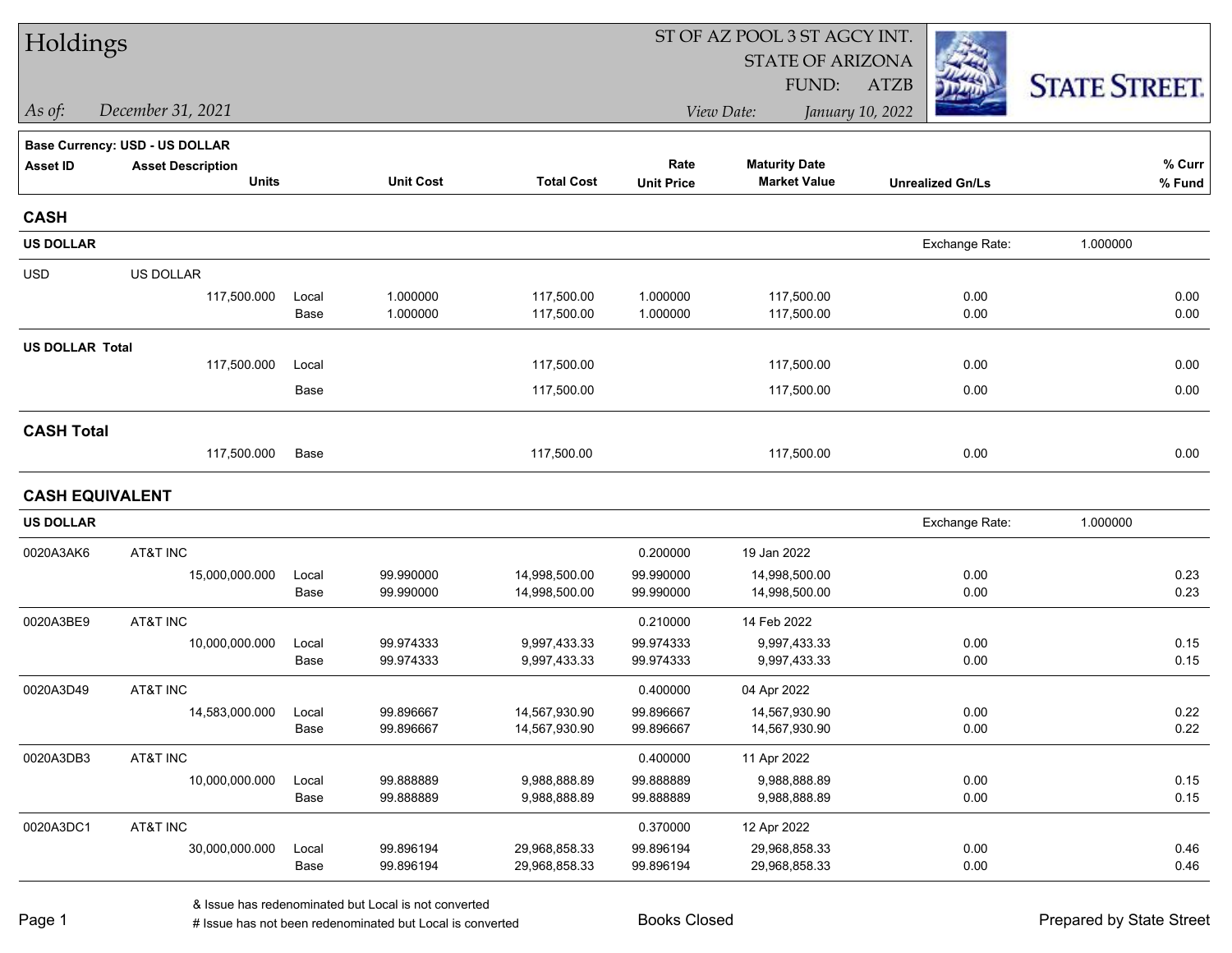# Holdings

*As of:* *December 31, 2021*

ST OF AZ POOL 3 ST AGCY INT.
STATE OF ARIZONA
FUND: ATZB

*View Date:* *January 10, 2022*

STATE STREET.

**Base Currency: USD - US DOLLAR**

| Asset ID | Asset Description Units | | Unit Cost | Total Cost | Rate / Unit Price | Maturity Date / Market Value | Unrealized Gn/Ls | % Curr / % Fund |
|---|---|---|---|---|---|---|---|---|
| **CASH** | | | | | | | | |
| **US DOLLAR** | | | | | | | Exchange Rate: 1.000000 | |
| USD | US DOLLAR | | | | | | | |
| | 117,500.000 | Local | 1.000000 | 117,500.00 | 1.000000 | 117,500.00 | 0.00 | 0.00 |
| | | Base | 1.000000 | 117,500.00 | 1.000000 | 117,500.00 | 0.00 | 0.00 |
| **US DOLLAR Total** | | | | | | | | |
| | 117,500.000 | Local | | 117,500.00 | | 117,500.00 | 0.00 | 0.00 |
| | | Base | | 117,500.00 | | 117,500.00 | 0.00 | 0.00 |
| **CASH Total** | | | | | | | | |
| | 117,500.000 | Base | | 117,500.00 | | 117,500.00 | 0.00 | 0.00 |
| **CASH EQUIVALENT** | | | | | | | | |
| **US DOLLAR** | | | | | | | Exchange Rate: 1.000000 | |
| 0020A3AK6 | AT&T INC | | | | 0.200000 | 19 Jan 2022 | | |
| | 15,000,000.000 | Local | 99.990000 | 14,998,500.00 | 99.990000 | 14,998,500.00 | 0.00 | 0.23 |
| | | Base | 99.990000 | 14,998,500.00 | 99.990000 | 14,998,500.00 | 0.00 | 0.23 |
| 0020A3BE9 | AT&T INC | | | | 0.210000 | 14 Feb 2022 | | |
| | 10,000,000.000 | Local | 99.974333 | 9,997,433.33 | 99.974333 | 9,997,433.33 | 0.00 | 0.15 |
| | | Base | 99.974333 | 9,997,433.33 | 99.974333 | 9,997,433.33 | 0.00 | 0.15 |
| 0020A3D49 | AT&T INC | | | | 0.400000 | 04 Apr 2022 | | |
| | 14,583,000.000 | Local | 99.896667 | 14,567,930.90 | 99.896667 | 14,567,930.90 | 0.00 | 0.22 |
| | | Base | 99.896667 | 14,567,930.90 | 99.896667 | 14,567,930.90 | 0.00 | 0.22 |
| 0020A3DB3 | AT&T INC | | | | 0.400000 | 11 Apr 2022 | | |
| | 10,000,000.000 | Local | 99.888889 | 9,988,888.89 | 99.888889 | 9,988,888.89 | 0.00 | 0.15 |
| | | Base | 99.888889 | 9,988,888.89 | 99.888889 | 9,988,888.89 | 0.00 | 0.15 |
| 0020A3DC1 | AT&T INC | | | | 0.370000 | 12 Apr 2022 | | |
| | 30,000,000.000 | Local | 99.896194 | 29,968,858.33 | 99.896194 | 29,968,858.33 | 0.00 | 0.46 |
| | | Base | 99.896194 | 29,968,858.33 | 99.896194 | 29,968,858.33 | 0.00 | 0.46 |

& Issue has redenominated but Local is not converted
# Issue has not been redenominated but Local is converted

Books Closed

Prepared by State Street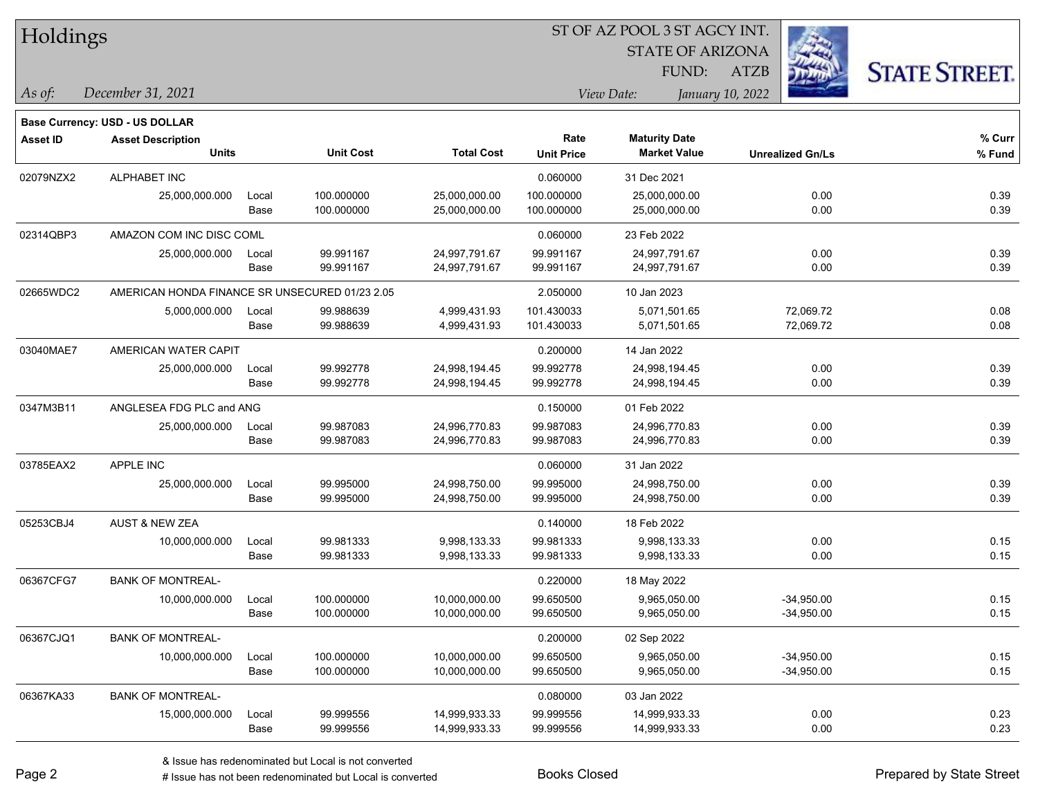# Holdings

ST OF AZ POOL 3 ST AGCY INT.
STATE OF ARIZONA
FUND: ATZB

*As of:* *December 31, 2021*

*View Date:* *January 10, 2022*

**Base Currency: USD - US DOLLAR**

| Asset ID | Asset Description / Units | | Unit Cost | Total Cost | Rate / Unit Price | Maturity Date / Market Value | Unrealized Gn/Ls | % Curr / % Fund |
|---|---|---|---|---|---|---|---|---|
| 02079NZX2 | ALPHABET INC | | | | 0.060000 | 31 Dec 2021 | | |
| | 25,000,000.000 | Local | 100.000000 | 25,000,000.00 | 100.000000 | 25,000,000.00 | 0.00 | 0.39 |
| | | Base | 100.000000 | 25,000,000.00 | 100.000000 | 25,000,000.00 | 0.00 | 0.39 |
| 02314QBP3 | AMAZON COM INC DISC COML | | | | 0.060000 | 23 Feb 2022 | | |
| | 25,000,000.000 | Local | 99.991167 | 24,997,791.67 | 99.991167 | 24,997,791.67 | 0.00 | 0.39 |
| | | Base | 99.991167 | 24,997,791.67 | 99.991167 | 24,997,791.67 | 0.00 | 0.39 |
| 02665WDC2 | AMERICAN HONDA FINANCE SR UNSECURED 01/23 2.05 | | | | 2.050000 | 10 Jan 2023 | | |
| | 5,000,000.000 | Local | 99.988639 | 4,999,431.93 | 101.430033 | 5,071,501.65 | 72,069.72 | 0.08 |
| | | Base | 99.988639 | 4,999,431.93 | 101.430033 | 5,071,501.65 | 72,069.72 | 0.08 |
| 03040MAE7 | AMERICAN WATER CAPIT | | | | 0.200000 | 14 Jan 2022 | | |
| | 25,000,000.000 | Local | 99.992778 | 24,998,194.45 | 99.992778 | 24,998,194.45 | 0.00 | 0.39 |
| | | Base | 99.992778 | 24,998,194.45 | 99.992778 | 24,998,194.45 | 0.00 | 0.39 |
| 0347M3B11 | ANGLESEA FDG PLC and ANG | | | | 0.150000 | 01 Feb 2022 | | |
| | 25,000,000.000 | Local | 99.987083 | 24,996,770.83 | 99.987083 | 24,996,770.83 | 0.00 | 0.39 |
| | | Base | 99.987083 | 24,996,770.83 | 99.987083 | 24,996,770.83 | 0.00 | 0.39 |
| 03785EAX2 | APPLE INC | | | | 0.060000 | 31 Jan 2022 | | |
| | 25,000,000.000 | Local | 99.995000 | 24,998,750.00 | 99.995000 | 24,998,750.00 | 0.00 | 0.39 |
| | | Base | 99.995000 | 24,998,750.00 | 99.995000 | 24,998,750.00 | 0.00 | 0.39 |
| 05253CBJ4 | AUST & NEW ZEA | | | | 0.140000 | 18 Feb 2022 | | |
| | 10,000,000.000 | Local | 99.981333 | 9,998,133.33 | 99.981333 | 9,998,133.33 | 0.00 | 0.15 |
| | | Base | 99.981333 | 9,998,133.33 | 99.981333 | 9,998,133.33 | 0.00 | 0.15 |
| 06367CFG7 | BANK OF MONTREAL- | | | | 0.220000 | 18 May 2022 | | |
| | 10,000,000.000 | Local | 100.000000 | 10,000,000.00 | 99.650500 | 9,965,050.00 | -34,950.00 | 0.15 |
| | | Base | 100.000000 | 10,000,000.00 | 99.650500 | 9,965,050.00 | -34,950.00 | 0.15 |
| 06367CJQ1 | BANK OF MONTREAL- | | | | 0.200000 | 02 Sep 2022 | | |
| | 10,000,000.000 | Local | 100.000000 | 10,000,000.00 | 99.650500 | 9,965,050.00 | -34,950.00 | 0.15 |
| | | Base | 100.000000 | 10,000,000.00 | 99.650500 | 9,965,050.00 | -34,950.00 | 0.15 |
| 06367KA33 | BANK OF MONTREAL- | | | | 0.080000 | 03 Jan 2022 | | |
| | 15,000,000.000 | Local | 99.999556 | 14,999,933.33 | 99.999556 | 14,999,933.33 | 0.00 | 0.23 |
| | | Base | 99.999556 | 14,999,933.33 | 99.999556 | 14,999,933.33 | 0.00 | 0.23 |

& Issue has redenominated but Local is not converted
# Issue has not been redenominated but Local is converted

Books Closed

Prepared by State Street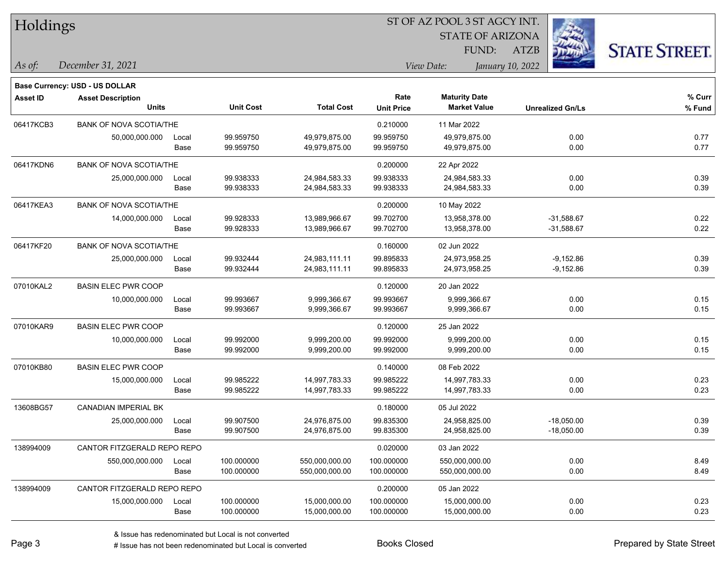# Holdings

ST OF AZ POOL 3 ST AGCY INT.
STATE OF ARIZONA
FUND: ATZB

*As of:* *December 31, 2021*

*View Date:* *January 10, 2022*

**Base Currency: USD - US DOLLAR**

| Asset ID | Asset Description / Units | | Unit Cost | Total Cost | Rate / Unit Price | Maturity Date / Market Value | Unrealized Gn/Ls | % Curr / % Fund |
|---|---|---|---|---|---|---|---|---|
| 06417KCB3 | BANK OF NOVA SCOTIA/THE | | | | 0.210000 | 11 Mar 2022 | | |
| | 50,000,000.000 | Local | 99.959750 | 49,979,875.00 | 99.959750 | 49,979,875.00 | 0.00 | 0.77 |
| | | Base | 99.959750 | 49,979,875.00 | 99.959750 | 49,979,875.00 | 0.00 | 0.77 |
| 06417KDN6 | BANK OF NOVA SCOTIA/THE | | | | 0.200000 | 22 Apr 2022 | | |
| | 25,000,000.000 | Local | 99.938333 | 24,984,583.33 | 99.938333 | 24,984,583.33 | 0.00 | 0.39 |
| | | Base | 99.938333 | 24,984,583.33 | 99.938333 | 24,984,583.33 | 0.00 | 0.39 |
| 06417KEA3 | BANK OF NOVA SCOTIA/THE | | | | 0.200000 | 10 May 2022 | | |
| | 14,000,000.000 | Local | 99.928333 | 13,989,966.67 | 99.702700 | 13,958,378.00 | -31,588.67 | 0.22 |
| | | Base | 99.928333 | 13,989,966.67 | 99.702700 | 13,958,378.00 | -31,588.67 | 0.22 |
| 06417KF20 | BANK OF NOVA SCOTIA/THE | | | | 0.160000 | 02 Jun 2022 | | |
| | 25,000,000.000 | Local | 99.932444 | 24,983,111.11 | 99.895833 | 24,973,958.25 | -9,152.86 | 0.39 |
| | | Base | 99.932444 | 24,983,111.11 | 99.895833 | 24,973,958.25 | -9,152.86 | 0.39 |
| 07010KAL2 | BASIN ELEC PWR COOP | | | | 0.120000 | 20 Jan 2022 | | |
| | 10,000,000.000 | Local | 99.993667 | 9,999,366.67 | 99.993667 | 9,999,366.67 | 0.00 | 0.15 |
| | | Base | 99.993667 | 9,999,366.67 | 99.993667 | 9,999,366.67 | 0.00 | 0.15 |
| 07010KAR9 | BASIN ELEC PWR COOP | | | | 0.120000 | 25 Jan 2022 | | |
| | 10,000,000.000 | Local | 99.992000 | 9,999,200.00 | 99.992000 | 9,999,200.00 | 0.00 | 0.15 |
| | | Base | 99.992000 | 9,999,200.00 | 99.992000 | 9,999,200.00 | 0.00 | 0.15 |
| 07010KB80 | BASIN ELEC PWR COOP | | | | 0.140000 | 08 Feb 2022 | | |
| | 15,000,000.000 | Local | 99.985222 | 14,997,783.33 | 99.985222 | 14,997,783.33 | 0.00 | 0.23 |
| | | Base | 99.985222 | 14,997,783.33 | 99.985222 | 14,997,783.33 | 0.00 | 0.23 |
| 13608BG57 | CANADIAN IMPERIAL BK | | | | 0.180000 | 05 Jul 2022 | | |
| | 25,000,000.000 | Local | 99.907500 | 24,976,875.00 | 99.835300 | 24,958,825.00 | -18,050.00 | 0.39 |
| | | Base | 99.907500 | 24,976,875.00 | 99.835300 | 24,958,825.00 | -18,050.00 | 0.39 |
| 138994009 | CANTOR FITZGERALD REPO REPO | | | | 0.020000 | 03 Jan 2022 | | |
| | 550,000,000.000 | Local | 100.000000 | 550,000,000.00 | 100.000000 | 550,000,000.00 | 0.00 | 8.49 |
| | | Base | 100.000000 | 550,000,000.00 | 100.000000 | 550,000,000.00 | 0.00 | 8.49 |
| 138994009 | CANTOR FITZGERALD REPO REPO | | | | 0.200000 | 05 Jan 2022 | | |
| | 15,000,000.000 | Local | 100.000000 | 15,000,000.00 | 100.000000 | 15,000,000.00 | 0.00 | 0.23 |
| | | Base | 100.000000 | 15,000,000.00 | 100.000000 | 15,000,000.00 | 0.00 | 0.23 |

& Issue has redenominated but Local is not converted
# Issue has not been redenominated but Local is converted

Books Closed

Prepared by State Street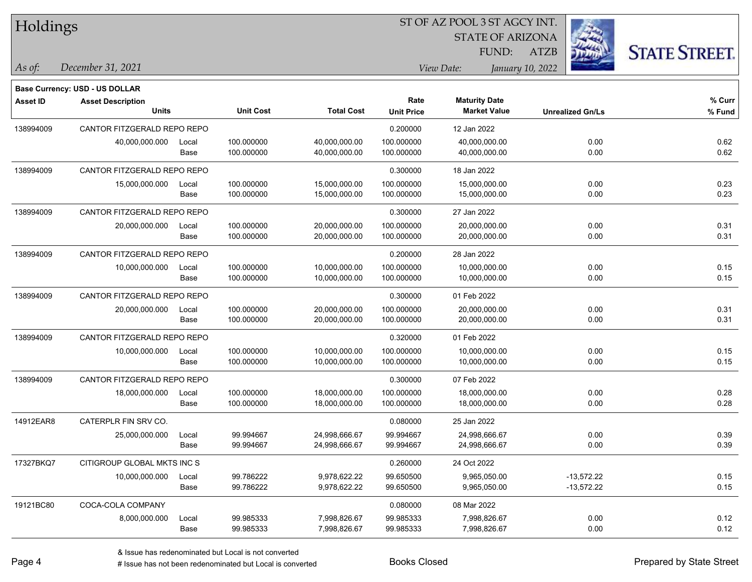# Holdings

ST OF AZ POOL 3 ST AGCY INT.
STATE OF ARIZONA
FUND: ATZB

*As of:* *December 31, 2021*

*View Date:* *January 10, 2022*

STATE STREET.

**Base Currency: USD - US DOLLAR**

| Asset ID | Asset Description / Units | | Unit Cost | Total Cost | Rate / Unit Price | Maturity Date / Market Value | Unrealized Gn/Ls | % Curr / % Fund |
|---|---|---|---|---|---|---|---|---|
| 138994009 | CANTOR FITZGERALD REPO REPO | | | | 0.200000 | 12 Jan 2022 | | |
| | 40,000,000.000 | Local | 100.000000 | 40,000,000.00 | 100.000000 | 40,000,000.00 | 0.00 | 0.62 |
| | | Base | 100.000000 | 40,000,000.00 | 100.000000 | 40,000,000.00 | 0.00 | 0.62 |
| 138994009 | CANTOR FITZGERALD REPO REPO | | | | 0.300000 | 18 Jan 2022 | | |
| | 15,000,000.000 | Local | 100.000000 | 15,000,000.00 | 100.000000 | 15,000,000.00 | 0.00 | 0.23 |
| | | Base | 100.000000 | 15,000,000.00 | 100.000000 | 15,000,000.00 | 0.00 | 0.23 |
| 138994009 | CANTOR FITZGERALD REPO REPO | | | | 0.300000 | 27 Jan 2022 | | |
| | 20,000,000.000 | Local | 100.000000 | 20,000,000.00 | 100.000000 | 20,000,000.00 | 0.00 | 0.31 |
| | | Base | 100.000000 | 20,000,000.00 | 100.000000 | 20,000,000.00 | 0.00 | 0.31 |
| 138994009 | CANTOR FITZGERALD REPO REPO | | | | 0.200000 | 28 Jan 2022 | | |
| | 10,000,000.000 | Local | 100.000000 | 10,000,000.00 | 100.000000 | 10,000,000.00 | 0.00 | 0.15 |
| | | Base | 100.000000 | 10,000,000.00 | 100.000000 | 10,000,000.00 | 0.00 | 0.15 |
| 138994009 | CANTOR FITZGERALD REPO REPO | | | | 0.300000 | 01 Feb 2022 | | |
| | 20,000,000.000 | Local | 100.000000 | 20,000,000.00 | 100.000000 | 20,000,000.00 | 0.00 | 0.31 |
| | | Base | 100.000000 | 20,000,000.00 | 100.000000 | 20,000,000.00 | 0.00 | 0.31 |
| 138994009 | CANTOR FITZGERALD REPO REPO | | | | 0.320000 | 01 Feb 2022 | | |
| | 10,000,000.000 | Local | 100.000000 | 10,000,000.00 | 100.000000 | 10,000,000.00 | 0.00 | 0.15 |
| | | Base | 100.000000 | 10,000,000.00 | 100.000000 | 10,000,000.00 | 0.00 | 0.15 |
| 138994009 | CANTOR FITZGERALD REPO REPO | | | | 0.300000 | 07 Feb 2022 | | |
| | 18,000,000.000 | Local | 100.000000 | 18,000,000.00 | 100.000000 | 18,000,000.00 | 0.00 | 0.28 |
| | | Base | 100.000000 | 18,000,000.00 | 100.000000 | 18,000,000.00 | 0.00 | 0.28 |
| 14912EAR8 | CATERPLR FIN SRV CO. | | | | 0.080000 | 25 Jan 2022 | | |
| | 25,000,000.000 | Local | 99.994667 | 24,998,666.67 | 99.994667 | 24,998,666.67 | 0.00 | 0.39 |
| | | Base | 99.994667 | 24,998,666.67 | 99.994667 | 24,998,666.67 | 0.00 | 0.39 |
| 17327BKQ7 | CITIGROUP GLOBAL MKTS INC S | | | | 0.260000 | 24 Oct 2022 | | |
| | 10,000,000.000 | Local | 99.786222 | 9,978,622.22 | 99.650500 | 9,965,050.00 | -13,572.22 | 0.15 |
| | | Base | 99.786222 | 9,978,622.22 | 99.650500 | 9,965,050.00 | -13,572.22 | 0.15 |
| 19121BC80 | COCA-COLA COMPANY | | | | 0.080000 | 08 Mar 2022 | | |
| | 8,000,000.000 | Local | 99.985333 | 7,998,826.67 | 99.985333 | 7,998,826.67 | 0.00 | 0.12 |
| | | Base | 99.985333 | 7,998,826.67 | 99.985333 | 7,998,826.67 | 0.00 | 0.12 |

& Issue has redenominated but Local is not converted
# Issue has not been redenominated but Local is converted

Books Closed

Prepared by State Street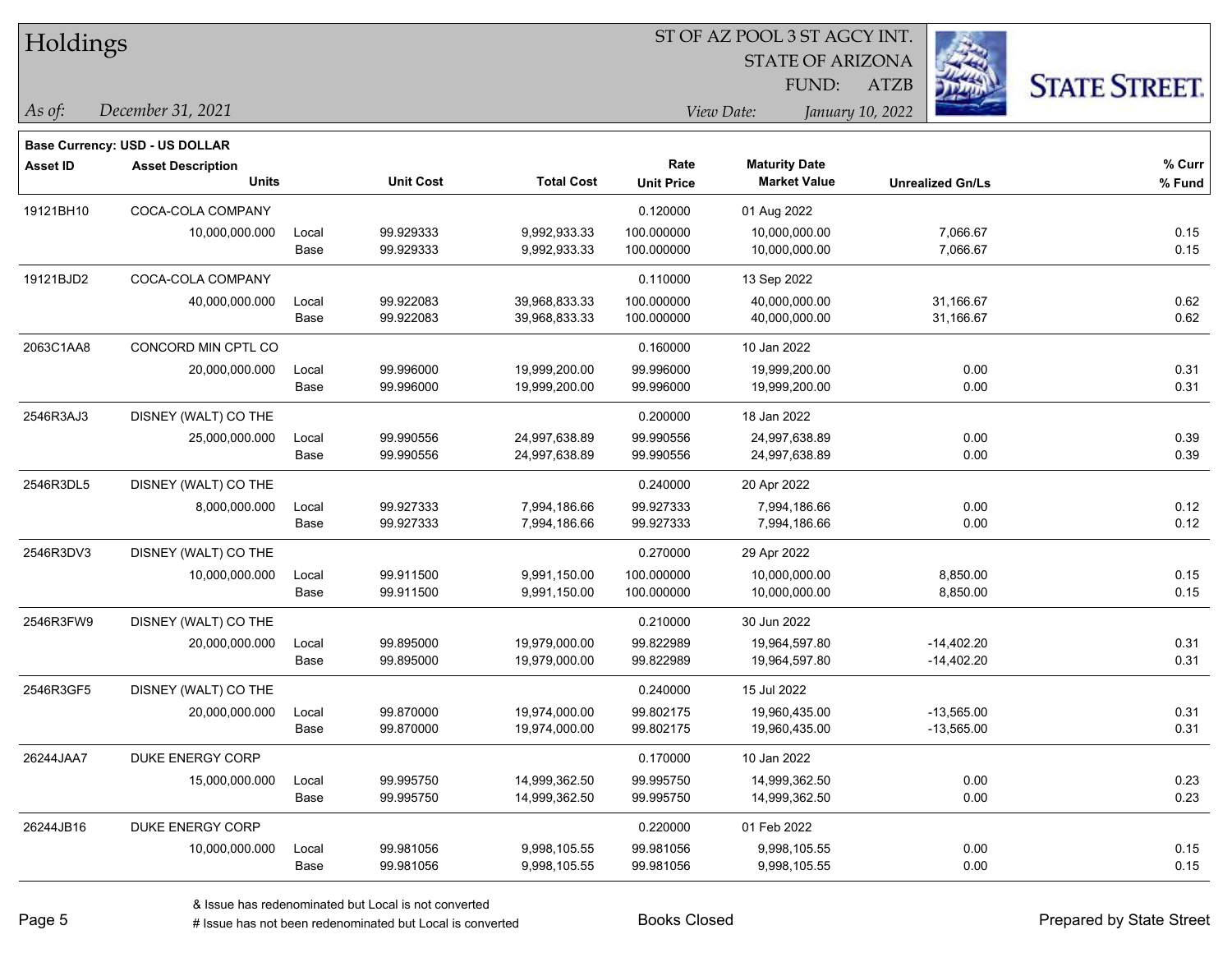# Holdings

ST OF AZ POOL 3 ST AGCY INT.
STATE OF ARIZONA
FUND: ATZB

*As of:* *December 31, 2021*

*View Date:* *January 10, 2022*

**Base Currency: USD - US DOLLAR**

| Asset ID | Asset Description / Units | | Unit Cost | Total Cost | Rate / Unit Price | Maturity Date / Market Value | Unrealized Gn/Ls | % Curr / % Fund |
|---|---|---|---|---|---|---|---|---|
| 19121BH10 | COCA-COLA COMPANY | | | | 0.120000 | 01 Aug 2022 | | |
| | 10,000,000.000 | Local | 99.929333 | 9,992,933.33 | 100.000000 | 10,000,000.00 | 7,066.67 | 0.15 |
| | | Base | 99.929333 | 9,992,933.33 | 100.000000 | 10,000,000.00 | 7,066.67 | 0.15 |
| 19121BJD2 | COCA-COLA COMPANY | | | | 0.110000 | 13 Sep 2022 | | |
| | 40,000,000.000 | Local | 99.922083 | 39,968,833.33 | 100.000000 | 40,000,000.00 | 31,166.67 | 0.62 |
| | | Base | 99.922083 | 39,968,833.33 | 100.000000 | 40,000,000.00 | 31,166.67 | 0.62 |
| 2063C1AA8 | CONCORD MIN CPTL CO | | | | 0.160000 | 10 Jan 2022 | | |
| | 20,000,000.000 | Local | 99.996000 | 19,999,200.00 | 99.996000 | 19,999,200.00 | 0.00 | 0.31 |
| | | Base | 99.996000 | 19,999,200.00 | 99.996000 | 19,999,200.00 | 0.00 | 0.31 |
| 2546R3AJ3 | DISNEY (WALT) CO THE | | | | 0.200000 | 18 Jan 2022 | | |
| | 25,000,000.000 | Local | 99.990556 | 24,997,638.89 | 99.990556 | 24,997,638.89 | 0.00 | 0.39 |
| | | Base | 99.990556 | 24,997,638.89 | 99.990556 | 24,997,638.89 | 0.00 | 0.39 |
| 2546R3DL5 | DISNEY (WALT) CO THE | | | | 0.240000 | 20 Apr 2022 | | |
| | 8,000,000.000 | Local | 99.927333 | 7,994,186.66 | 99.927333 | 7,994,186.66 | 0.00 | 0.12 |
| | | Base | 99.927333 | 7,994,186.66 | 99.927333 | 7,994,186.66 | 0.00 | 0.12 |
| 2546R3DV3 | DISNEY (WALT) CO THE | | | | 0.270000 | 29 Apr 2022 | | |
| | 10,000,000.000 | Local | 99.911500 | 9,991,150.00 | 100.000000 | 10,000,000.00 | 8,850.00 | 0.15 |
| | | Base | 99.911500 | 9,991,150.00 | 100.000000 | 10,000,000.00 | 8,850.00 | 0.15 |
| 2546R3FW9 | DISNEY (WALT) CO THE | | | | 0.210000 | 30 Jun 2022 | | |
| | 20,000,000.000 | Local | 99.895000 | 19,979,000.00 | 99.822989 | 19,964,597.80 | -14,402.20 | 0.31 |
| | | Base | 99.895000 | 19,979,000.00 | 99.822989 | 19,964,597.80 | -14,402.20 | 0.31 |
| 2546R3GF5 | DISNEY (WALT) CO THE | | | | 0.240000 | 15 Jul 2022 | | |
| | 20,000,000.000 | Local | 99.870000 | 19,974,000.00 | 99.802175 | 19,960,435.00 | -13,565.00 | 0.31 |
| | | Base | 99.870000 | 19,974,000.00 | 99.802175 | 19,960,435.00 | -13,565.00 | 0.31 |
| 26244JAA7 | DUKE ENERGY CORP | | | | 0.170000 | 10 Jan 2022 | | |
| | 15,000,000.000 | Local | 99.995750 | 14,999,362.50 | 99.995750 | 14,999,362.50 | 0.00 | 0.23 |
| | | Base | 99.995750 | 14,999,362.50 | 99.995750 | 14,999,362.50 | 0.00 | 0.23 |
| 26244JB16 | DUKE ENERGY CORP | | | | 0.220000 | 01 Feb 2022 | | |
| | 10,000,000.000 | Local | 99.981056 | 9,998,105.55 | 99.981056 | 9,998,105.55 | 0.00 | 0.15 |
| | | Base | 99.981056 | 9,998,105.55 | 99.981056 | 9,998,105.55 | 0.00 | 0.15 |

& Issue has redenominated but Local is not converted
# Issue has not been redenominated but Local is converted

Books Closed

Prepared by State Street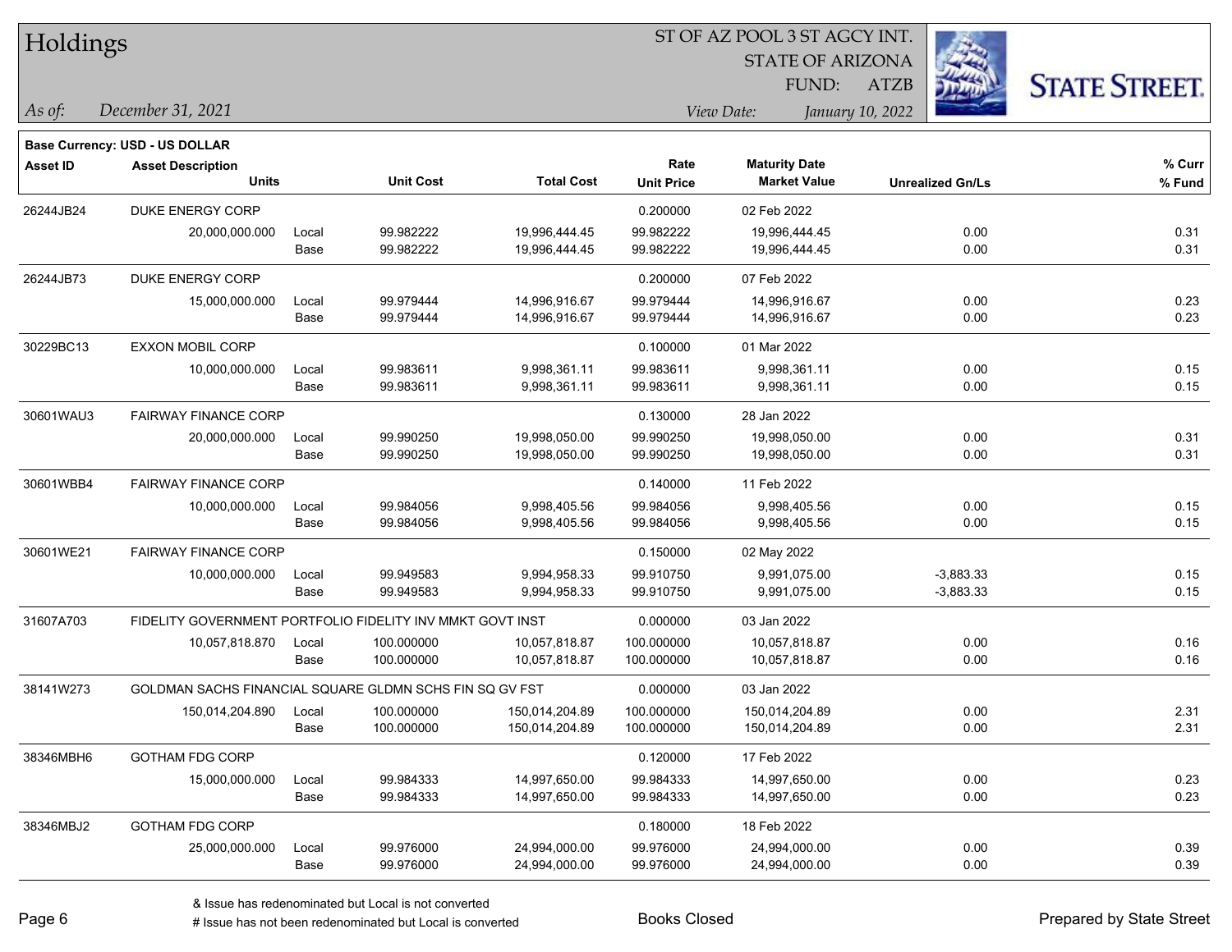# Holdings

ST OF AZ POOL 3 ST AGCY INT.
STATE OF ARIZONA
FUND: ATZB

*As of:* *December 31, 2021*

*View Date:* *January 10, 2022*

**Base Currency: USD - US DOLLAR**

| Asset ID | Asset Description / Units | | Unit Cost | Total Cost | Rate / Unit Price | Maturity Date / Market Value | Unrealized Gn/Ls | % Curr / % Fund |
|---|---|---|---|---|---|---|---|---|
| 26244JB24 | DUKE ENERGY CORP | | | | 0.200000 | 02 Feb 2022 | | |
| | 20,000,000.000 | Local | 99.982222 | 19,996,444.45 | 99.982222 | 19,996,444.45 | 0.00 | 0.31 |
| | | Base | 99.982222 | 19,996,444.45 | 99.982222 | 19,996,444.45 | 0.00 | 0.31 |
| 26244JB73 | DUKE ENERGY CORP | | | | 0.200000 | 07 Feb 2022 | | |
| | 15,000,000.000 | Local | 99.979444 | 14,996,916.67 | 99.979444 | 14,996,916.67 | 0.00 | 0.23 |
| | | Base | 99.979444 | 14,996,916.67 | 99.979444 | 14,996,916.67 | 0.00 | 0.23 |
| 30229BC13 | EXXON MOBIL CORP | | | | 0.100000 | 01 Mar 2022 | | |
| | 10,000,000.000 | Local | 99.983611 | 9,998,361.11 | 99.983611 | 9,998,361.11 | 0.00 | 0.15 |
| | | Base | 99.983611 | 9,998,361.11 | 99.983611 | 9,998,361.11 | 0.00 | 0.15 |
| 30601WAU3 | FAIRWAY FINANCE CORP | | | | 0.130000 | 28 Jan 2022 | | |
| | 20,000,000.000 | Local | 99.990250 | 19,998,050.00 | 99.990250 | 19,998,050.00 | 0.00 | 0.31 |
| | | Base | 99.990250 | 19,998,050.00 | 99.990250 | 19,998,050.00 | 0.00 | 0.31 |
| 30601WBB4 | FAIRWAY FINANCE CORP | | | | 0.140000 | 11 Feb 2022 | | |
| | 10,000,000.000 | Local | 99.984056 | 9,998,405.56 | 99.984056 | 9,998,405.56 | 0.00 | 0.15 |
| | | Base | 99.984056 | 9,998,405.56 | 99.984056 | 9,998,405.56 | 0.00 | 0.15 |
| 30601WE21 | FAIRWAY FINANCE CORP | | | | 0.150000 | 02 May 2022 | | |
| | 10,000,000.000 | Local | 99.949583 | 9,994,958.33 | 99.910750 | 9,991,075.00 | -3,883.33 | 0.15 |
| | | Base | 99.949583 | 9,994,958.33 | 99.910750 | 9,991,075.00 | -3,883.33 | 0.15 |
| 31607A703 | FIDELITY GOVERNMENT PORTFOLIO FIDELITY INV MMKT GOVT INST | | | | 0.000000 | 03 Jan 2022 | | |
| | 10,057,818.870 | Local | 100.000000 | 10,057,818.87 | 100.000000 | 10,057,818.87 | 0.00 | 0.16 |
| | | Base | 100.000000 | 10,057,818.87 | 100.000000 | 10,057,818.87 | 0.00 | 0.16 |
| 38141W273 | GOLDMAN SACHS FINANCIAL SQUARE GLDMN SCHS FIN SQ GV FST | | | | 0.000000 | 03 Jan 2022 | | |
| | 150,014,204.890 | Local | 100.000000 | 150,014,204.89 | 100.000000 | 150,014,204.89 | 0.00 | 2.31 |
| | | Base | 100.000000 | 150,014,204.89 | 100.000000 | 150,014,204.89 | 0.00 | 2.31 |
| 38346MBH6 | GOTHAM FDG CORP | | | | 0.120000 | 17 Feb 2022 | | |
| | 15,000,000.000 | Local | 99.984333 | 14,997,650.00 | 99.984333 | 14,997,650.00 | 0.00 | 0.23 |
| | | Base | 99.984333 | 14,997,650.00 | 99.984333 | 14,997,650.00 | 0.00 | 0.23 |
| 38346MBJ2 | GOTHAM FDG CORP | | | | 0.180000 | 18 Feb 2022 | | |
| | 25,000,000.000 | Local | 99.976000 | 24,994,000.00 | 99.976000 | 24,994,000.00 | 0.00 | 0.39 |
| | | Base | 99.976000 | 24,994,000.00 | 99.976000 | 24,994,000.00 | 0.00 | 0.39 |

& Issue has redenominated but Local is not converted

# Issue has not been redenominated but Local is converted

Books Closed

Prepared by State Street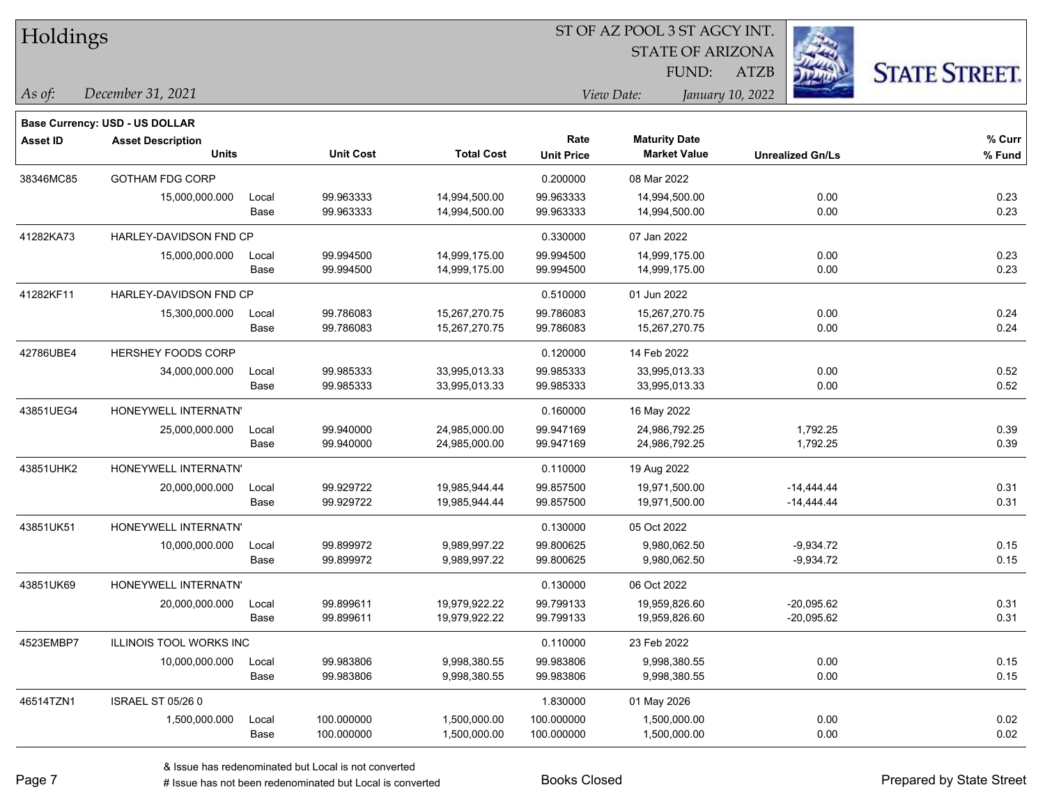# Holdings

ST OF AZ POOL 3 ST AGCY INT.
STATE OF ARIZONA
FUND: ATZB

*As of:* *December 31, 2021*
*View Date:* *January 10, 2022*

**Base Currency: USD - US DOLLAR**

| Asset ID | Asset Description / Units | | Unit Cost | Total Cost | Rate / Unit Price | Maturity Date / Market Value | Unrealized Gn/Ls | % Curr / % Fund |
|---|---|---|---|---|---|---|---|---|
| 38346MC85 | GOTHAM FDG CORP | | | | 0.200000 | 08 Mar 2022 | | |
| | 15,000,000.000 | Local | 99.963333 | 14,994,500.00 | 99.963333 | 14,994,500.00 | 0.00 | 0.23 |
| | | Base | 99.963333 | 14,994,500.00 | 99.963333 | 14,994,500.00 | 0.00 | 0.23 |
| 41282KA73 | HARLEY-DAVIDSON FND CP | | | | 0.330000 | 07 Jan 2022 | | |
| | 15,000,000.000 | Local | 99.994500 | 14,999,175.00 | 99.994500 | 14,999,175.00 | 0.00 | 0.23 |
| | | Base | 99.994500 | 14,999,175.00 | 99.994500 | 14,999,175.00 | 0.00 | 0.23 |
| 41282KF11 | HARLEY-DAVIDSON FND CP | | | | 0.510000 | 01 Jun 2022 | | |
| | 15,300,000.000 | Local | 99.786083 | 15,267,270.75 | 99.786083 | 15,267,270.75 | 0.00 | 0.24 |
| | | Base | 99.786083 | 15,267,270.75 | 99.786083 | 15,267,270.75 | 0.00 | 0.24 |
| 42786UBE4 | HERSHEY FOODS CORP | | | | 0.120000 | 14 Feb 2022 | | |
| | 34,000,000.000 | Local | 99.985333 | 33,995,013.33 | 99.985333 | 33,995,013.33 | 0.00 | 0.52 |
| | | Base | 99.985333 | 33,995,013.33 | 99.985333 | 33,995,013.33 | 0.00 | 0.52 |
| 43851UEG4 | HONEYWELL INTERNATN' | | | | 0.160000 | 16 May 2022 | | |
| | 25,000,000.000 | Local | 99.940000 | 24,985,000.00 | 99.947169 | 24,986,792.25 | 1,792.25 | 0.39 |
| | | Base | 99.940000 | 24,985,000.00 | 99.947169 | 24,986,792.25 | 1,792.25 | 0.39 |
| 43851UHK2 | HONEYWELL INTERNATN' | | | | 0.110000 | 19 Aug 2022 | | |
| | 20,000,000.000 | Local | 99.929722 | 19,985,944.44 | 99.857500 | 19,971,500.00 | -14,444.44 | 0.31 |
| | | Base | 99.929722 | 19,985,944.44 | 99.857500 | 19,971,500.00 | -14,444.44 | 0.31 |
| 43851UK51 | HONEYWELL INTERNATN' | | | | 0.130000 | 05 Oct 2022 | | |
| | 10,000,000.000 | Local | 99.899972 | 9,989,997.22 | 99.800625 | 9,980,062.50 | -9,934.72 | 0.15 |
| | | Base | 99.899972 | 9,989,997.22 | 99.800625 | 9,980,062.50 | -9,934.72 | 0.15 |
| 43851UK69 | HONEYWELL INTERNATN' | | | | 0.130000 | 06 Oct 2022 | | |
| | 20,000,000.000 | Local | 99.899611 | 19,979,922.22 | 99.799133 | 19,959,826.60 | -20,095.62 | 0.31 |
| | | Base | 99.899611 | 19,979,922.22 | 99.799133 | 19,959,826.60 | -20,095.62 | 0.31 |
| 4523EMBP7 | ILLINOIS TOOL WORKS INC | | | | 0.110000 | 23 Feb 2022 | | |
| | 10,000,000.000 | Local | 99.983806 | 9,998,380.55 | 99.983806 | 9,998,380.55 | 0.00 | 0.15 |
| | | Base | 99.983806 | 9,998,380.55 | 99.983806 | 9,998,380.55 | 0.00 | 0.15 |
| 46514TZN1 | ISRAEL ST 05/26 0 | | | | 1.830000 | 01 May 2026 | | |
| | 1,500,000.000 | Local | 100.000000 | 1,500,000.00 | 100.000000 | 1,500,000.00 | 0.00 | 0.02 |
| | | Base | 100.000000 | 1,500,000.00 | 100.000000 | 1,500,000.00 | 0.00 | 0.02 |

& Issue has redenominated but Local is not converted
# Issue has not been redenominated but Local is converted

Books Closed

Prepared by State Street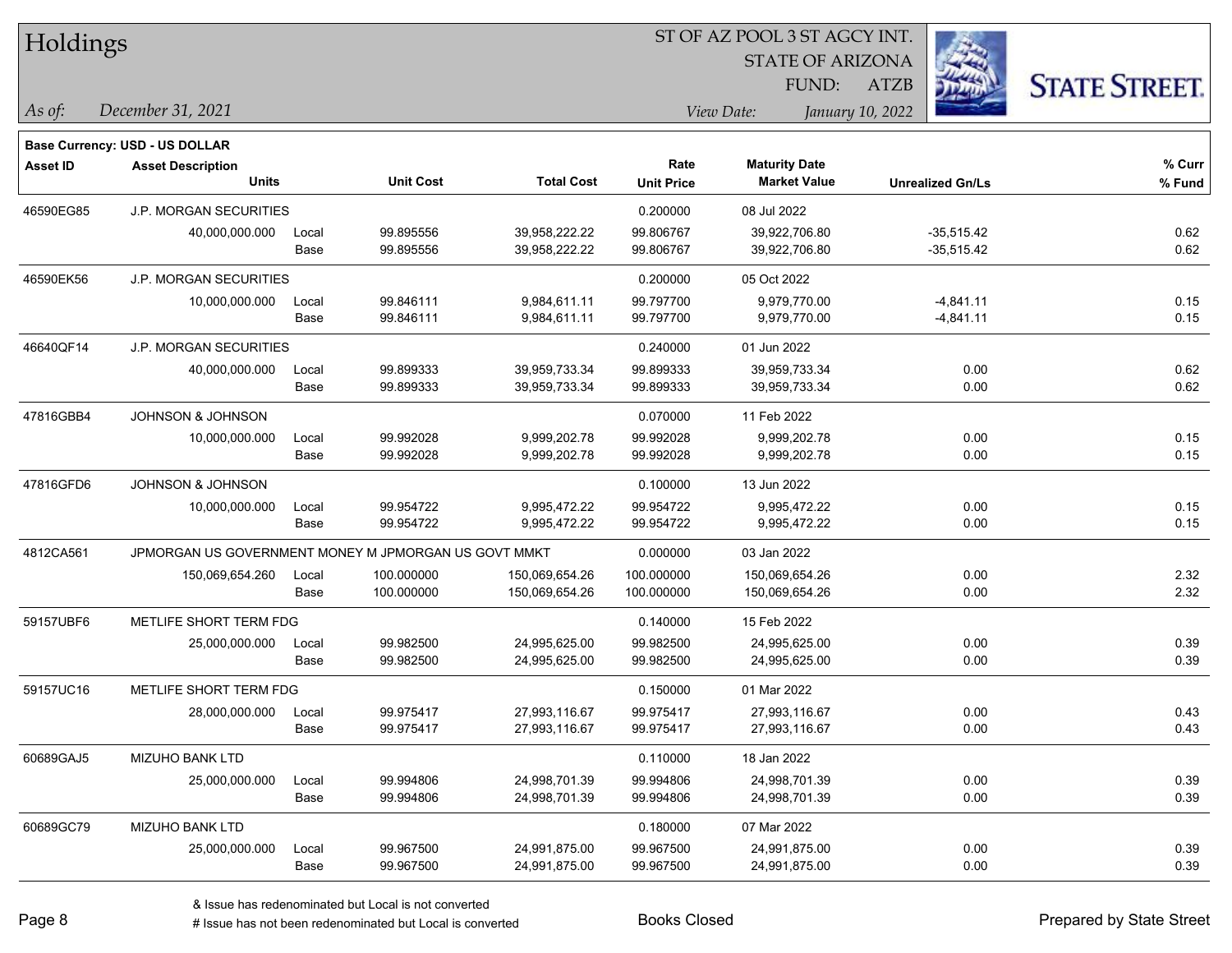# Holdings

ST OF AZ POOL 3 ST AGCY INT.
STATE OF ARIZONA
FUND: ATZB

*As of:* *December 31, 2021*

*View Date:* *January 10, 2022*

**Base Currency: USD - US DOLLAR**

| Asset ID | Asset Description / Units | | Unit Cost | Total Cost | Rate / Unit Price | Maturity Date / Market Value | Unrealized Gn/Ls | % Curr / % Fund |
|---|---|---|---|---|---|---|---|---|
| 46590EG85 | J.P. MORGAN SECURITIES | | | | 0.200000 | 08 Jul 2022 | | |
| | 40,000,000.000 | Local | 99.895556 | 39,958,222.22 | 99.806767 | 39,922,706.80 | -35,515.42 | 0.62 |
| | | Base | 99.895556 | 39,958,222.22 | 99.806767 | 39,922,706.80 | -35,515.42 | 0.62 |
| 46590EK56 | J.P. MORGAN SECURITIES | | | | 0.200000 | 05 Oct 2022 | | |
| | 10,000,000.000 | Local | 99.846111 | 9,984,611.11 | 99.797700 | 9,979,770.00 | -4,841.11 | 0.15 |
| | | Base | 99.846111 | 9,984,611.11 | 99.797700 | 9,979,770.00 | -4,841.11 | 0.15 |
| 46640QF14 | J.P. MORGAN SECURITIES | | | | 0.240000 | 01 Jun 2022 | | |
| | 40,000,000.000 | Local | 99.899333 | 39,959,733.34 | 99.899333 | 39,959,733.34 | 0.00 | 0.62 |
| | | Base | 99.899333 | 39,959,733.34 | 99.899333 | 39,959,733.34 | 0.00 | 0.62 |
| 47816GBB4 | JOHNSON & JOHNSON | | | | 0.070000 | 11 Feb 2022 | | |
| | 10,000,000.000 | Local | 99.992028 | 9,999,202.78 | 99.992028 | 9,999,202.78 | 0.00 | 0.15 |
| | | Base | 99.992028 | 9,999,202.78 | 99.992028 | 9,999,202.78 | 0.00 | 0.15 |
| 47816GFD6 | JOHNSON & JOHNSON | | | | 0.100000 | 13 Jun 2022 | | |
| | 10,000,000.000 | Local | 99.954722 | 9,995,472.22 | 99.954722 | 9,995,472.22 | 0.00 | 0.15 |
| | | Base | 99.954722 | 9,995,472.22 | 99.954722 | 9,995,472.22 | 0.00 | 0.15 |
| 4812CA561 | JPMORGAN US GOVERNMENT MONEY M JPMORGAN US GOVT MMKT | | | | 0.000000 | 03 Jan 2022 | | |
| | 150,069,654.260 | Local | 100.000000 | 150,069,654.26 | 100.000000 | 150,069,654.26 | 0.00 | 2.32 |
| | | Base | 100.000000 | 150,069,654.26 | 100.000000 | 150,069,654.26 | 0.00 | 2.32 |
| 59157UBF6 | METLIFE SHORT TERM FDG | | | | 0.140000 | 15 Feb 2022 | | |
| | 25,000,000.000 | Local | 99.982500 | 24,995,625.00 | 99.982500 | 24,995,625.00 | 0.00 | 0.39 |
| | | Base | 99.982500 | 24,995,625.00 | 99.982500 | 24,995,625.00 | 0.00 | 0.39 |
| 59157UC16 | METLIFE SHORT TERM FDG | | | | 0.150000 | 01 Mar 2022 | | |
| | 28,000,000.000 | Local | 99.975417 | 27,993,116.67 | 99.975417 | 27,993,116.67 | 0.00 | 0.43 |
| | | Base | 99.975417 | 27,993,116.67 | 99.975417 | 27,993,116.67 | 0.00 | 0.43 |
| 60689GAJ5 | MIZUHO BANK LTD | | | | 0.110000 | 18 Jan 2022 | | |
| | 25,000,000.000 | Local | 99.994806 | 24,998,701.39 | 99.994806 | 24,998,701.39 | 0.00 | 0.39 |
| | | Base | 99.994806 | 24,998,701.39 | 99.994806 | 24,998,701.39 | 0.00 | 0.39 |
| 60689GC79 | MIZUHO BANK LTD | | | | 0.180000 | 07 Mar 2022 | | |
| | 25,000,000.000 | Local | 99.967500 | 24,991,875.00 | 99.967500 | 24,991,875.00 | 0.00 | 0.39 |
| | | Base | 99.967500 | 24,991,875.00 | 99.967500 | 24,991,875.00 | 0.00 | 0.39 |

& Issue has redenominated but Local is not converted
# Issue has not been redenominated but Local is converted

Books Closed

Prepared by State Street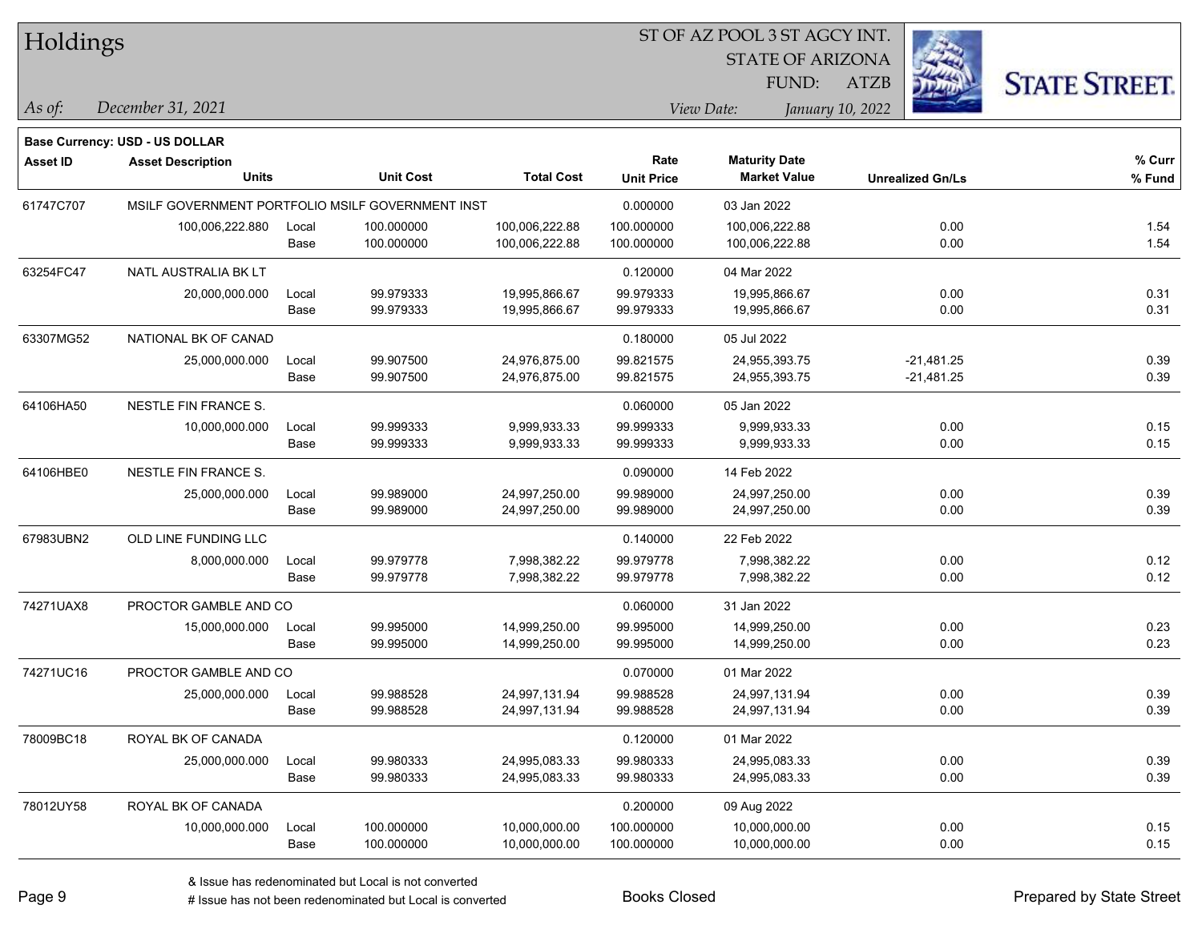# Holdings

ST OF AZ POOL 3 ST AGCY INT.
STATE OF ARIZONA
FUND: ATZB

*As of: December 31, 2021*

*View Date: January 10, 2022*

**Base Currency: USD - US DOLLAR**

| Asset ID | Asset Description / Units | | Unit Cost | Total Cost | Rate / Unit Price | Maturity Date / Market Value | Unrealized Gn/Ls | % Curr / % Fund |
|---|---|---|---|---|---|---|---|---|
| 61747C707 | MSILF GOVERNMENT PORTFOLIO MSILF GOVERNMENT INST | | | | 0.000000 | 03 Jan 2022 | | |
| | 100,006,222.880 | Local | 100.000000 | 100,006,222.88 | 100.000000 | 100,006,222.88 | 0.00 | 1.54 |
| | | Base | 100.000000 | 100,006,222.88 | 100.000000 | 100,006,222.88 | 0.00 | 1.54 |
| 63254FC47 | NATL AUSTRALIA BK LT | | | | 0.120000 | 04 Mar 2022 | | |
| | 20,000,000.000 | Local | 99.979333 | 19,995,866.67 | 99.979333 | 19,995,866.67 | 0.00 | 0.31 |
| | | Base | 99.979333 | 19,995,866.67 | 99.979333 | 19,995,866.67 | 0.00 | 0.31 |
| 63307MG52 | NATIONAL BK OF CANAD | | | | 0.180000 | 05 Jul 2022 | | |
| | 25,000,000.000 | Local | 99.907500 | 24,976,875.00 | 99.821575 | 24,955,393.75 | -21,481.25 | 0.39 |
| | | Base | 99.907500 | 24,976,875.00 | 99.821575 | 24,955,393.75 | -21,481.25 | 0.39 |
| 64106HA50 | NESTLE FIN FRANCE S. | | | | 0.060000 | 05 Jan 2022 | | |
| | 10,000,000.000 | Local | 99.999333 | 9,999,933.33 | 99.999333 | 9,999,933.33 | 0.00 | 0.15 |
| | | Base | 99.999333 | 9,999,933.33 | 99.999333 | 9,999,933.33 | 0.00 | 0.15 |
| 64106HBE0 | NESTLE FIN FRANCE S. | | | | 0.090000 | 14 Feb 2022 | | |
| | 25,000,000.000 | Local | 99.989000 | 24,997,250.00 | 99.989000 | 24,997,250.00 | 0.00 | 0.39 |
| | | Base | 99.989000 | 24,997,250.00 | 99.989000 | 24,997,250.00 | 0.00 | 0.39 |
| 67983UBN2 | OLD LINE FUNDING LLC | | | | 0.140000 | 22 Feb 2022 | | |
| | 8,000,000.000 | Local | 99.979778 | 7,998,382.22 | 99.979778 | 7,998,382.22 | 0.00 | 0.12 |
| | | Base | 99.979778 | 7,998,382.22 | 99.979778 | 7,998,382.22 | 0.00 | 0.12 |
| 74271UAX8 | PROCTOR GAMBLE AND CO | | | | 0.060000 | 31 Jan 2022 | | |
| | 15,000,000.000 | Local | 99.995000 | 14,999,250.00 | 99.995000 | 14,999,250.00 | 0.00 | 0.23 |
| | | Base | 99.995000 | 14,999,250.00 | 99.995000 | 14,999,250.00 | 0.00 | 0.23 |
| 74271UC16 | PROCTOR GAMBLE AND CO | | | | 0.070000 | 01 Mar 2022 | | |
| | 25,000,000.000 | Local | 99.988528 | 24,997,131.94 | 99.988528 | 24,997,131.94 | 0.00 | 0.39 |
| | | Base | 99.988528 | 24,997,131.94 | 99.988528 | 24,997,131.94 | 0.00 | 0.39 |
| 78009BC18 | ROYAL BK OF CANADA | | | | 0.120000 | 01 Mar 2022 | | |
| | 25,000,000.000 | Local | 99.980333 | 24,995,083.33 | 99.980333 | 24,995,083.33 | 0.00 | 0.39 |
| | | Base | 99.980333 | 24,995,083.33 | 99.980333 | 24,995,083.33 | 0.00 | 0.39 |
| 78012UY58 | ROYAL BK OF CANADA | | | | 0.200000 | 09 Aug 2022 | | |
| | 10,000,000.000 | Local | 100.000000 | 10,000,000.00 | 100.000000 | 10,000,000.00 | 0.00 | 0.15 |
| | | Base | 100.000000 | 10,000,000.00 | 100.000000 | 10,000,000.00 | 0.00 | 0.15 |

& Issue has redenominated but Local is not converted
# Issue has not been redenominated but Local is converted

Books Closed

Prepared by State Street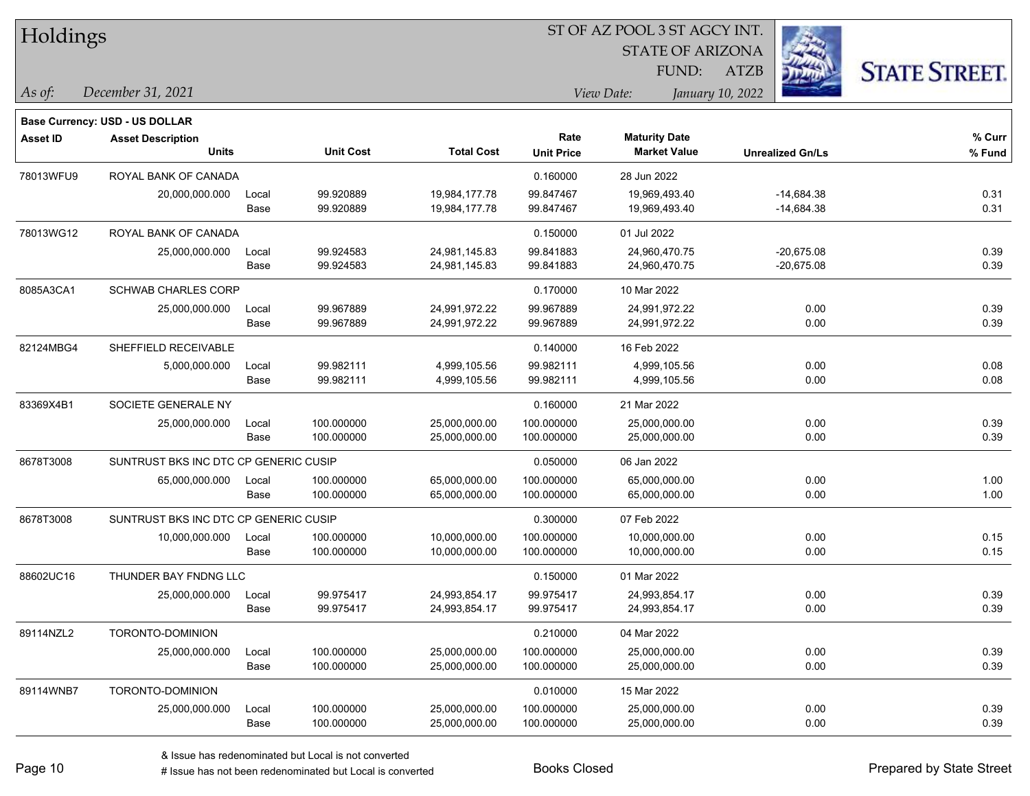# Holdings

ST OF AZ POOL 3 ST AGCY INT.
STATE OF ARIZONA
FUND: ATZB

*As of:* *December 31, 2021*
*View Date:* *January 10, 2022*

**Base Currency: USD - US DOLLAR**

| Asset ID | Asset Description / Units | | Unit Cost | Total Cost | Rate / Unit Price | Maturity Date / Market Value | Unrealized Gn/Ls | % Curr / % Fund |
|---|---|---|---|---|---|---|---|---|
| 78013WFU9 | ROYAL BANK OF CANADA | | | | 0.160000 | 28 Jun 2022 | | |
| | 20,000,000.000 | Local | 99.920889 | 19,984,177.78 | 99.847467 | 19,969,493.40 | -14,684.38 | 0.31 |
| | | Base | 99.920889 | 19,984,177.78 | 99.847467 | 19,969,493.40 | -14,684.38 | 0.31 |
| 78013WG12 | ROYAL BANK OF CANADA | | | | 0.150000 | 01 Jul 2022 | | |
| | 25,000,000.000 | Local | 99.924583 | 24,981,145.83 | 99.841883 | 24,960,470.75 | -20,675.08 | 0.39 |
| | | Base | 99.924583 | 24,981,145.83 | 99.841883 | 24,960,470.75 | -20,675.08 | 0.39 |
| 8085A3CA1 | SCHWAB CHARLES CORP | | | | 0.170000 | 10 Mar 2022 | | |
| | 25,000,000.000 | Local | 99.967889 | 24,991,972.22 | 99.967889 | 24,991,972.22 | 0.00 | 0.39 |
| | | Base | 99.967889 | 24,991,972.22 | 99.967889 | 24,991,972.22 | 0.00 | 0.39 |
| 82124MBG4 | SHEFFIELD RECEIVABLE | | | | 0.140000 | 16 Feb 2022 | | |
| | 5,000,000.000 | Local | 99.982111 | 4,999,105.56 | 99.982111 | 4,999,105.56 | 0.00 | 0.08 |
| | | Base | 99.982111 | 4,999,105.56 | 99.982111 | 4,999,105.56 | 0.00 | 0.08 |
| 83369X4B1 | SOCIETE GENERALE NY | | | | 0.160000 | 21 Mar 2022 | | |
| | 25,000,000.000 | Local | 100.000000 | 25,000,000.00 | 100.000000 | 25,000,000.00 | 0.00 | 0.39 |
| | | Base | 100.000000 | 25,000,000.00 | 100.000000 | 25,000,000.00 | 0.00 | 0.39 |
| 8678T3008 | SUNTRUST BKS INC DTC CP GENERIC CUSIP | | | | 0.050000 | 06 Jan 2022 | | |
| | 65,000,000.000 | Local | 100.000000 | 65,000,000.00 | 100.000000 | 65,000,000.00 | 0.00 | 1.00 |
| | | Base | 100.000000 | 65,000,000.00 | 100.000000 | 65,000,000.00 | 0.00 | 1.00 |
| 8678T3008 | SUNTRUST BKS INC DTC CP GENERIC CUSIP | | | | 0.300000 | 07 Feb 2022 | | |
| | 10,000,000.000 | Local | 100.000000 | 10,000,000.00 | 100.000000 | 10,000,000.00 | 0.00 | 0.15 |
| | | Base | 100.000000 | 10,000,000.00 | 100.000000 | 10,000,000.00 | 0.00 | 0.15 |
| 88602UC16 | THUNDER BAY FNDNG LLC | | | | 0.150000 | 01 Mar 2022 | | |
| | 25,000,000.000 | Local | 99.975417 | 24,993,854.17 | 99.975417 | 24,993,854.17 | 0.00 | 0.39 |
| | | Base | 99.975417 | 24,993,854.17 | 99.975417 | 24,993,854.17 | 0.00 | 0.39 |
| 89114NZL2 | TORONTO-DOMINION | | | | 0.210000 | 04 Mar 2022 | | |
| | 25,000,000.000 | Local | 100.000000 | 25,000,000.00 | 100.000000 | 25,000,000.00 | 0.00 | 0.39 |
| | | Base | 100.000000 | 25,000,000.00 | 100.000000 | 25,000,000.00 | 0.00 | 0.39 |
| 89114WNB7 | TORONTO-DOMINION | | | | 0.010000 | 15 Mar 2022 | | |
| | 25,000,000.000 | Local | 100.000000 | 25,000,000.00 | 100.000000 | 25,000,000.00 | 0.00 | 0.39 |
| | | Base | 100.000000 | 25,000,000.00 | 100.000000 | 25,000,000.00 | 0.00 | 0.39 |

& Issue has redenominated but Local is not converted
# Issue has not been redenominated but Local is converted

Books Closed

Prepared by State Street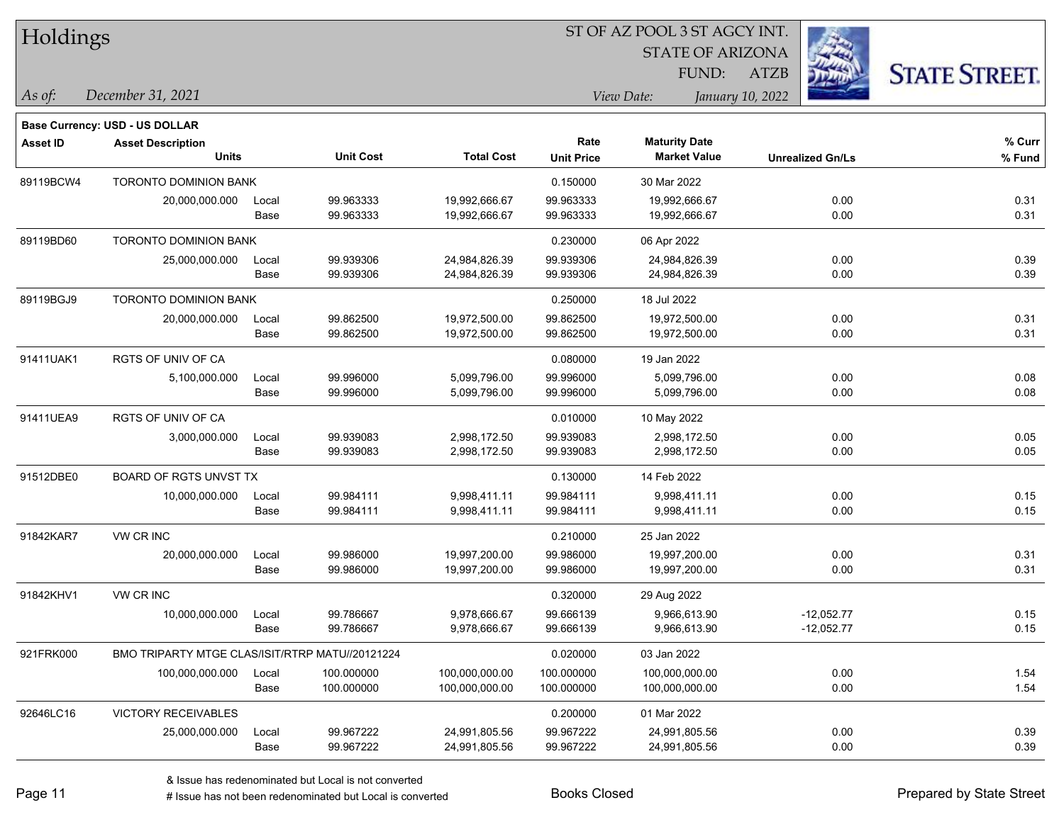# Holdings

ST OF AZ POOL 3 ST AGCY INT.
STATE OF ARIZONA
FUND: ATZB

*As of:* *December 31, 2021*
*View Date:* *January 10, 2022*

**Base Currency: USD - US DOLLAR**

| Asset ID | Asset Description / Units | | Unit Cost | Total Cost | Rate / Unit Price | Maturity Date / Market Value | Unrealized Gn/Ls | % Curr / % Fund |
|---|---|---|---|---|---|---|---|---|
| 89119BCW4 | TORONTO DOMINION BANK | | | | 0.150000 | 30 Mar 2022 | | |
| | 20,000,000.000 | Local | 99.963333 | 19,992,666.67 | 99.963333 | 19,992,666.67 | 0.00 | 0.31 |
| | | Base | 99.963333 | 19,992,666.67 | 99.963333 | 19,992,666.67 | 0.00 | 0.31 |
| 89119BD60 | TORONTO DOMINION BANK | | | | 0.230000 | 06 Apr 2022 | | |
| | 25,000,000.000 | Local | 99.939306 | 24,984,826.39 | 99.939306 | 24,984,826.39 | 0.00 | 0.39 |
| | | Base | 99.939306 | 24,984,826.39 | 99.939306 | 24,984,826.39 | 0.00 | 0.39 |
| 89119BGJ9 | TORONTO DOMINION BANK | | | | 0.250000 | 18 Jul 2022 | | |
| | 20,000,000.000 | Local | 99.862500 | 19,972,500.00 | 99.862500 | 19,972,500.00 | 0.00 | 0.31 |
| | | Base | 99.862500 | 19,972,500.00 | 99.862500 | 19,972,500.00 | 0.00 | 0.31 |
| 91411UAK1 | RGTS OF UNIV OF CA | | | | 0.080000 | 19 Jan 2022 | | |
| | 5,100,000.000 | Local | 99.996000 | 5,099,796.00 | 99.996000 | 5,099,796.00 | 0.00 | 0.08 |
| | | Base | 99.996000 | 5,099,796.00 | 99.996000 | 5,099,796.00 | 0.00 | 0.08 |
| 91411UEA9 | RGTS OF UNIV OF CA | | | | 0.010000 | 10 May 2022 | | |
| | 3,000,000.000 | Local | 99.939083 | 2,998,172.50 | 99.939083 | 2,998,172.50 | 0.00 | 0.05 |
| | | Base | 99.939083 | 2,998,172.50 | 99.939083 | 2,998,172.50 | 0.00 | 0.05 |
| 91512DBE0 | BOARD OF RGTS UNVST TX | | | | 0.130000 | 14 Feb 2022 | | |
| | 10,000,000.000 | Local | 99.984111 | 9,998,411.11 | 99.984111 | 9,998,411.11 | 0.00 | 0.15 |
| | | Base | 99.984111 | 9,998,411.11 | 99.984111 | 9,998,411.11 | 0.00 | 0.15 |
| 91842KAR7 | VW CR INC | | | | 0.210000 | 25 Jan 2022 | | |
| | 20,000,000.000 | Local | 99.986000 | 19,997,200.00 | 99.986000 | 19,997,200.00 | 0.00 | 0.31 |
| | | Base | 99.986000 | 19,997,200.00 | 99.986000 | 19,997,200.00 | 0.00 | 0.31 |
| 91842KHV1 | VW CR INC | | | | 0.320000 | 29 Aug 2022 | | |
| | 10,000,000.000 | Local | 99.786667 | 9,978,666.67 | 99.666139 | 9,966,613.90 | -12,052.77 | 0.15 |
| | | Base | 99.786667 | 9,978,666.67 | 99.666139 | 9,966,613.90 | -12,052.77 | 0.15 |
| 921FRK000 | BMO TRIPARTY MTGE CLAS/ISIT/RTRP MATU//20121224 | | | | 0.020000 | 03 Jan 2022 | | |
| | 100,000,000.000 | Local | 100.000000 | 100,000,000.00 | 100.000000 | 100,000,000.00 | 0.00 | 1.54 |
| | | Base | 100.000000 | 100,000,000.00 | 100.000000 | 100,000,000.00 | 0.00 | 1.54 |
| 92646LC16 | VICTORY RECEIVABLES | | | | 0.200000 | 01 Mar 2022 | | |
| | 25,000,000.000 | Local | 99.967222 | 24,991,805.56 | 99.967222 | 24,991,805.56 | 0.00 | 0.39 |
| | | Base | 99.967222 | 24,991,805.56 | 99.967222 | 24,991,805.56 | 0.00 | 0.39 |

& Issue has redenominated but Local is not converted
# Issue has not been redenominated but Local is converted

Books Closed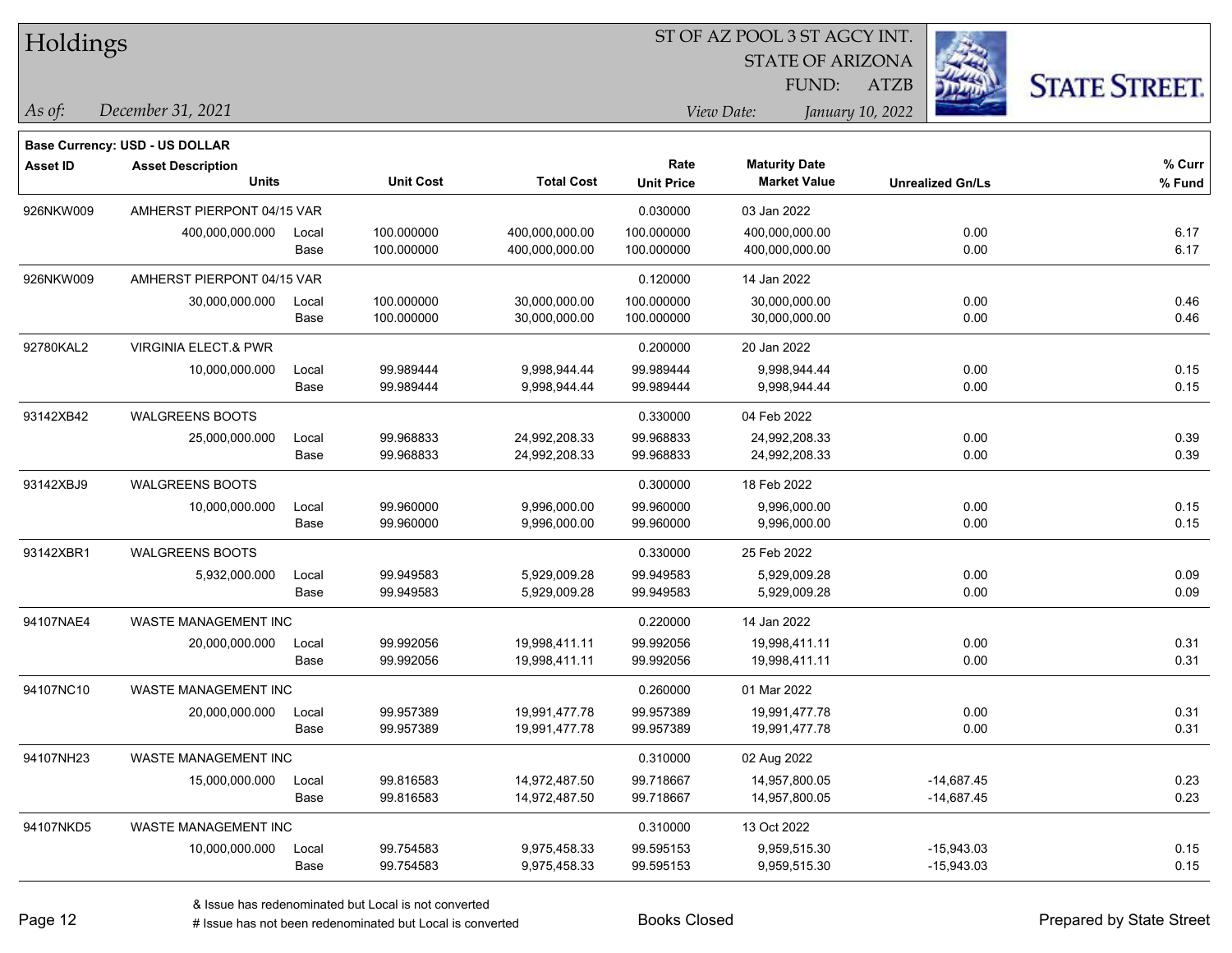# Holdings

ST OF AZ POOL 3 ST AGCY INT.
STATE OF ARIZONA
FUND: ATZB

*As of:* *December 31, 2021*

*View Date:* *January 10, 2022*

**Base Currency: USD - US DOLLAR**

| Asset ID | Asset Description / Units | | Unit Cost | Total Cost | Rate / Unit Price | Maturity Date / Market Value | Unrealized Gn/Ls | % Curr / % Fund |
|---|---|---|---|---|---|---|---|---|
| 926NKW009 | AMHERST PIERPONT 04/15 VAR | | | | 0.030000 | 03 Jan 2022 | | |
| | 400,000,000.000 | Local | 100.000000 | 400,000,000.00 | 100.000000 | 400,000,000.00 | 0.00 | 6.17 |
| | | Base | 100.000000 | 400,000,000.00 | 100.000000 | 400,000,000.00 | 0.00 | 6.17 |
| 926NKW009 | AMHERST PIERPONT 04/15 VAR | | | | 0.120000 | 14 Jan 2022 | | |
| | 30,000,000.000 | Local | 100.000000 | 30,000,000.00 | 100.000000 | 30,000,000.00 | 0.00 | 0.46 |
| | | Base | 100.000000 | 30,000,000.00 | 100.000000 | 30,000,000.00 | 0.00 | 0.46 |
| 92780KAL2 | VIRGINIA ELECT.& PWR | | | | 0.200000 | 20 Jan 2022 | | |
| | 10,000,000.000 | Local | 99.989444 | 9,998,944.44 | 99.989444 | 9,998,944.44 | 0.00 | 0.15 |
| | | Base | 99.989444 | 9,998,944.44 | 99.989444 | 9,998,944.44 | 0.00 | 0.15 |
| 93142XB42 | WALGREENS BOOTS | | | | 0.330000 | 04 Feb 2022 | | |
| | 25,000,000.000 | Local | 99.968833 | 24,992,208.33 | 99.968833 | 24,992,208.33 | 0.00 | 0.39 |
| | | Base | 99.968833 | 24,992,208.33 | 99.968833 | 24,992,208.33 | 0.00 | 0.39 |
| 93142XBJ9 | WALGREENS BOOTS | | | | 0.300000 | 18 Feb 2022 | | |
| | 10,000,000.000 | Local | 99.960000 | 9,996,000.00 | 99.960000 | 9,996,000.00 | 0.00 | 0.15 |
| | | Base | 99.960000 | 9,996,000.00 | 99.960000 | 9,996,000.00 | 0.00 | 0.15 |
| 93142XBR1 | WALGREENS BOOTS | | | | 0.330000 | 25 Feb 2022 | | |
| | 5,932,000.000 | Local | 99.949583 | 5,929,009.28 | 99.949583 | 5,929,009.28 | 0.00 | 0.09 |
| | | Base | 99.949583 | 5,929,009.28 | 99.949583 | 5,929,009.28 | 0.00 | 0.09 |
| 94107NAE4 | WASTE MANAGEMENT INC | | | | 0.220000 | 14 Jan 2022 | | |
| | 20,000,000.000 | Local | 99.992056 | 19,998,411.11 | 99.992056 | 19,998,411.11 | 0.00 | 0.31 |
| | | Base | 99.992056 | 19,998,411.11 | 99.992056 | 19,998,411.11 | 0.00 | 0.31 |
| 94107NC10 | WASTE MANAGEMENT INC | | | | 0.260000 | 01 Mar 2022 | | |
| | 20,000,000.000 | Local | 99.957389 | 19,991,477.78 | 99.957389 | 19,991,477.78 | 0.00 | 0.31 |
| | | Base | 99.957389 | 19,991,477.78 | 99.957389 | 19,991,477.78 | 0.00 | 0.31 |
| 94107NH23 | WASTE MANAGEMENT INC | | | | 0.310000 | 02 Aug 2022 | | |
| | 15,000,000.000 | Local | 99.816583 | 14,972,487.50 | 99.718667 | 14,957,800.05 | -14,687.45 | 0.23 |
| | | Base | 99.816583 | 14,972,487.50 | 99.718667 | 14,957,800.05 | -14,687.45 | 0.23 |
| 94107NKD5 | WASTE MANAGEMENT INC | | | | 0.310000 | 13 Oct 2022 | | |
| | 10,000,000.000 | Local | 99.754583 | 9,975,458.33 | 99.595153 | 9,959,515.30 | -15,943.03 | 0.15 |
| | | Base | 99.754583 | 9,975,458.33 | 99.595153 | 9,959,515.30 | -15,943.03 | 0.15 |

& Issue has redenominated but Local is not converted
# Issue has not been redenominated but Local is converted

Books Closed

Prepared by State Street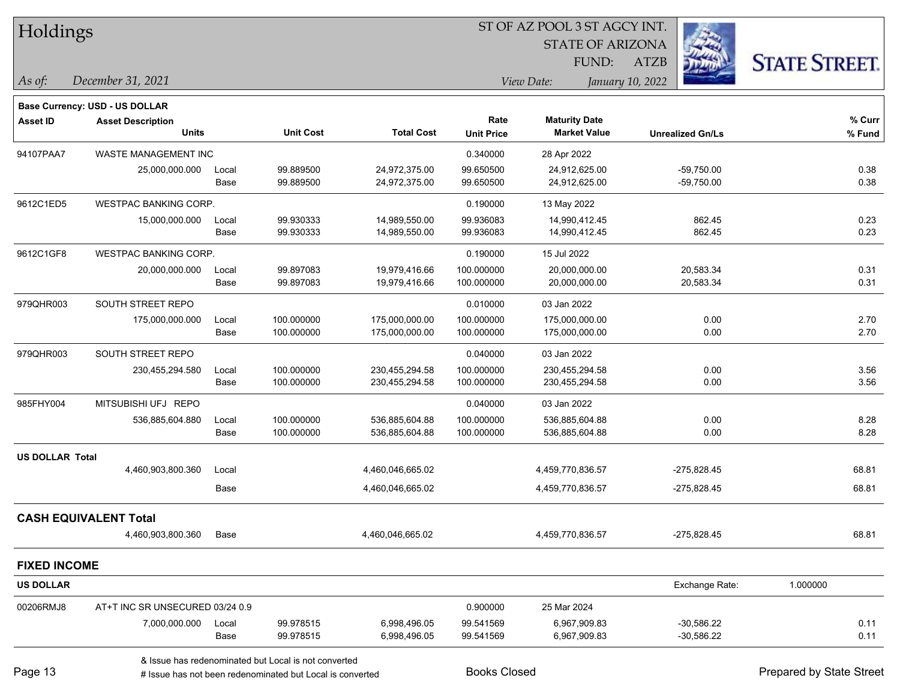# Holdings

ST OF AZ POOL 3 ST AGCY INT.
STATE OF ARIZONA
FUND: ATZB

*As of:* *December 31, 2021*

*View Date:* *January 10, 2022*

**Base Currency: USD - US DOLLAR**

| Asset ID | Asset Description / Units | | Unit Cost | Total Cost | Rate / Unit Price | Maturity Date / Market Value | Unrealized Gn/Ls | % Curr / % Fund |
|---|---|---|---|---|---|---|---|---|
| 94107PAA7 | WASTE MANAGEMENT INC | | | | 0.340000 | 28 Apr 2022 | | |
| | 25,000,000.000 | Local | 99.889500 | 24,972,375.00 | 99.650500 | 24,912,625.00 | -59,750.00 | 0.38 |
| | | Base | 99.889500 | 24,972,375.00 | 99.650500 | 24,912,625.00 | -59,750.00 | 0.38 |
| 9612C1ED5 | WESTPAC BANKING CORP. | | | | 0.190000 | 13 May 2022 | | |
| | 15,000,000.000 | Local | 99.930333 | 14,989,550.00 | 99.936083 | 14,990,412.45 | 862.45 | 0.23 |
| | | Base | 99.930333 | 14,989,550.00 | 99.936083 | 14,990,412.45 | 862.45 | 0.23 |
| 9612C1GF8 | WESTPAC BANKING CORP. | | | | 0.190000 | 15 Jul 2022 | | |
| | 20,000,000.000 | Local | 99.897083 | 19,979,416.66 | 100.000000 | 20,000,000.00 | 20,583.34 | 0.31 |
| | | Base | 99.897083 | 19,979,416.66 | 100.000000 | 20,000,000.00 | 20,583.34 | 0.31 |
| 979QHR003 | SOUTH STREET REPO | | | | 0.010000 | 03 Jan 2022 | | |
| | 175,000,000.000 | Local | 100.000000 | 175,000,000.00 | 100.000000 | 175,000,000.00 | 0.00 | 2.70 |
| | | Base | 100.000000 | 175,000,000.00 | 100.000000 | 175,000,000.00 | 0.00 | 2.70 |
| 979QHR003 | SOUTH STREET REPO | | | | 0.040000 | 03 Jan 2022 | | |
| | 230,455,294.580 | Local | 100.000000 | 230,455,294.58 | 100.000000 | 230,455,294.58 | 0.00 | 3.56 |
| | | Base | 100.000000 | 230,455,294.58 | 100.000000 | 230,455,294.58 | 0.00 | 3.56 |
| 985FHY004 | MITSUBISHI UFJ REPO | | | | 0.040000 | 03 Jan 2022 | | |
| | 536,885,604.880 | Local | 100.000000 | 536,885,604.88 | 100.000000 | 536,885,604.88 | 0.00 | 8.28 |
| | | Base | 100.000000 | 536,885,604.88 | 100.000000 | 536,885,604.88 | 0.00 | 8.28 |
| **US DOLLAR Total** | | | | | | | | |
| | 4,460,903,800.360 | Local | | 4,460,046,665.02 | | 4,459,770,836.57 | -275,828.45 | 68.81 |
| | | Base | | 4,460,046,665.02 | | 4,459,770,836.57 | -275,828.45 | 68.81 |

## CASH EQUIVALENT Total

| | Units | | Total Cost | Market Value | Unrealized Gn/Ls | % Fund |
|---|---|---|---|---|---|---|
| | 4,460,903,800.360 | Base | 4,460,046,665.02 | 4,459,770,836.57 | -275,828.45 | 68.81 |

## FIXED INCOME

**US DOLLAR** — Exchange Rate: 1.000000

| Asset ID | Asset Description / Units | | Unit Cost | Total Cost | Rate / Unit Price | Maturity Date / Market Value | Unrealized Gn/Ls | % Curr / % Fund |
|---|---|---|---|---|---|---|---|---|
| 00206RMJ8 | AT+T INC SR UNSECURED 03/24 0.9 | | | | 0.900000 | 25 Mar 2024 | | |
| | 7,000,000.000 | Local | 99.978515 | 6,998,496.05 | 99.541569 | 6,967,909.83 | -30,586.22 | 0.11 |
| | | Base | 99.978515 | 6,998,496.05 | 99.541569 | 6,967,909.83 | -30,586.22 | 0.11 |

& Issue has redenominated but Local is not converted
# Issue has not been redenominated but Local is converted

Books Closed

Prepared by State Street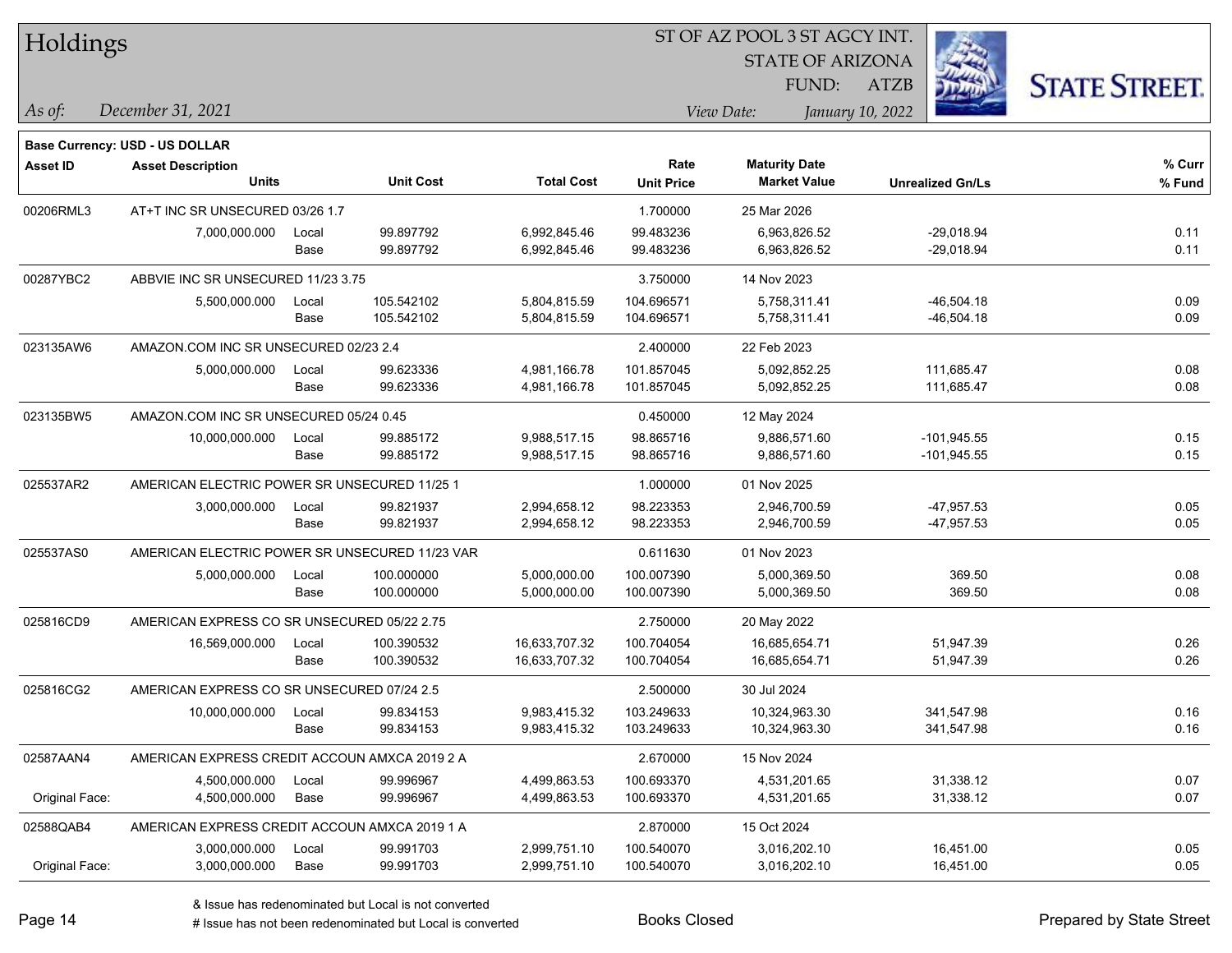# Holdings

ST OF AZ POOL 3 ST AGCY INT.
STATE OF ARIZONA
FUND: ATZB

*As of:* *December 31, 2021*
*View Date:* *January 10, 2022*

**Base Currency: USD - US DOLLAR**

| Asset ID | Asset Description / Units | | Unit Cost | Total Cost | Rate / Unit Price | Maturity Date / Market Value | Unrealized Gn/Ls | % Curr / % Fund |
|---|---|---|---|---|---|---|---|---|
| 00206RML3 | AT+T INC SR UNSECURED 03/26 1.7 | | | | 1.700000 | 25 Mar 2026 | | |
| | 7,000,000.000 | Local | 99.897792 | 6,992,845.46 | 99.483236 | 6,963,826.52 | -29,018.94 | 0.11 |
| | | Base | 99.897792 | 6,992,845.46 | 99.483236 | 6,963,826.52 | -29,018.94 | 0.11 |
| 00287YBC2 | ABBVIE INC SR UNSECURED 11/23 3.75 | | | | 3.750000 | 14 Nov 2023 | | |
| | 5,500,000.000 | Local | 105.542102 | 5,804,815.59 | 104.696571 | 5,758,311.41 | -46,504.18 | 0.09 |
| | | Base | 105.542102 | 5,804,815.59 | 104.696571 | 5,758,311.41 | -46,504.18 | 0.09 |
| 023135AW6 | AMAZON.COM INC SR UNSECURED 02/23 2.4 | | | | 2.400000 | 22 Feb 2023 | | |
| | 5,000,000.000 | Local | 99.623336 | 4,981,166.78 | 101.857045 | 5,092,852.25 | 111,685.47 | 0.08 |
| | | Base | 99.623336 | 4,981,166.78 | 101.857045 | 5,092,852.25 | 111,685.47 | 0.08 |
| 023135BW5 | AMAZON.COM INC SR UNSECURED 05/24 0.45 | | | | 0.450000 | 12 May 2024 | | |
| | 10,000,000.000 | Local | 99.885172 | 9,988,517.15 | 98.865716 | 9,886,571.60 | -101,945.55 | 0.15 |
| | | Base | 99.885172 | 9,988,517.15 | 98.865716 | 9,886,571.60 | -101,945.55 | 0.15 |
| 025537AR2 | AMERICAN ELECTRIC POWER SR UNSECURED 11/25 1 | | | | 1.000000 | 01 Nov 2025 | | |
| | 3,000,000.000 | Local | 99.821937 | 2,994,658.12 | 98.223353 | 2,946,700.59 | -47,957.53 | 0.05 |
| | | Base | 99.821937 | 2,994,658.12 | 98.223353 | 2,946,700.59 | -47,957.53 | 0.05 |
| 025537AS0 | AMERICAN ELECTRIC POWER SR UNSECURED 11/23 VAR | | | | 0.611630 | 01 Nov 2023 | | |
| | 5,000,000.000 | Local | 100.000000 | 5,000,000.00 | 100.007390 | 5,000,369.50 | 369.50 | 0.08 |
| | | Base | 100.000000 | 5,000,000.00 | 100.007390 | 5,000,369.50 | 369.50 | 0.08 |
| 025816CD9 | AMERICAN EXPRESS CO SR UNSECURED 05/22 2.75 | | | | 2.750000 | 20 May 2022 | | |
| | 16,569,000.000 | Local | 100.390532 | 16,633,707.32 | 100.704054 | 16,685,654.71 | 51,947.39 | 0.26 |
| | | Base | 100.390532 | 16,633,707.32 | 100.704054 | 16,685,654.71 | 51,947.39 | 0.26 |
| 025816CG2 | AMERICAN EXPRESS CO SR UNSECURED 07/24 2.5 | | | | 2.500000 | 30 Jul 2024 | | |
| | 10,000,000.000 | Local | 99.834153 | 9,983,415.32 | 103.249633 | 10,324,963.30 | 341,547.98 | 0.16 |
| | | Base | 99.834153 | 9,983,415.32 | 103.249633 | 10,324,963.30 | 341,547.98 | 0.16 |
| 02587AAN4 | AMERICAN EXPRESS CREDIT ACCOUN AMXCA 2019 2 A | | | | 2.670000 | 15 Nov 2024 | | |
| | 4,500,000.000 | Local | 99.996967 | 4,499,863.53 | 100.693370 | 4,531,201.65 | 31,338.12 | 0.07 |
| Original Face: | 4,500,000.000 | Base | 99.996967 | 4,499,863.53 | 100.693370 | 4,531,201.65 | 31,338.12 | 0.07 |
| 02588QAB4 | AMERICAN EXPRESS CREDIT ACCOUN AMXCA 2019 1 A | | | | 2.870000 | 15 Oct 2024 | | |
| | 3,000,000.000 | Local | 99.991703 | 2,999,751.10 | 100.540070 | 3,016,202.10 | 16,451.00 | 0.05 |
| Original Face: | 3,000,000.000 | Base | 99.991703 | 2,999,751.10 | 100.540070 | 3,016,202.10 | 16,451.00 | 0.05 |

& Issue has redenominated but Local is not converted
# Issue has not been redenominated but Local is converted

Books Closed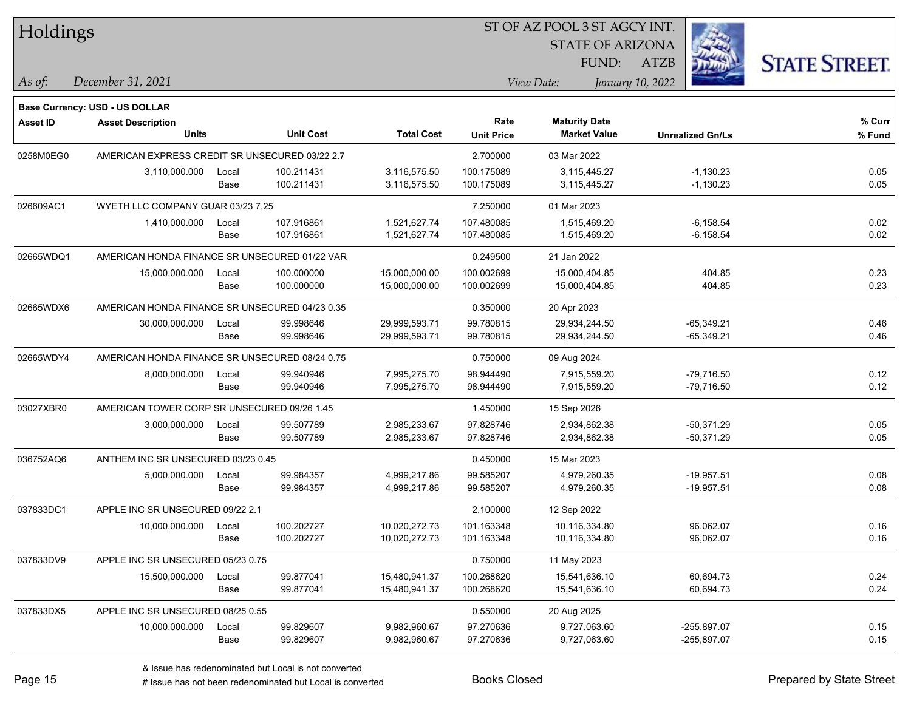# Holdings

ST OF AZ POOL 3 ST AGCY INT.
STATE OF ARIZONA
FUND: ATZB

*As of:* *December 31, 2021*
*View Date:* *January 10, 2022*

**Base Currency: USD - US DOLLAR**

| Asset ID | Asset Description / Units | | Unit Cost | Total Cost | Rate / Unit Price | Maturity Date / Market Value | Unrealized Gn/Ls | % Curr / % Fund |
|---|---|---|---|---|---|---|---|---|
| 0258M0EG0 | AMERICAN EXPRESS CREDIT SR UNSECURED 03/22 2.7 | | | | 2.700000 | 03 Mar 2022 | | |
| | 3,110,000.000 | Local | 100.211431 | 3,116,575.50 | 100.175089 | 3,115,445.27 | -1,130.23 | 0.05 |
| | | Base | 100.211431 | 3,116,575.50 | 100.175089 | 3,115,445.27 | -1,130.23 | 0.05 |
| 026609AC1 | WYETH LLC COMPANY GUAR 03/23 7.25 | | | | 7.250000 | 01 Mar 2023 | | |
| | 1,410,000.000 | Local | 107.916861 | 1,521,627.74 | 107.480085 | 1,515,469.20 | -6,158.54 | 0.02 |
| | | Base | 107.916861 | 1,521,627.74 | 107.480085 | 1,515,469.20 | -6,158.54 | 0.02 |
| 02665WDQ1 | AMERICAN HONDA FINANCE SR UNSECURED 01/22 VAR | | | | 0.249500 | 21 Jan 2022 | | |
| | 15,000,000.000 | Local | 100.000000 | 15,000,000.00 | 100.002699 | 15,000,404.85 | 404.85 | 0.23 |
| | | Base | 100.000000 | 15,000,000.00 | 100.002699 | 15,000,404.85 | 404.85 | 0.23 |
| 02665WDX6 | AMERICAN HONDA FINANCE SR UNSECURED 04/23 0.35 | | | | 0.350000 | 20 Apr 2023 | | |
| | 30,000,000.000 | Local | 99.998646 | 29,999,593.71 | 99.780815 | 29,934,244.50 | -65,349.21 | 0.46 |
| | | Base | 99.998646 | 29,999,593.71 | 99.780815 | 29,934,244.50 | -65,349.21 | 0.46 |
| 02665WDY4 | AMERICAN HONDA FINANCE SR UNSECURED 08/24 0.75 | | | | 0.750000 | 09 Aug 2024 | | |
| | 8,000,000.000 | Local | 99.940946 | 7,995,275.70 | 98.944490 | 7,915,559.20 | -79,716.50 | 0.12 |
| | | Base | 99.940946 | 7,995,275.70 | 98.944490 | 7,915,559.20 | -79,716.50 | 0.12 |
| 03027XBR0 | AMERICAN TOWER CORP SR UNSECURED 09/26 1.45 | | | | 1.450000 | 15 Sep 2026 | | |
| | 3,000,000.000 | Local | 99.507789 | 2,985,233.67 | 97.828746 | 2,934,862.38 | -50,371.29 | 0.05 |
| | | Base | 99.507789 | 2,985,233.67 | 97.828746 | 2,934,862.38 | -50,371.29 | 0.05 |
| 036752AQ6 | ANTHEM INC SR UNSECURED 03/23 0.45 | | | | 0.450000 | 15 Mar 2023 | | |
| | 5,000,000.000 | Local | 99.984357 | 4,999,217.86 | 99.585207 | 4,979,260.35 | -19,957.51 | 0.08 |
| | | Base | 99.984357 | 4,999,217.86 | 99.585207 | 4,979,260.35 | -19,957.51 | 0.08 |
| 037833DC1 | APPLE INC SR UNSECURED 09/22 2.1 | | | | 2.100000 | 12 Sep 2022 | | |
| | 10,000,000.000 | Local | 100.202727 | 10,020,272.73 | 101.163348 | 10,116,334.80 | 96,062.07 | 0.16 |
| | | Base | 100.202727 | 10,020,272.73 | 101.163348 | 10,116,334.80 | 96,062.07 | 0.16 |
| 037833DV9 | APPLE INC SR UNSECURED 05/23 0.75 | | | | 0.750000 | 11 May 2023 | | |
| | 15,500,000.000 | Local | 99.877041 | 15,480,941.37 | 100.268620 | 15,541,636.10 | 60,694.73 | 0.24 |
| | | Base | 99.877041 | 15,480,941.37 | 100.268620 | 15,541,636.10 | 60,694.73 | 0.24 |
| 037833DX5 | APPLE INC SR UNSECURED 08/25 0.55 | | | | 0.550000 | 20 Aug 2025 | | |
| | 10,000,000.000 | Local | 99.829607 | 9,982,960.67 | 97.270636 | 9,727,063.60 | -255,897.07 | 0.15 |
| | | Base | 99.829607 | 9,982,960.67 | 97.270636 | 9,727,063.60 | -255,897.07 | 0.15 |

& Issue has redenominated but Local is not converted
# Issue has not been redenominated but Local is converted

Books Closed

Prepared by State Street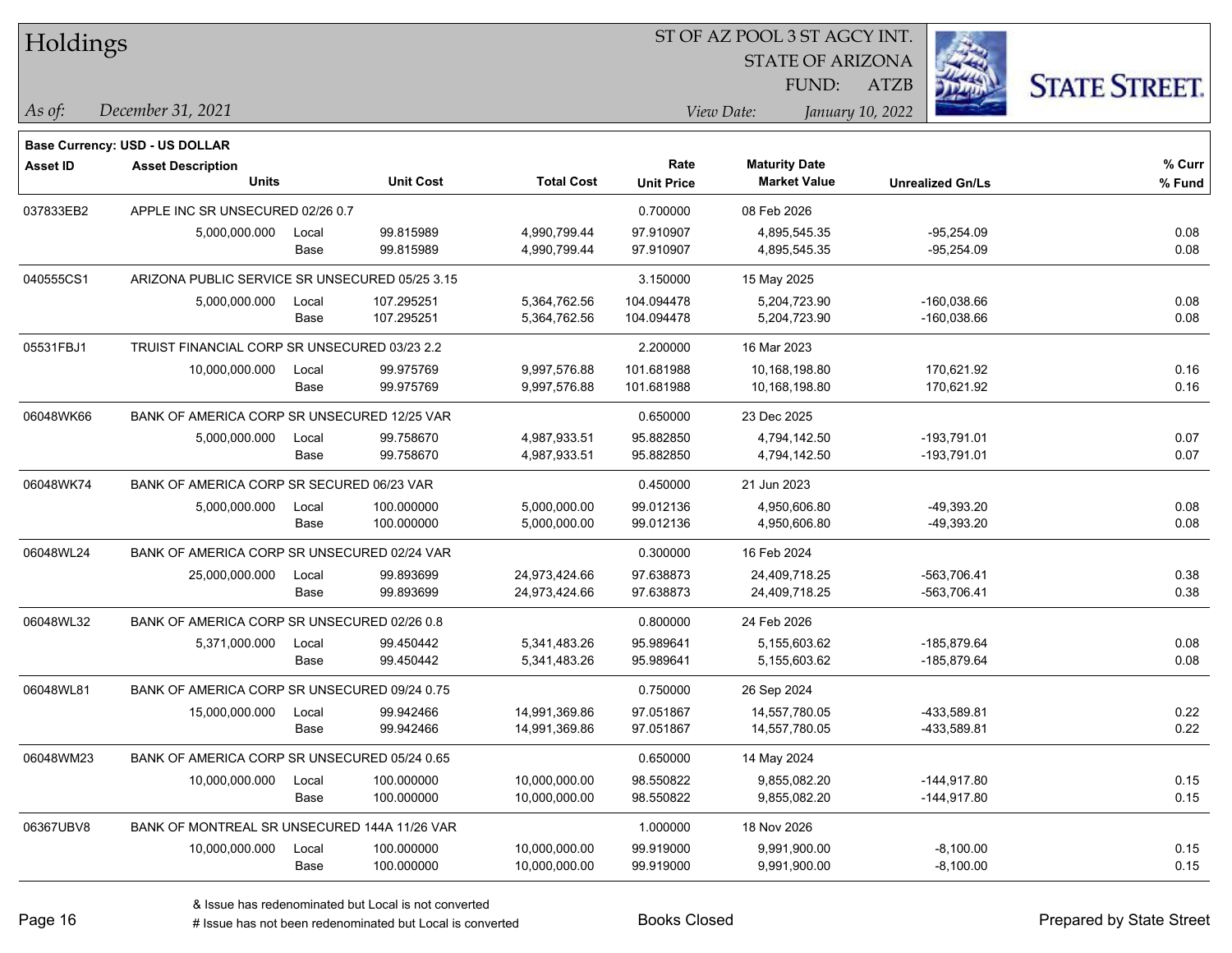# Holdings

ST OF AZ POOL 3 ST AGCY INT.
STATE OF ARIZONA
FUND: ATZB

*As of:* *December 31, 2021*
*View Date:* *January 10, 2022*

**Base Currency: USD - US DOLLAR**

| Asset ID | Asset Description / Units | | Unit Cost | Total Cost | Rate / Unit Price | Maturity Date / Market Value | Unrealized Gn/Ls | % Curr / % Fund |
|---|---|---|---|---|---|---|---|---|
| 037833EB2 | APPLE INC SR UNSECURED 02/26 0.7 | | | | 0.700000 | 08 Feb 2026 | | |
| | 5,000,000.000 | Local | 99.815989 | 4,990,799.44 | 97.910907 | 4,895,545.35 | -95,254.09 | 0.08 |
| | | Base | 99.815989 | 4,990,799.44 | 97.910907 | 4,895,545.35 | -95,254.09 | 0.08 |
| 040555CS1 | ARIZONA PUBLIC SERVICE SR UNSECURED 05/25 3.15 | | | | 3.150000 | 15 May 2025 | | |
| | 5,000,000.000 | Local | 107.295251 | 5,364,762.56 | 104.094478 | 5,204,723.90 | -160,038.66 | 0.08 |
| | | Base | 107.295251 | 5,364,762.56 | 104.094478 | 5,204,723.90 | -160,038.66 | 0.08 |
| 05531FBJ1 | TRUIST FINANCIAL CORP SR UNSECURED 03/23 2.2 | | | | 2.200000 | 16 Mar 2023 | | |
| | 10,000,000.000 | Local | 99.975769 | 9,997,576.88 | 101.681988 | 10,168,198.80 | 170,621.92 | 0.16 |
| | | Base | 99.975769 | 9,997,576.88 | 101.681988 | 10,168,198.80 | 170,621.92 | 0.16 |
| 06048WK66 | BANK OF AMERICA CORP SR UNSECURED 12/25 VAR | | | | 0.650000 | 23 Dec 2025 | | |
| | 5,000,000.000 | Local | 99.758670 | 4,987,933.51 | 95.882850 | 4,794,142.50 | -193,791.01 | 0.07 |
| | | Base | 99.758670 | 4,987,933.51 | 95.882850 | 4,794,142.50 | -193,791.01 | 0.07 |
| 06048WK74 | BANK OF AMERICA CORP SR SECURED 06/23 VAR | | | | 0.450000 | 21 Jun 2023 | | |
| | 5,000,000.000 | Local | 100.000000 | 5,000,000.00 | 99.012136 | 4,950,606.80 | -49,393.20 | 0.08 |
| | | Base | 100.000000 | 5,000,000.00 | 99.012136 | 4,950,606.80 | -49,393.20 | 0.08 |
| 06048WL24 | BANK OF AMERICA CORP SR UNSECURED 02/24 VAR | | | | 0.300000 | 16 Feb 2024 | | |
| | 25,000,000.000 | Local | 99.893699 | 24,973,424.66 | 97.638873 | 24,409,718.25 | -563,706.41 | 0.38 |
| | | Base | 99.893699 | 24,973,424.66 | 97.638873 | 24,409,718.25 | -563,706.41 | 0.38 |
| 06048WL32 | BANK OF AMERICA CORP SR UNSECURED 02/26 0.8 | | | | 0.800000 | 24 Feb 2026 | | |
| | 5,371,000.000 | Local | 99.450442 | 5,341,483.26 | 95.989641 | 5,155,603.62 | -185,879.64 | 0.08 |
| | | Base | 99.450442 | 5,341,483.26 | 95.989641 | 5,155,603.62 | -185,879.64 | 0.08 |
| 06048WL81 | BANK OF AMERICA CORP SR UNSECURED 09/24 0.75 | | | | 0.750000 | 26 Sep 2024 | | |
| | 15,000,000.000 | Local | 99.942466 | 14,991,369.86 | 97.051867 | 14,557,780.05 | -433,589.81 | 0.22 |
| | | Base | 99.942466 | 14,991,369.86 | 97.051867 | 14,557,780.05 | -433,589.81 | 0.22 |
| 06048WM23 | BANK OF AMERICA CORP SR UNSECURED 05/24 0.65 | | | | 0.650000 | 14 May 2024 | | |
| | 10,000,000.000 | Local | 100.000000 | 10,000,000.00 | 98.550822 | 9,855,082.20 | -144,917.80 | 0.15 |
| | | Base | 100.000000 | 10,000,000.00 | 98.550822 | 9,855,082.20 | -144,917.80 | 0.15 |
| 06367UBV8 | BANK OF MONTREAL SR UNSECURED 144A 11/26 VAR | | | | 1.000000 | 18 Nov 2026 | | |
| | 10,000,000.000 | Local | 100.000000 | 10,000,000.00 | 99.919000 | 9,991,900.00 | -8,100.00 | 0.15 |
| | | Base | 100.000000 | 10,000,000.00 | 99.919000 | 9,991,900.00 | -8,100.00 | 0.15 |

& Issue has redenominated but Local is not converted
# Issue has not been redenominated but Local is converted

Books Closed

Prepared by State Street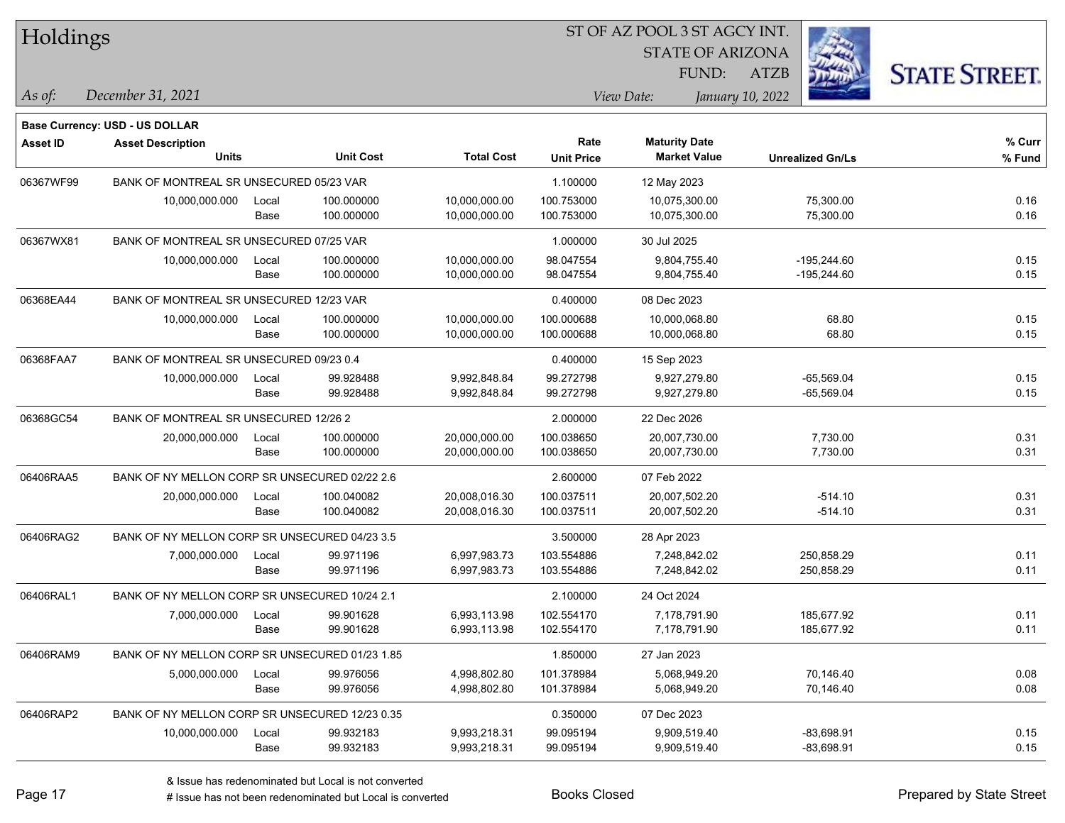# Holdings

ST OF AZ POOL 3 ST AGCY INT.
STATE OF ARIZONA
FUND: ATZB

*As of:* *December 31, 2021*

*View Date:* *January 10, 2022*

**Base Currency: USD - US DOLLAR**

| Asset ID | Asset Description / Units | | Unit Cost | Total Cost | Rate / Unit Price | Maturity Date / Market Value | Unrealized Gn/Ls | % Curr / % Fund |
|---|---|---|---|---|---|---|---|---|
| 06367WF99 | BANK OF MONTREAL SR UNSECURED 05/23 VAR | | | | 1.100000 | 12 May 2023 | | |
| | 10,000,000.000 | Local | 100.000000 | 10,000,000.00 | 100.753000 | 10,075,300.00 | 75,300.00 | 0.16 |
| | | Base | 100.000000 | 10,000,000.00 | 100.753000 | 10,075,300.00 | 75,300.00 | 0.16 |
| 06367WX81 | BANK OF MONTREAL SR UNSECURED 07/25 VAR | | | | 1.000000 | 30 Jul 2025 | | |
| | 10,000,000.000 | Local | 100.000000 | 10,000,000.00 | 98.047554 | 9,804,755.40 | -195,244.60 | 0.15 |
| | | Base | 100.000000 | 10,000,000.00 | 98.047554 | 9,804,755.40 | -195,244.60 | 0.15 |
| 06368EA44 | BANK OF MONTREAL SR UNSECURED 12/23 VAR | | | | 0.400000 | 08 Dec 2023 | | |
| | 10,000,000.000 | Local | 100.000000 | 10,000,000.00 | 100.000688 | 10,000,068.80 | 68.80 | 0.15 |
| | | Base | 100.000000 | 10,000,000.00 | 100.000688 | 10,000,068.80 | 68.80 | 0.15 |
| 06368FAA7 | BANK OF MONTREAL SR UNSECURED 09/23 0.4 | | | | 0.400000 | 15 Sep 2023 | | |
| | 10,000,000.000 | Local | 99.928488 | 9,992,848.84 | 99.272798 | 9,927,279.80 | -65,569.04 | 0.15 |
| | | Base | 99.928488 | 9,992,848.84 | 99.272798 | 9,927,279.80 | -65,569.04 | 0.15 |
| 06368GC54 | BANK OF MONTREAL SR UNSECURED 12/26 2 | | | | 2.000000 | 22 Dec 2026 | | |
| | 20,000,000.000 | Local | 100.000000 | 20,000,000.00 | 100.038650 | 20,007,730.00 | 7,730.00 | 0.31 |
| | | Base | 100.000000 | 20,000,000.00 | 100.038650 | 20,007,730.00 | 7,730.00 | 0.31 |
| 06406RAA5 | BANK OF NY MELLON CORP SR UNSECURED 02/22 2.6 | | | | 2.600000 | 07 Feb 2022 | | |
| | 20,000,000.000 | Local | 100.040082 | 20,008,016.30 | 100.037511 | 20,007,502.20 | -514.10 | 0.31 |
| | | Base | 100.040082 | 20,008,016.30 | 100.037511 | 20,007,502.20 | -514.10 | 0.31 |
| 06406RAG2 | BANK OF NY MELLON CORP SR UNSECURED 04/23 3.5 | | | | 3.500000 | 28 Apr 2023 | | |
| | 7,000,000.000 | Local | 99.971196 | 6,997,983.73 | 103.554886 | 7,248,842.02 | 250,858.29 | 0.11 |
| | | Base | 99.971196 | 6,997,983.73 | 103.554886 | 7,248,842.02 | 250,858.29 | 0.11 |
| 06406RAL1 | BANK OF NY MELLON CORP SR UNSECURED 10/24 2.1 | | | | 2.100000 | 24 Oct 2024 | | |
| | 7,000,000.000 | Local | 99.901628 | 6,993,113.98 | 102.554170 | 7,178,791.90 | 185,677.92 | 0.11 |
| | | Base | 99.901628 | 6,993,113.98 | 102.554170 | 7,178,791.90 | 185,677.92 | 0.11 |
| 06406RAM9 | BANK OF NY MELLON CORP SR UNSECURED 01/23 1.85 | | | | 1.850000 | 27 Jan 2023 | | |
| | 5,000,000.000 | Local | 99.976056 | 4,998,802.80 | 101.378984 | 5,068,949.20 | 70,146.40 | 0.08 |
| | | Base | 99.976056 | 4,998,802.80 | 101.378984 | 5,068,949.20 | 70,146.40 | 0.08 |
| 06406RAP2 | BANK OF NY MELLON CORP SR UNSECURED 12/23 0.35 | | | | 0.350000 | 07 Dec 2023 | | |
| | 10,000,000.000 | Local | 99.932183 | 9,993,218.31 | 99.095194 | 9,909,519.40 | -83,698.91 | 0.15 |
| | | Base | 99.932183 | 9,993,218.31 | 99.095194 | 9,909,519.40 | -83,698.91 | 0.15 |

& Issue has redenominated but Local is not converted
# Issue has not been redenominated but Local is converted

Books Closed

Prepared by State Street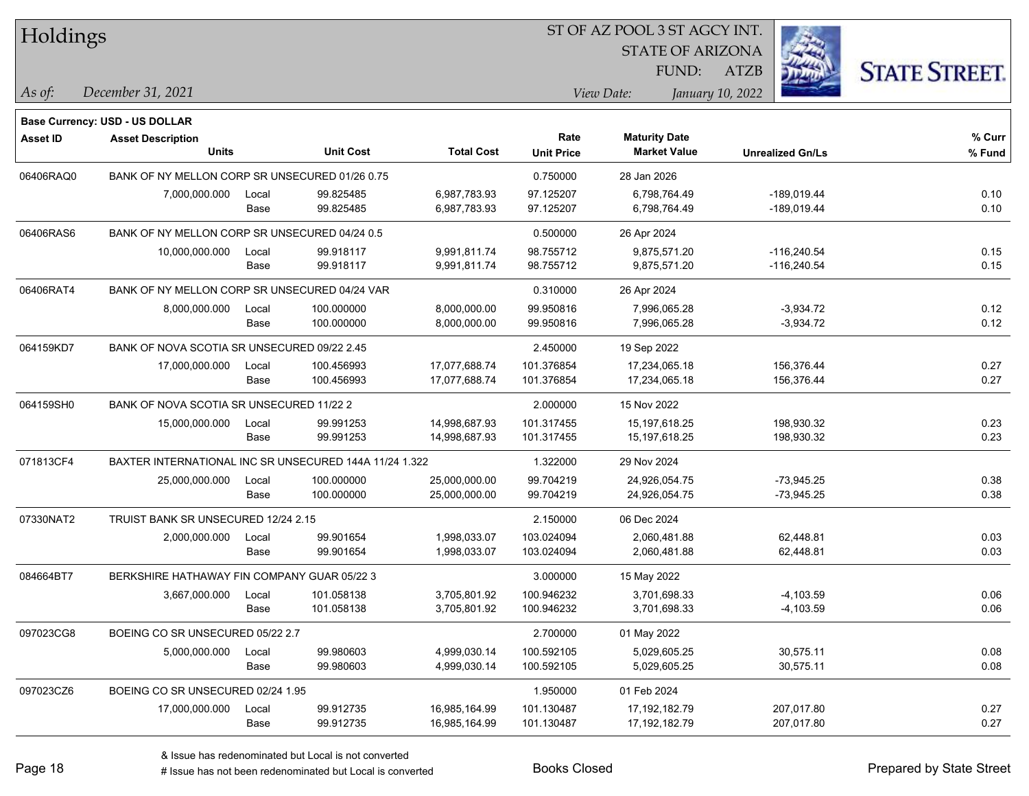# Holdings

ST OF AZ POOL 3 ST AGCY INT.
STATE OF ARIZONA
FUND: ATZB

*As of:* *December 31, 2021*
*View Date:* *January 10, 2022*

**Base Currency: USD - US DOLLAR**

| Asset ID | Asset Description / Units | | Unit Cost | Total Cost | Rate / Unit Price | Maturity Date / Market Value | Unrealized Gn/Ls | % Curr / % Fund |
|---|---|---|---|---|---|---|---|---|
| 06406RAQ0 | BANK OF NY MELLON CORP SR UNSECURED 01/26 0.75 | | | | 0.750000 | 28 Jan 2026 | | |
| | 7,000,000.000 | Local | 99.825485 | 6,987,783.93 | 97.125207 | 6,798,764.49 | -189,019.44 | 0.10 |
| | | Base | 99.825485 | 6,987,783.93 | 97.125207 | 6,798,764.49 | -189,019.44 | 0.10 |
| 06406RAS6 | BANK OF NY MELLON CORP SR UNSECURED 04/24 0.5 | | | | 0.500000 | 26 Apr 2024 | | |
| | 10,000,000.000 | Local | 99.918117 | 9,991,811.74 | 98.755712 | 9,875,571.20 | -116,240.54 | 0.15 |
| | | Base | 99.918117 | 9,991,811.74 | 98.755712 | 9,875,571.20 | -116,240.54 | 0.15 |
| 06406RAT4 | BANK OF NY MELLON CORP SR UNSECURED 04/24 VAR | | | | 0.310000 | 26 Apr 2024 | | |
| | 8,000,000.000 | Local | 100.000000 | 8,000,000.00 | 99.950816 | 7,996,065.28 | -3,934.72 | 0.12 |
| | | Base | 100.000000 | 8,000,000.00 | 99.950816 | 7,996,065.28 | -3,934.72 | 0.12 |
| 064159KD7 | BANK OF NOVA SCOTIA SR UNSECURED 09/22 2.45 | | | | 2.450000 | 19 Sep 2022 | | |
| | 17,000,000.000 | Local | 100.456993 | 17,077,688.74 | 101.376854 | 17,234,065.18 | 156,376.44 | 0.27 |
| | | Base | 100.456993 | 17,077,688.74 | 101.376854 | 17,234,065.18 | 156,376.44 | 0.27 |
| 064159SH0 | BANK OF NOVA SCOTIA SR UNSECURED 11/22 2 | | | | 2.000000 | 15 Nov 2022 | | |
| | 15,000,000.000 | Local | 99.991253 | 14,998,687.93 | 101.317455 | 15,197,618.25 | 198,930.32 | 0.23 |
| | | Base | 99.991253 | 14,998,687.93 | 101.317455 | 15,197,618.25 | 198,930.32 | 0.23 |
| 071813CF4 | BAXTER INTERNATIONAL INC SR UNSECURED 144A 11/24 1.322 | | | | 1.322000 | 29 Nov 2024 | | |
| | 25,000,000.000 | Local | 100.000000 | 25,000,000.00 | 99.704219 | 24,926,054.75 | -73,945.25 | 0.38 |
| | | Base | 100.000000 | 25,000,000.00 | 99.704219 | 24,926,054.75 | -73,945.25 | 0.38 |
| 07330NAT2 | TRUIST BANK SR UNSECURED 12/24 2.15 | | | | 2.150000 | 06 Dec 2024 | | |
| | 2,000,000.000 | Local | 99.901654 | 1,998,033.07 | 103.024094 | 2,060,481.88 | 62,448.81 | 0.03 |
| | | Base | 99.901654 | 1,998,033.07 | 103.024094 | 2,060,481.88 | 62,448.81 | 0.03 |
| 084664BT7 | BERKSHIRE HATHAWAY FIN COMPANY GUAR 05/22 3 | | | | 3.000000 | 15 May 2022 | | |
| | 3,667,000.000 | Local | 101.058138 | 3,705,801.92 | 100.946232 | 3,701,698.33 | -4,103.59 | 0.06 |
| | | Base | 101.058138 | 3,705,801.92 | 100.946232 | 3,701,698.33 | -4,103.59 | 0.06 |
| 097023CG8 | BOEING CO SR UNSECURED 05/22 2.7 | | | | 2.700000 | 01 May 2022 | | |
| | 5,000,000.000 | Local | 99.980603 | 4,999,030.14 | 100.592105 | 5,029,605.25 | 30,575.11 | 0.08 |
| | | Base | 99.980603 | 4,999,030.14 | 100.592105 | 5,029,605.25 | 30,575.11 | 0.08 |
| 097023CZ6 | BOEING CO SR UNSECURED 02/24 1.95 | | | | 1.950000 | 01 Feb 2024 | | |
| | 17,000,000.000 | Local | 99.912735 | 16,985,164.99 | 101.130487 | 17,192,182.79 | 207,017.80 | 0.27 |
| | | Base | 99.912735 | 16,985,164.99 | 101.130487 | 17,192,182.79 | 207,017.80 | 0.27 |

& Issue has redenominated but Local is not converted
# Issue has not been redenominated but Local is converted

Books Closed

Prepared by State Street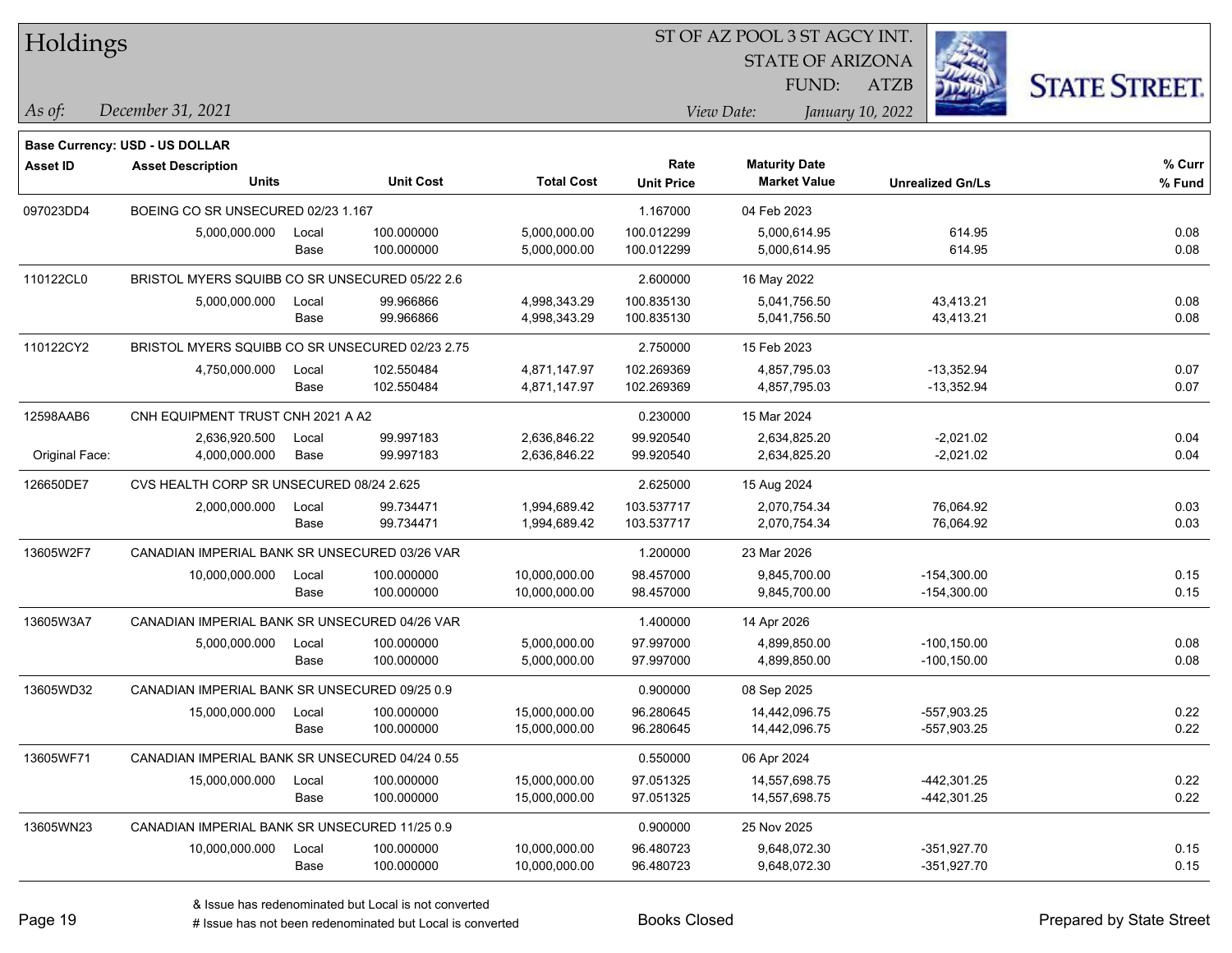Holdings

ST OF AZ POOL 3 ST AGCY INT.
STATE OF ARIZONA
FUND: ATZB

*As of:* *December 31, 2021*
*View Date:* *January 10, 2022*

**Base Currency: USD - US DOLLAR**

| Asset ID | Asset Description / Units | | Unit Cost | Total Cost | Rate / Unit Price | Maturity Date / Market Value | Unrealized Gn/Ls | % Curr / % Fund |
|---|---|---|---|---|---|---|---|---|
| 097023DD4 | BOEING CO SR UNSECURED 02/23 1.167 | | | | 1.167000 | 04 Feb 2023 | | |
| | 5,000,000.000 | Local | 100.000000 | 5,000,000.00 | 100.012299 | 5,000,614.95 | 614.95 | 0.08 |
| | | Base | 100.000000 | 5,000,000.00 | 100.012299 | 5,000,614.95 | 614.95 | 0.08 |
| 110122CL0 | BRISTOL MYERS SQUIBB CO SR UNSECURED 05/22 2.6 | | | | 2.600000 | 16 May 2022 | | |
| | 5,000,000.000 | Local | 99.966866 | 4,998,343.29 | 100.835130 | 5,041,756.50 | 43,413.21 | 0.08 |
| | | Base | 99.966866 | 4,998,343.29 | 100.835130 | 5,041,756.50 | 43,413.21 | 0.08 |
| 110122CY2 | BRISTOL MYERS SQUIBB CO SR UNSECURED 02/23 2.75 | | | | 2.750000 | 15 Feb 2023 | | |
| | 4,750,000.000 | Local | 102.550484 | 4,871,147.97 | 102.269369 | 4,857,795.03 | -13,352.94 | 0.07 |
| | | Base | 102.550484 | 4,871,147.97 | 102.269369 | 4,857,795.03 | -13,352.94 | 0.07 |
| 12598AAB6 | CNH EQUIPMENT TRUST CNH 2021 A A2 | | | | 0.230000 | 15 Mar 2024 | | |
| | 2,636,920.500 | Local | 99.997183 | 2,636,846.22 | 99.920540 | 2,634,825.20 | -2,021.02 | 0.04 |
| Original Face: | 4,000,000.000 | Base | 99.997183 | 2,636,846.22 | 99.920540 | 2,634,825.20 | -2,021.02 | 0.04 |
| 126650DE7 | CVS HEALTH CORP SR UNSECURED 08/24 2.625 | | | | 2.625000 | 15 Aug 2024 | | |
| | 2,000,000.000 | Local | 99.734471 | 1,994,689.42 | 103.537717 | 2,070,754.34 | 76,064.92 | 0.03 |
| | | Base | 99.734471 | 1,994,689.42 | 103.537717 | 2,070,754.34 | 76,064.92 | 0.03 |
| 13605W2F7 | CANADIAN IMPERIAL BANK SR UNSECURED 03/26 VAR | | | | 1.200000 | 23 Mar 2026 | | |
| | 10,000,000.000 | Local | 100.000000 | 10,000,000.00 | 98.457000 | 9,845,700.00 | -154,300.00 | 0.15 |
| | | Base | 100.000000 | 10,000,000.00 | 98.457000 | 9,845,700.00 | -154,300.00 | 0.15 |
| 13605W3A7 | CANADIAN IMPERIAL BANK SR UNSECURED 04/26 VAR | | | | 1.400000 | 14 Apr 2026 | | |
| | 5,000,000.000 | Local | 100.000000 | 5,000,000.00 | 97.997000 | 4,899,850.00 | -100,150.00 | 0.08 |
| | | Base | 100.000000 | 5,000,000.00 | 97.997000 | 4,899,850.00 | -100,150.00 | 0.08 |
| 13605WD32 | CANADIAN IMPERIAL BANK SR UNSECURED 09/25 0.9 | | | | 0.900000 | 08 Sep 2025 | | |
| | 15,000,000.000 | Local | 100.000000 | 15,000,000.00 | 96.280645 | 14,442,096.75 | -557,903.25 | 0.22 |
| | | Base | 100.000000 | 15,000,000.00 | 96.280645 | 14,442,096.75 | -557,903.25 | 0.22 |
| 13605WF71 | CANADIAN IMPERIAL BANK SR UNSECURED 04/24 0.55 | | | | 0.550000 | 06 Apr 2024 | | |
| | 15,000,000.000 | Local | 100.000000 | 15,000,000.00 | 97.051325 | 14,557,698.75 | -442,301.25 | 0.22 |
| | | Base | 100.000000 | 15,000,000.00 | 97.051325 | 14,557,698.75 | -442,301.25 | 0.22 |
| 13605WN23 | CANADIAN IMPERIAL BANK SR UNSECURED 11/25 0.9 | | | | 0.900000 | 25 Nov 2025 | | |
| | 10,000,000.000 | Local | 100.000000 | 10,000,000.00 | 96.480723 | 9,648,072.30 | -351,927.70 | 0.15 |
| | | Base | 100.000000 | 10,000,000.00 | 96.480723 | 9,648,072.30 | -351,927.70 | 0.15 |

& Issue has redenominated but Local is not converted
# Issue has not been redenominated but Local is converted

Books Closed

Prepared by State Street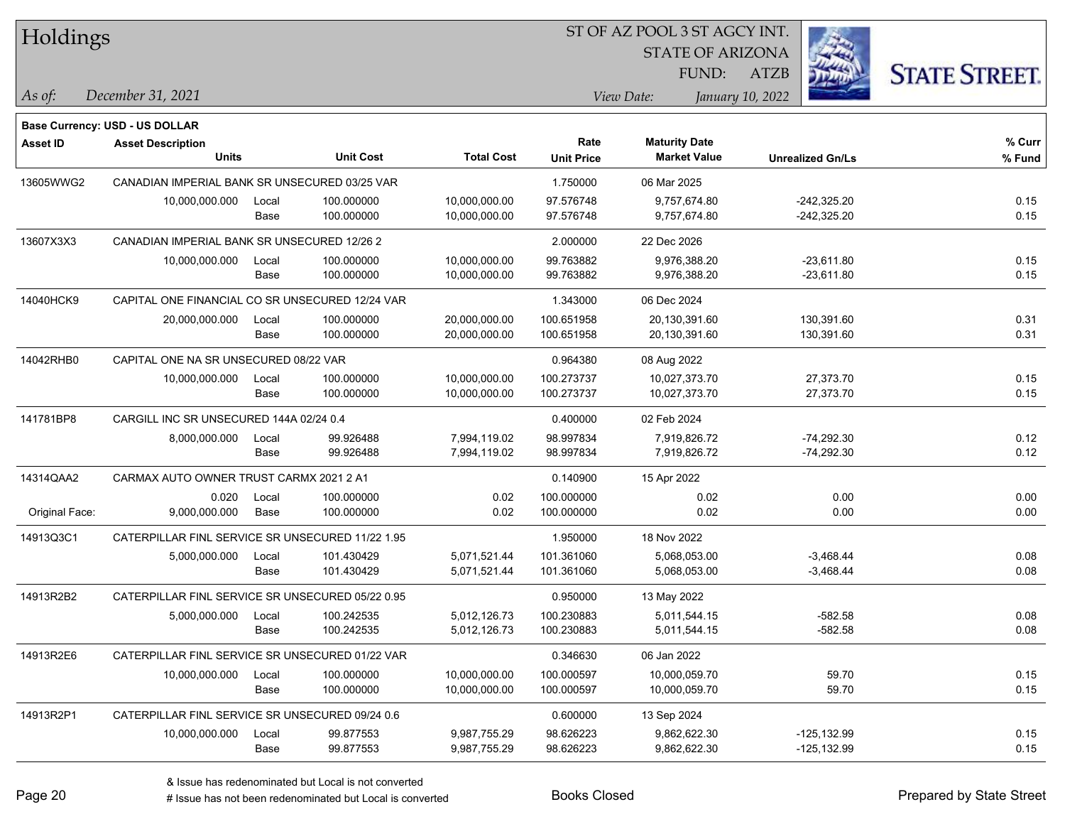# Holdings

ST OF AZ POOL 3 ST AGCY INT.
STATE OF ARIZONA
FUND: ATZB

*As of:* *December 31, 2021*
*View Date:* *January 10, 2022*

**Base Currency: USD - US DOLLAR**

| Asset ID | Asset Description / Units | | Unit Cost | Total Cost | Rate / Unit Price | Maturity Date / Market Value | Unrealized Gn/Ls | % Curr / % Fund |
|---|---|---|---|---|---|---|---|---|
| 13605WWG2 | CANADIAN IMPERIAL BANK SR UNSECURED 03/25 VAR | | | | 1.750000 | 06 Mar 2025 | | |
| | 10,000,000.000 | Local | 100.000000 | 10,000,000.00 | 97.576748 | 9,757,674.80 | -242,325.20 | 0.15 |
| | | Base | 100.000000 | 10,000,000.00 | 97.576748 | 9,757,674.80 | -242,325.20 | 0.15 |
| 13607X3X3 | CANADIAN IMPERIAL BANK SR UNSECURED 12/26 2 | | | | 2.000000 | 22 Dec 2026 | | |
| | 10,000,000.000 | Local | 100.000000 | 10,000,000.00 | 99.763882 | 9,976,388.20 | -23,611.80 | 0.15 |
| | | Base | 100.000000 | 10,000,000.00 | 99.763882 | 9,976,388.20 | -23,611.80 | 0.15 |
| 14040HCK9 | CAPITAL ONE FINANCIAL CO SR UNSECURED 12/24 VAR | | | | 1.343000 | 06 Dec 2024 | | |
| | 20,000,000.000 | Local | 100.000000 | 20,000,000.00 | 100.651958 | 20,130,391.60 | 130,391.60 | 0.31 |
| | | Base | 100.000000 | 20,000,000.00 | 100.651958 | 20,130,391.60 | 130,391.60 | 0.31 |
| 14042RHB0 | CAPITAL ONE NA SR UNSECURED 08/22 VAR | | | | 0.964380 | 08 Aug 2022 | | |
| | 10,000,000.000 | Local | 100.000000 | 10,000,000.00 | 100.273737 | 10,027,373.70 | 27,373.70 | 0.15 |
| | | Base | 100.000000 | 10,000,000.00 | 100.273737 | 10,027,373.70 | 27,373.70 | 0.15 |
| 141781BP8 | CARGILL INC SR UNSECURED 144A 02/24 0.4 | | | | 0.400000 | 02 Feb 2024 | | |
| | 8,000,000.000 | Local | 99.926488 | 7,994,119.02 | 98.997834 | 7,919,826.72 | -74,292.30 | 0.12 |
| | | Base | 99.926488 | 7,994,119.02 | 98.997834 | 7,919,826.72 | -74,292.30 | 0.12 |
| 14314QAA2 | CARMAX AUTO OWNER TRUST CARMX 2021 2 A1 | | | | 0.140900 | 15 Apr 2022 | | |
| | 0.020 | Local | 100.000000 | 0.02 | 100.000000 | 0.02 | 0.00 | 0.00 |
| Original Face: | 9,000,000.000 | Base | 100.000000 | 0.02 | 100.000000 | 0.02 | 0.00 | 0.00 |
| 14913Q3C1 | CATERPILLAR FINL SERVICE SR UNSECURED 11/22 1.95 | | | | 1.950000 | 18 Nov 2022 | | |
| | 5,000,000.000 | Local | 101.430429 | 5,071,521.44 | 101.361060 | 5,068,053.00 | -3,468.44 | 0.08 |
| | | Base | 101.430429 | 5,071,521.44 | 101.361060 | 5,068,053.00 | -3,468.44 | 0.08 |
| 14913R2B2 | CATERPILLAR FINL SERVICE SR UNSECURED 05/22 0.95 | | | | 0.950000 | 13 May 2022 | | |
| | 5,000,000.000 | Local | 100.242535 | 5,012,126.73 | 100.230883 | 5,011,544.15 | -582.58 | 0.08 |
| | | Base | 100.242535 | 5,012,126.73 | 100.230883 | 5,011,544.15 | -582.58 | 0.08 |
| 14913R2E6 | CATERPILLAR FINL SERVICE SR UNSECURED 01/22 VAR | | | | 0.346630 | 06 Jan 2022 | | |
| | 10,000,000.000 | Local | 100.000000 | 10,000,000.00 | 100.000597 | 10,000,059.70 | 59.70 | 0.15 |
| | | Base | 100.000000 | 10,000,000.00 | 100.000597 | 10,000,059.70 | 59.70 | 0.15 |
| 14913R2P1 | CATERPILLAR FINL SERVICE SR UNSECURED 09/24 0.6 | | | | 0.600000 | 13 Sep 2024 | | |
| | 10,000,000.000 | Local | 99.877553 | 9,987,755.29 | 98.626223 | 9,862,622.30 | -125,132.99 | 0.15 |
| | | Base | 99.877553 | 9,987,755.29 | 98.626223 | 9,862,622.30 | -125,132.99 | 0.15 |

& Issue has redenominated but Local is not converted
# Issue has not been redenominated but Local is converted

Books Closed

Prepared by State Street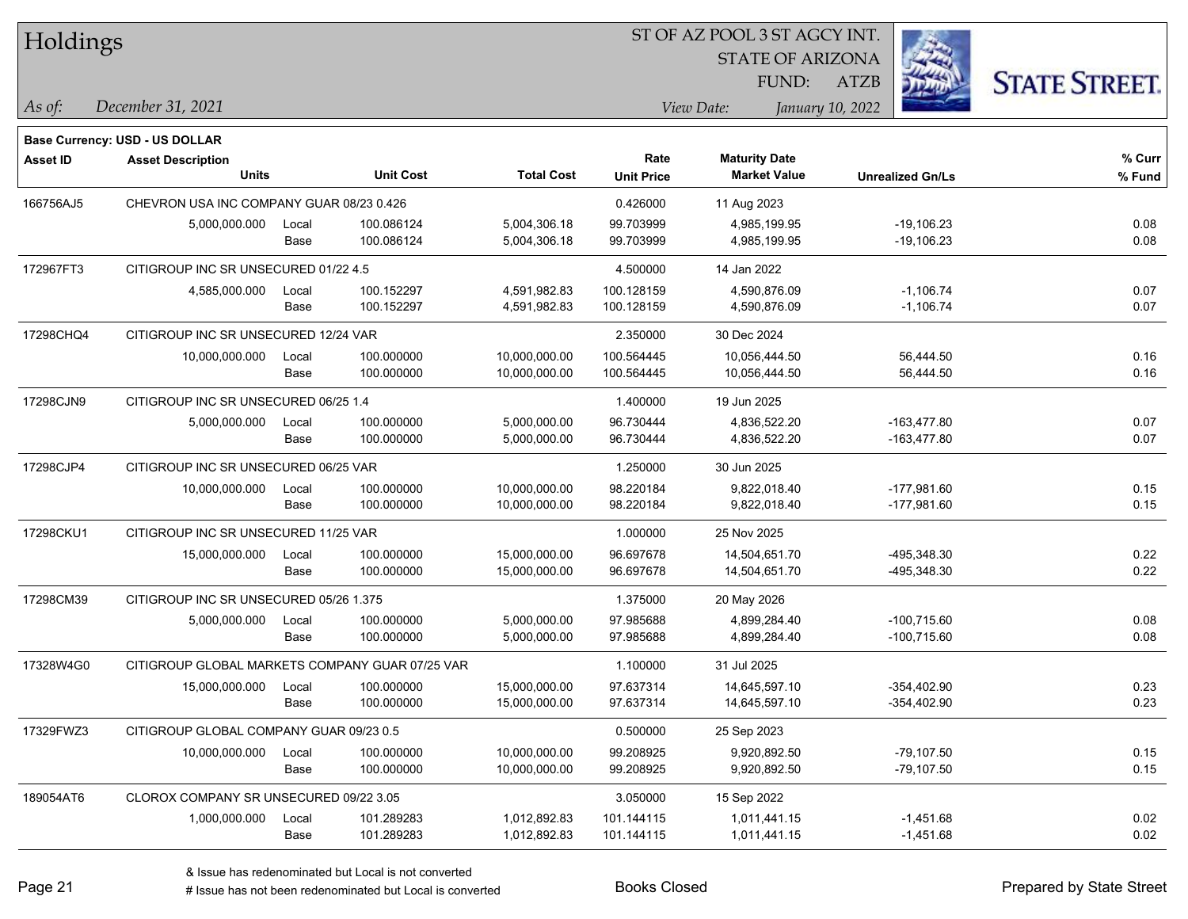# Holdings

ST OF AZ POOL 3 ST AGCY INT.
STATE OF ARIZONA
FUND: ATZB

*As of:* *December 31, 2021*

*View Date:* *January 10, 2022*

**Base Currency: USD - US DOLLAR**

| Asset ID | Asset Description / Units | | Unit Cost | Total Cost | Rate / Unit Price | Maturity Date / Market Value | Unrealized Gn/Ls | % Curr / % Fund |
|---|---|---|---|---|---|---|---|---|
| 166756AJ5 | CHEVRON USA INC COMPANY GUAR 08/23 0.426 | | | | 0.426000 | 11 Aug 2023 | | |
| | 5,000,000.000 | Local | 100.086124 | 5,004,306.18 | 99.703999 | 4,985,199.95 | -19,106.23 | 0.08 |
| | | Base | 100.086124 | 5,004,306.18 | 99.703999 | 4,985,199.95 | -19,106.23 | 0.08 |
| 172967FT3 | CITIGROUP INC SR UNSECURED 01/22 4.5 | | | | 4.500000 | 14 Jan 2022 | | |
| | 4,585,000.000 | Local | 100.152297 | 4,591,982.83 | 100.128159 | 4,590,876.09 | -1,106.74 | 0.07 |
| | | Base | 100.152297 | 4,591,982.83 | 100.128159 | 4,590,876.09 | -1,106.74 | 0.07 |
| 17298CHQ4 | CITIGROUP INC SR UNSECURED 12/24 VAR | | | | 2.350000 | 30 Dec 2024 | | |
| | 10,000,000.000 | Local | 100.000000 | 10,000,000.00 | 100.564445 | 10,056,444.50 | 56,444.50 | 0.16 |
| | | Base | 100.000000 | 10,000,000.00 | 100.564445 | 10,056,444.50 | 56,444.50 | 0.16 |
| 17298CJN9 | CITIGROUP INC SR UNSECURED 06/25 1.4 | | | | 1.400000 | 19 Jun 2025 | | |
| | 5,000,000.000 | Local | 100.000000 | 5,000,000.00 | 96.730444 | 4,836,522.20 | -163,477.80 | 0.07 |
| | | Base | 100.000000 | 5,000,000.00 | 96.730444 | 4,836,522.20 | -163,477.80 | 0.07 |
| 17298CJP4 | CITIGROUP INC SR UNSECURED 06/25 VAR | | | | 1.250000 | 30 Jun 2025 | | |
| | 10,000,000.000 | Local | 100.000000 | 10,000,000.00 | 98.220184 | 9,822,018.40 | -177,981.60 | 0.15 |
| | | Base | 100.000000 | 10,000,000.00 | 98.220184 | 9,822,018.40 | -177,981.60 | 0.15 |
| 17298CKU1 | CITIGROUP INC SR UNSECURED 11/25 VAR | | | | 1.000000 | 25 Nov 2025 | | |
| | 15,000,000.000 | Local | 100.000000 | 15,000,000.00 | 96.697678 | 14,504,651.70 | -495,348.30 | 0.22 |
| | | Base | 100.000000 | 15,000,000.00 | 96.697678 | 14,504,651.70 | -495,348.30 | 0.22 |
| 17298CM39 | CITIGROUP INC SR UNSECURED 05/26 1.375 | | | | 1.375000 | 20 May 2026 | | |
| | 5,000,000.000 | Local | 100.000000 | 5,000,000.00 | 97.985688 | 4,899,284.40 | -100,715.60 | 0.08 |
| | | Base | 100.000000 | 5,000,000.00 | 97.985688 | 4,899,284.40 | -100,715.60 | 0.08 |
| 17328W4G0 | CITIGROUP GLOBAL MARKETS COMPANY GUAR 07/25 VAR | | | | 1.100000 | 31 Jul 2025 | | |
| | 15,000,000.000 | Local | 100.000000 | 15,000,000.00 | 97.637314 | 14,645,597.10 | -354,402.90 | 0.23 |
| | | Base | 100.000000 | 15,000,000.00 | 97.637314 | 14,645,597.10 | -354,402.90 | 0.23 |
| 17329FWZ3 | CITIGROUP GLOBAL COMPANY GUAR 09/23 0.5 | | | | 0.500000 | 25 Sep 2023 | | |
| | 10,000,000.000 | Local | 100.000000 | 10,000,000.00 | 99.208925 | 9,920,892.50 | -79,107.50 | 0.15 |
| | | Base | 100.000000 | 10,000,000.00 | 99.208925 | 9,920,892.50 | -79,107.50 | 0.15 |
| 189054AT6 | CLOROX COMPANY SR UNSECURED 09/22 3.05 | | | | 3.050000 | 15 Sep 2022 | | |
| | 1,000,000.000 | Local | 101.289283 | 1,012,892.83 | 101.144115 | 1,011,441.15 | -1,451.68 | 0.02 |
| | | Base | 101.289283 | 1,012,892.83 | 101.144115 | 1,011,441.15 | -1,451.68 | 0.02 |

& Issue has redenominated but Local is not converted
# Issue has not been redenominated but Local is converted

Books Closed

Prepared by State Street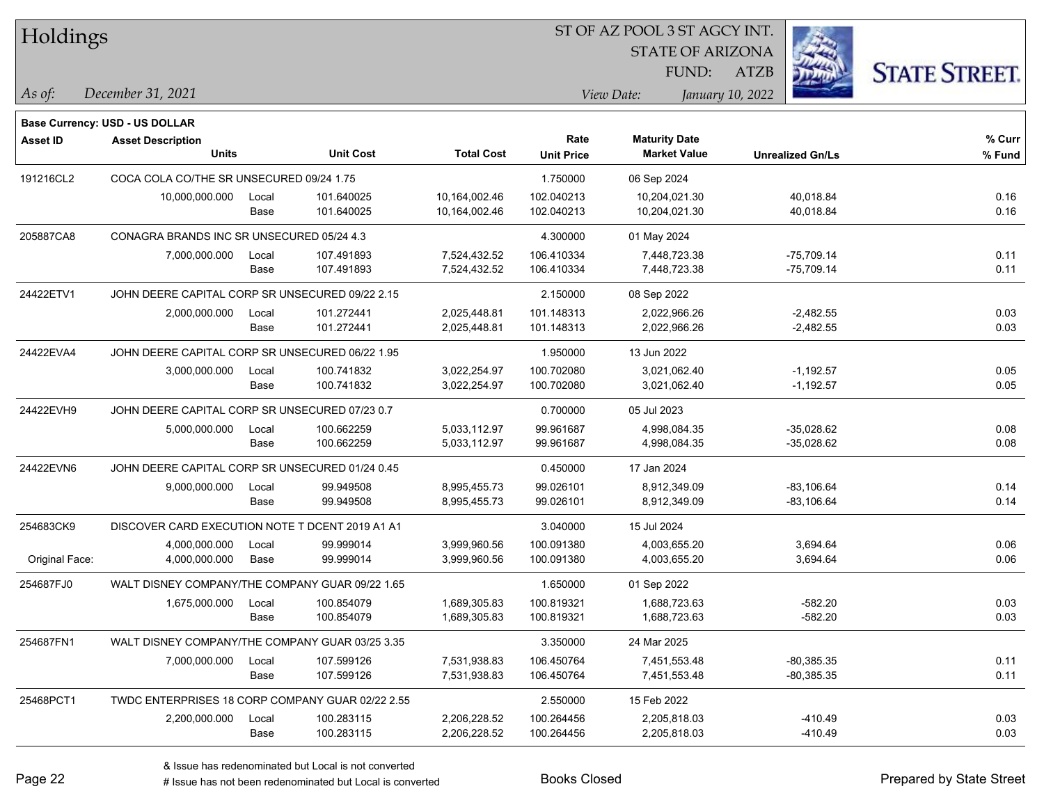# Holdings

ST OF AZ POOL 3 ST AGCY INT.
STATE OF ARIZONA
FUND: ATZB

*As of:* *December 31, 2021*

*View Date:* *January 10, 2022*

**Base Currency: USD - US DOLLAR**

| Asset ID | Asset Description / Units | | Unit Cost | Total Cost | Rate / Unit Price | Maturity Date / Market Value | Unrealized Gn/Ls | % Curr / % Fund |
|---|---|---|---|---|---|---|---|---|
| 191216CL2 | COCA COLA CO/THE SR UNSECURED 09/24 1.75 | | | | 1.750000 | 06 Sep 2024 | | |
| | 10,000,000.000 | Local | 101.640025 | 10,164,002.46 | 102.040213 | 10,204,021.30 | 40,018.84 | 0.16 |
| | | Base | 101.640025 | 10,164,002.46 | 102.040213 | 10,204,021.30 | 40,018.84 | 0.16 |
| 205887CA8 | CONAGRA BRANDS INC SR UNSECURED 05/24 4.3 | | | | 4.300000 | 01 May 2024 | | |
| | 7,000,000.000 | Local | 107.491893 | 7,524,432.52 | 106.410334 | 7,448,723.38 | -75,709.14 | 0.11 |
| | | Base | 107.491893 | 7,524,432.52 | 106.410334 | 7,448,723.38 | -75,709.14 | 0.11 |
| 24422ETV1 | JOHN DEERE CAPITAL CORP SR UNSECURED 09/22 2.15 | | | | 2.150000 | 08 Sep 2022 | | |
| | 2,000,000.000 | Local | 101.272441 | 2,025,448.81 | 101.148313 | 2,022,966.26 | -2,482.55 | 0.03 |
| | | Base | 101.272441 | 2,025,448.81 | 101.148313 | 2,022,966.26 | -2,482.55 | 0.03 |
| 24422EVA4 | JOHN DEERE CAPITAL CORP SR UNSECURED 06/22 1.95 | | | | 1.950000 | 13 Jun 2022 | | |
| | 3,000,000.000 | Local | 100.741832 | 3,022,254.97 | 100.702080 | 3,021,062.40 | -1,192.57 | 0.05 |
| | | Base | 100.741832 | 3,022,254.97 | 100.702080 | 3,021,062.40 | -1,192.57 | 0.05 |
| 24422EVH9 | JOHN DEERE CAPITAL CORP SR UNSECURED 07/23 0.7 | | | | 0.700000 | 05 Jul 2023 | | |
| | 5,000,000.000 | Local | 100.662259 | 5,033,112.97 | 99.961687 | 4,998,084.35 | -35,028.62 | 0.08 |
| | | Base | 100.662259 | 5,033,112.97 | 99.961687 | 4,998,084.35 | -35,028.62 | 0.08 |
| 24422EVN6 | JOHN DEERE CAPITAL CORP SR UNSECURED 01/24 0.45 | | | | 0.450000 | 17 Jan 2024 | | |
| | 9,000,000.000 | Local | 99.949508 | 8,995,455.73 | 99.026101 | 8,912,349.09 | -83,106.64 | 0.14 |
| | | Base | 99.949508 | 8,995,455.73 | 99.026101 | 8,912,349.09 | -83,106.64 | 0.14 |
| 254683CK9 | DISCOVER CARD EXECUTION NOTE T DCENT 2019 A1 A1 | | | | 3.040000 | 15 Jul 2024 | | |
| | 4,000,000.000 | Local | 99.999014 | 3,999,960.56 | 100.091380 | 4,003,655.20 | 3,694.64 | 0.06 |
| Original Face: | 4,000,000.000 | Base | 99.999014 | 3,999,960.56 | 100.091380 | 4,003,655.20 | 3,694.64 | 0.06 |
| 254687FJ0 | WALT DISNEY COMPANY/THE COMPANY GUAR 09/22 1.65 | | | | 1.650000 | 01 Sep 2022 | | |
| | 1,675,000.000 | Local | 100.854079 | 1,689,305.83 | 100.819321 | 1,688,723.63 | -582.20 | 0.03 |
| | | Base | 100.854079 | 1,689,305.83 | 100.819321 | 1,688,723.63 | -582.20 | 0.03 |
| 254687FN1 | WALT DISNEY COMPANY/THE COMPANY GUAR 03/25 3.35 | | | | 3.350000 | 24 Mar 2025 | | |
| | 7,000,000.000 | Local | 107.599126 | 7,531,938.83 | 106.450764 | 7,451,553.48 | -80,385.35 | 0.11 |
| | | Base | 107.599126 | 7,531,938.83 | 106.450764 | 7,451,553.48 | -80,385.35 | 0.11 |
| 25468PCT1 | TWDC ENTERPRISES 18 CORP COMPANY GUAR 02/22 2.55 | | | | 2.550000 | 15 Feb 2022 | | |
| | 2,200,000.000 | Local | 100.283115 | 2,206,228.52 | 100.264456 | 2,205,818.03 | -410.49 | 0.03 |
| | | Base | 100.283115 | 2,206,228.52 | 100.264456 | 2,205,818.03 | -410.49 | 0.03 |

& Issue has redenominated but Local is not converted
# Issue has not been redenominated but Local is converted

Books Closed

Prepared by State Street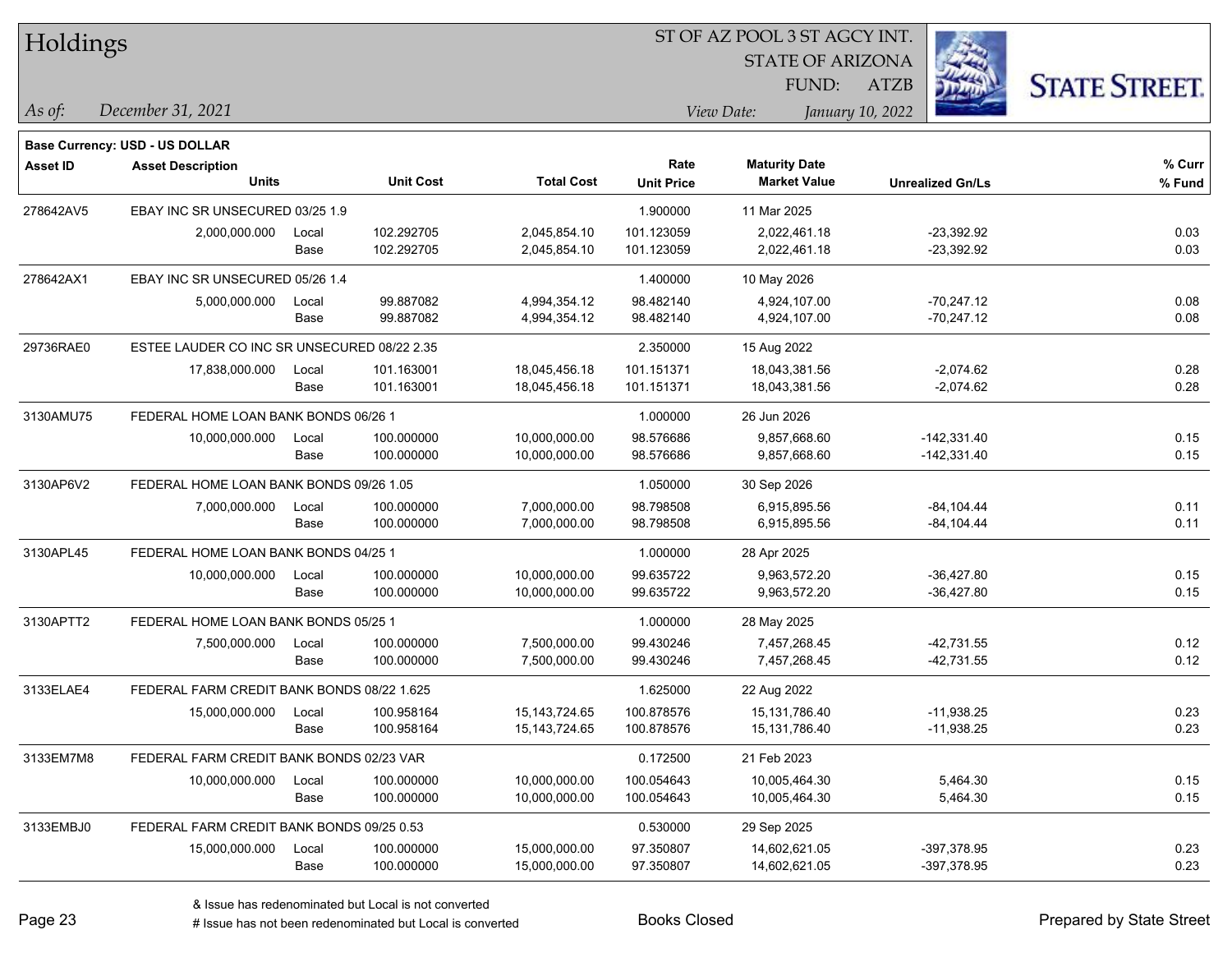# Holdings

ST OF AZ POOL 3 ST AGCY INT.
STATE OF ARIZONA
FUND: ATZB

*As of:* *December 31, 2021*
*View Date:* *January 10, 2022*

**Base Currency: USD - US DOLLAR**

| Asset ID | Asset Description / Units | | Unit Cost | Total Cost | Rate / Unit Price | Maturity Date / Market Value | Unrealized Gn/Ls | % Curr / % Fund |
|---|---|---|---|---|---|---|---|---|
| 278642AV5 | EBAY INC SR UNSECURED 03/25 1.9 | | | | 1.900000 | 11 Mar 2025 | | |
| | 2,000,000.000 | Local | 102.292705 | 2,045,854.10 | 101.123059 | 2,022,461.18 | -23,392.92 | 0.03 |
| | | Base | 102.292705 | 2,045,854.10 | 101.123059 | 2,022,461.18 | -23,392.92 | 0.03 |
| 278642AX1 | EBAY INC SR UNSECURED 05/26 1.4 | | | | 1.400000 | 10 May 2026 | | |
| | 5,000,000.000 | Local | 99.887082 | 4,994,354.12 | 98.482140 | 4,924,107.00 | -70,247.12 | 0.08 |
| | | Base | 99.887082 | 4,994,354.12 | 98.482140 | 4,924,107.00 | -70,247.12 | 0.08 |
| 29736RAE0 | ESTEE LAUDER CO INC SR UNSECURED 08/22 2.35 | | | | 2.350000 | 15 Aug 2022 | | |
| | 17,838,000.000 | Local | 101.163001 | 18,045,456.18 | 101.151371 | 18,043,381.56 | -2,074.62 | 0.28 |
| | | Base | 101.163001 | 18,045,456.18 | 101.151371 | 18,043,381.56 | -2,074.62 | 0.28 |
| 3130AMU75 | FEDERAL HOME LOAN BANK BONDS 06/26 1 | | | | 1.000000 | 26 Jun 2026 | | |
| | 10,000,000.000 | Local | 100.000000 | 10,000,000.00 | 98.576686 | 9,857,668.60 | -142,331.40 | 0.15 |
| | | Base | 100.000000 | 10,000,000.00 | 98.576686 | 9,857,668.60 | -142,331.40 | 0.15 |
| 3130AP6V2 | FEDERAL HOME LOAN BANK BONDS 09/26 1.05 | | | | 1.050000 | 30 Sep 2026 | | |
| | 7,000,000.000 | Local | 100.000000 | 7,000,000.00 | 98.798508 | 6,915,895.56 | -84,104.44 | 0.11 |
| | | Base | 100.000000 | 7,000,000.00 | 98.798508 | 6,915,895.56 | -84,104.44 | 0.11 |
| 3130APL45 | FEDERAL HOME LOAN BANK BONDS 04/25 1 | | | | 1.000000 | 28 Apr 2025 | | |
| | 10,000,000.000 | Local | 100.000000 | 10,000,000.00 | 99.635722 | 9,963,572.20 | -36,427.80 | 0.15 |
| | | Base | 100.000000 | 10,000,000.00 | 99.635722 | 9,963,572.20 | -36,427.80 | 0.15 |
| 3130APTT2 | FEDERAL HOME LOAN BANK BONDS 05/25 1 | | | | 1.000000 | 28 May 2025 | | |
| | 7,500,000.000 | Local | 100.000000 | 7,500,000.00 | 99.430246 | 7,457,268.45 | -42,731.55 | 0.12 |
| | | Base | 100.000000 | 7,500,000.00 | 99.430246 | 7,457,268.45 | -42,731.55 | 0.12 |
| 3133ELAE4 | FEDERAL FARM CREDIT BANK BONDS 08/22 1.625 | | | | 1.625000 | 22 Aug 2022 | | |
| | 15,000,000.000 | Local | 100.958164 | 15,143,724.65 | 100.878576 | 15,131,786.40 | -11,938.25 | 0.23 |
| | | Base | 100.958164 | 15,143,724.65 | 100.878576 | 15,131,786.40 | -11,938.25 | 0.23 |
| 3133EM7M8 | FEDERAL FARM CREDIT BANK BONDS 02/23 VAR | | | | 0.172500 | 21 Feb 2023 | | |
| | 10,000,000.000 | Local | 100.000000 | 10,000,000.00 | 100.054643 | 10,005,464.30 | 5,464.30 | 0.15 |
| | | Base | 100.000000 | 10,000,000.00 | 100.054643 | 10,005,464.30 | 5,464.30 | 0.15 |
| 3133EMBJ0 | FEDERAL FARM CREDIT BANK BONDS 09/25 0.53 | | | | 0.530000 | 29 Sep 2025 | | |
| | 15,000,000.000 | Local | 100.000000 | 15,000,000.00 | 97.350807 | 14,602,621.05 | -397,378.95 | 0.23 |
| | | Base | 100.000000 | 15,000,000.00 | 97.350807 | 14,602,621.05 | -397,378.95 | 0.23 |

& Issue has redenominated but Local is not converted
# Issue has not been redenominated but Local is converted

Books Closed

Prepared by State Street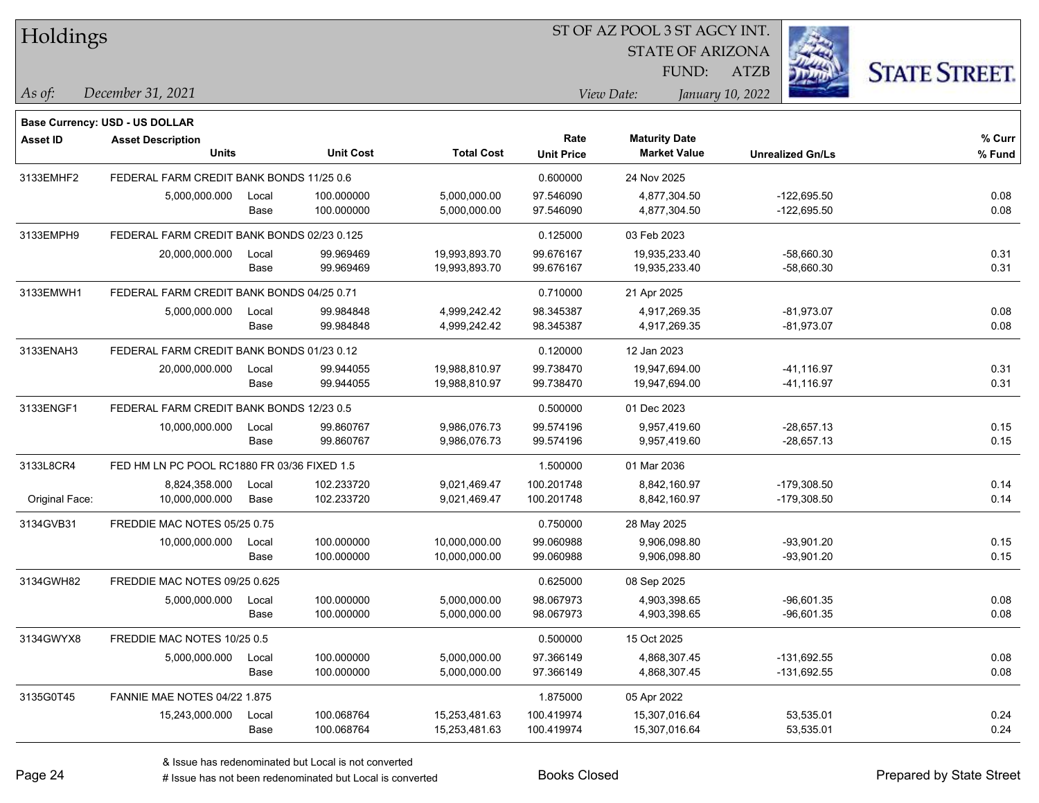# Holdings

ST OF AZ POOL 3 ST AGCY INT.
STATE OF ARIZONA
FUND: ATZB

*As of:* *December 31, 2021*
*View Date:* *January 10, 2022*

**Base Currency: USD - US DOLLAR**

| Asset ID | Asset Description / Units | | Unit Cost | Total Cost | Rate / Unit Price | Maturity Date / Market Value | Unrealized Gn/Ls | % Curr / % Fund |
|---|---|---|---|---|---|---|---|---|
| 3133EMHF2 | FEDERAL FARM CREDIT BANK BONDS 11/25 0.6 | | | | 0.600000 | 24 Nov 2025 | | |
| | 5,000,000.000 | Local | 100.000000 | 5,000,000.00 | 97.546090 | 4,877,304.50 | -122,695.50 | 0.08 |
| | | Base | 100.000000 | 5,000,000.00 | 97.546090 | 4,877,304.50 | -122,695.50 | 0.08 |
| 3133EMPH9 | FEDERAL FARM CREDIT BANK BONDS 02/23 0.125 | | | | 0.125000 | 03 Feb 2023 | | |
| | 20,000,000.000 | Local | 99.969469 | 19,993,893.70 | 99.676167 | 19,935,233.40 | -58,660.30 | 0.31 |
| | | Base | 99.969469 | 19,993,893.70 | 99.676167 | 19,935,233.40 | -58,660.30 | 0.31 |
| 3133EMWH1 | FEDERAL FARM CREDIT BANK BONDS 04/25 0.71 | | | | 0.710000 | 21 Apr 2025 | | |
| | 5,000,000.000 | Local | 99.984848 | 4,999,242.42 | 98.345387 | 4,917,269.35 | -81,973.07 | 0.08 |
| | | Base | 99.984848 | 4,999,242.42 | 98.345387 | 4,917,269.35 | -81,973.07 | 0.08 |
| 3133ENAH3 | FEDERAL FARM CREDIT BANK BONDS 01/23 0.12 | | | | 0.120000 | 12 Jan 2023 | | |
| | 20,000,000.000 | Local | 99.944055 | 19,988,810.97 | 99.738470 | 19,947,694.00 | -41,116.97 | 0.31 |
| | | Base | 99.944055 | 19,988,810.97 | 99.738470 | 19,947,694.00 | -41,116.97 | 0.31 |
| 3133ENGF1 | FEDERAL FARM CREDIT BANK BONDS 12/23 0.5 | | | | 0.500000 | 01 Dec 2023 | | |
| | 10,000,000.000 | Local | 99.860767 | 9,986,076.73 | 99.574196 | 9,957,419.60 | -28,657.13 | 0.15 |
| | | Base | 99.860767 | 9,986,076.73 | 99.574196 | 9,957,419.60 | -28,657.13 | 0.15 |
| 3133L8CR4 | FED HM LN PC POOL RC1880 FR 03/36 FIXED 1.5 | | | | 1.500000 | 01 Mar 2036 | | |
| | 8,824,358.000 | Local | 102.233720 | 9,021,469.47 | 100.201748 | 8,842,160.97 | -179,308.50 | 0.14 |
| Original Face: | 10,000,000.000 | Base | 102.233720 | 9,021,469.47 | 100.201748 | 8,842,160.97 | -179,308.50 | 0.14 |
| 3134GVB31 | FREDDIE MAC NOTES 05/25 0.75 | | | | 0.750000 | 28 May 2025 | | |
| | 10,000,000.000 | Local | 100.000000 | 10,000,000.00 | 99.060988 | 9,906,098.80 | -93,901.20 | 0.15 |
| | | Base | 100.000000 | 10,000,000.00 | 99.060988 | 9,906,098.80 | -93,901.20 | 0.15 |
| 3134GWH82 | FREDDIE MAC NOTES 09/25 0.625 | | | | 0.625000 | 08 Sep 2025 | | |
| | 5,000,000.000 | Local | 100.000000 | 5,000,000.00 | 98.067973 | 4,903,398.65 | -96,601.35 | 0.08 |
| | | Base | 100.000000 | 5,000,000.00 | 98.067973 | 4,903,398.65 | -96,601.35 | 0.08 |
| 3134GWYX8 | FREDDIE MAC NOTES 10/25 0.5 | | | | 0.500000 | 15 Oct 2025 | | |
| | 5,000,000.000 | Local | 100.000000 | 5,000,000.00 | 97.366149 | 4,868,307.45 | -131,692.55 | 0.08 |
| | | Base | 100.000000 | 5,000,000.00 | 97.366149 | 4,868,307.45 | -131,692.55 | 0.08 |
| 3135G0T45 | FANNIE MAE NOTES 04/22 1.875 | | | | 1.875000 | 05 Apr 2022 | | |
| | 15,243,000.000 | Local | 100.068764 | 15,253,481.63 | 100.419974 | 15,307,016.64 | 53,535.01 | 0.24 |
| | | Base | 100.068764 | 15,253,481.63 | 100.419974 | 15,307,016.64 | 53,535.01 | 0.24 |

& Issue has redenominated but Local is not converted
# Issue has not been redenominated but Local is converted

Books Closed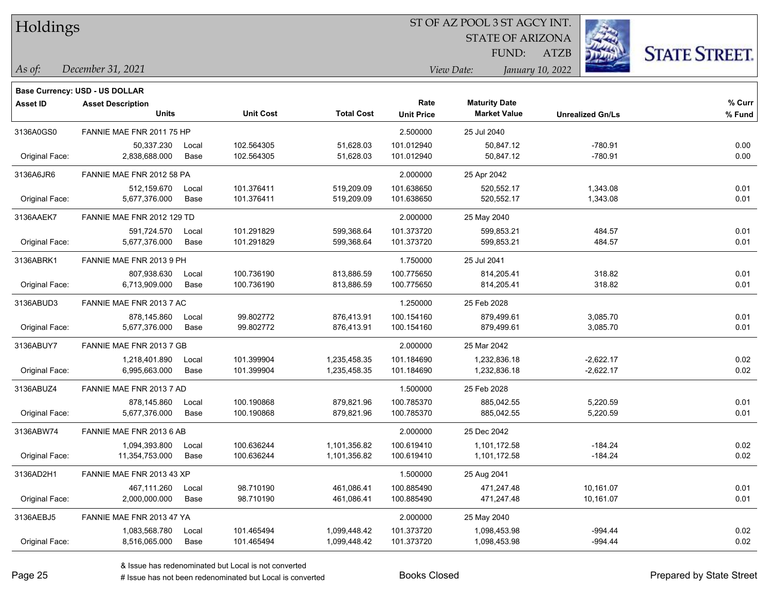# Holdings

ST OF AZ POOL 3 ST AGCY INT.
STATE OF ARIZONA
FUND: ATZB

*As of:* *December 31, 2021*
*View Date:* *January 10, 2022*

**Base Currency: USD - US DOLLAR**

| Asset ID | Asset Description / Units | | Unit Cost | Total Cost | Rate / Unit Price | Maturity Date / Market Value | Unrealized Gn/Ls | % Curr / % Fund |
|---|---|---|---|---|---|---|---|---|
| 3136A0GS0 | FANNIE MAE FNR 2011 75 HP | | | | 2.500000 | 25 Jul 2040 | | |
| | 50,337.230 | Local | 102.564305 | 51,628.03 | 101.012940 | 50,847.12 | -780.91 | 0.00 |
| Original Face: | 2,838,688.000 | Base | 102.564305 | 51,628.03 | 101.012940 | 50,847.12 | -780.91 | 0.00 |
| 3136A6JR6 | FANNIE MAE FNR 2012 58 PA | | | | 2.000000 | 25 Apr 2042 | | |
| | 512,159.670 | Local | 101.376411 | 519,209.09 | 101.638650 | 520,552.17 | 1,343.08 | 0.01 |
| Original Face: | 5,677,376.000 | Base | 101.376411 | 519,209.09 | 101.638650 | 520,552.17 | 1,343.08 | 0.01 |
| 3136AAEK7 | FANNIE MAE FNR 2012 129 TD | | | | 2.000000 | 25 May 2040 | | |
| | 591,724.570 | Local | 101.291829 | 599,368.64 | 101.373720 | 599,853.21 | 484.57 | 0.01 |
| Original Face: | 5,677,376.000 | Base | 101.291829 | 599,368.64 | 101.373720 | 599,853.21 | 484.57 | 0.01 |
| 3136ABRK1 | FANNIE MAE FNR 2013 9 PH | | | | 1.750000 | 25 Jul 2041 | | |
| | 807,938.630 | Local | 100.736190 | 813,886.59 | 100.775650 | 814,205.41 | 318.82 | 0.01 |
| Original Face: | 6,713,909.000 | Base | 100.736190 | 813,886.59 | 100.775650 | 814,205.41 | 318.82 | 0.01 |
| 3136ABUD3 | FANNIE MAE FNR 2013 7 AC | | | | 1.250000 | 25 Feb 2028 | | |
| | 878,145.860 | Local | 99.802772 | 876,413.91 | 100.154160 | 879,499.61 | 3,085.70 | 0.01 |
| Original Face: | 5,677,376.000 | Base | 99.802772 | 876,413.91 | 100.154160 | 879,499.61 | 3,085.70 | 0.01 |
| 3136ABUY7 | FANNIE MAE FNR 2013 7 GB | | | | 2.000000 | 25 Mar 2042 | | |
| | 1,218,401.890 | Local | 101.399904 | 1,235,458.35 | 101.184690 | 1,232,836.18 | -2,622.17 | 0.02 |
| Original Face: | 6,995,663.000 | Base | 101.399904 | 1,235,458.35 | 101.184690 | 1,232,836.18 | -2,622.17 | 0.02 |
| 3136ABUZ4 | FANNIE MAE FNR 2013 7 AD | | | | 1.500000 | 25 Feb 2028 | | |
| | 878,145.860 | Local | 100.190868 | 879,821.96 | 100.785370 | 885,042.55 | 5,220.59 | 0.01 |
| Original Face: | 5,677,376.000 | Base | 100.190868 | 879,821.96 | 100.785370 | 885,042.55 | 5,220.59 | 0.01 |
| 3136ABW74 | FANNIE MAE FNR 2013 6 AB | | | | 2.000000 | 25 Dec 2042 | | |
| | 1,094,393.800 | Local | 100.636244 | 1,101,356.82 | 100.619410 | 1,101,172.58 | -184.24 | 0.02 |
| Original Face: | 11,354,753.000 | Base | 100.636244 | 1,101,356.82 | 100.619410 | 1,101,172.58 | -184.24 | 0.02 |
| 3136AD2H1 | FANNIE MAE FNR 2013 43 XP | | | | 1.500000 | 25 Aug 2041 | | |
| | 467,111.260 | Local | 98.710190 | 461,086.41 | 100.885490 | 471,247.48 | 10,161.07 | 0.01 |
| Original Face: | 2,000,000.000 | Base | 98.710190 | 461,086.41 | 100.885490 | 471,247.48 | 10,161.07 | 0.01 |
| 3136AEBJ5 | FANNIE MAE FNR 2013 47 YA | | | | 2.000000 | 25 May 2040 | | |
| | 1,083,568.780 | Local | 101.465494 | 1,099,448.42 | 101.373720 | 1,098,453.98 | -994.44 | 0.02 |
| Original Face: | 8,516,065.000 | Base | 101.465494 | 1,099,448.42 | 101.373720 | 1,098,453.98 | -994.44 | 0.02 |

& Issue has redenominated but Local is not converted
# Issue has not been redenominated but Local is converted

Books Closed

Prepared by State Street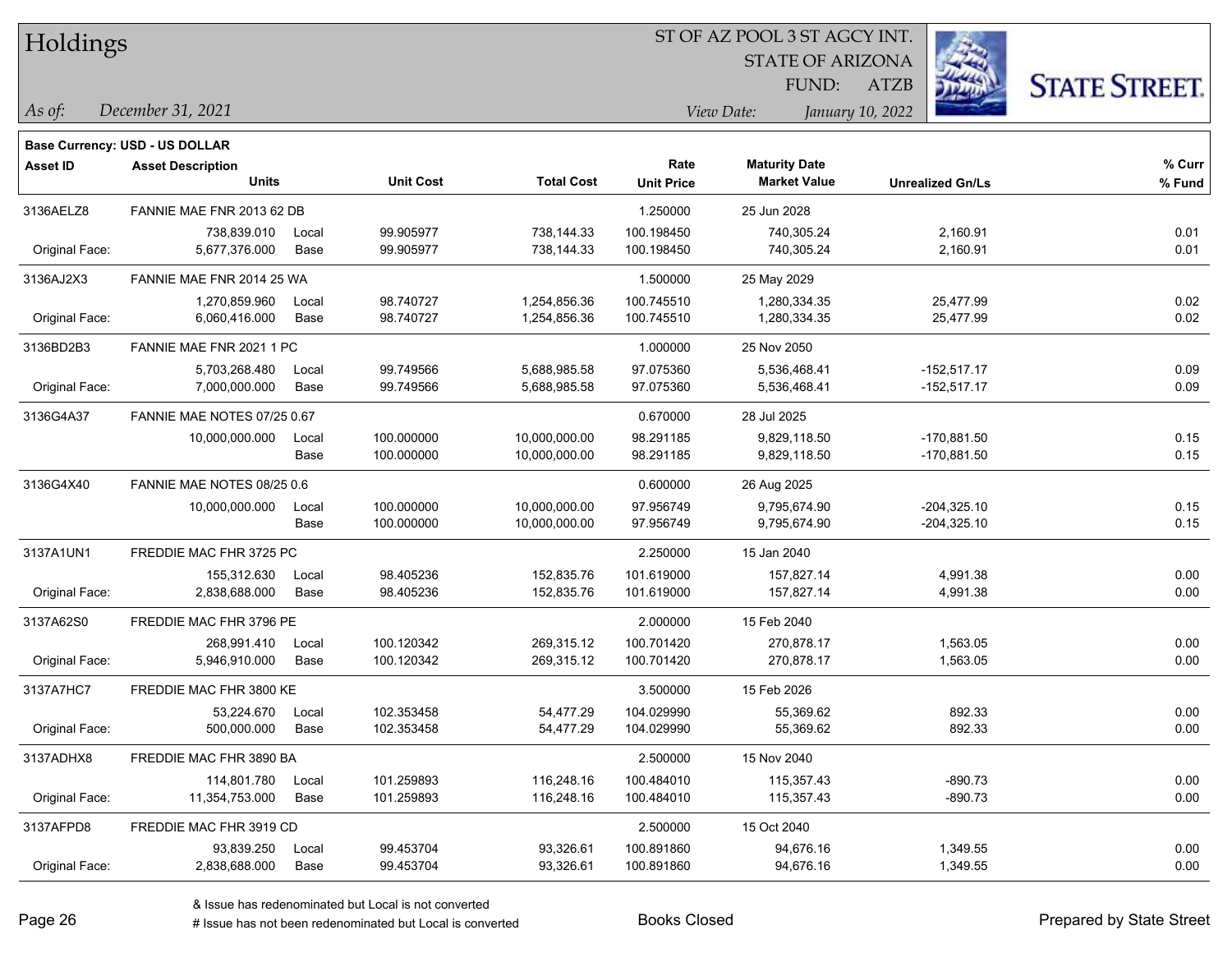# Holdings

ST OF AZ POOL 3 ST AGCY INT.
STATE OF ARIZONA
FUND: ATZB

*As of:* *December 31, 2021*

*View Date:* *January 10, 2022*

**Base Currency: USD - US DOLLAR**

| Asset ID | Asset Description / Units | | Unit Cost | Total Cost | Rate / Unit Price | Maturity Date / Market Value | Unrealized Gn/Ls | % Curr / % Fund |
|---|---|---|---|---|---|---|---|---|
| 3136AELZ8 | FANNIE MAE FNR 2013 62 DB | | | | 1.250000 | 25 Jun 2028 | | |
| | 738,839.010 | Local | 99.905977 | 738,144.33 | 100.198450 | 740,305.24 | 2,160.91 | 0.01 |
| Original Face: | 5,677,376.000 | Base | 99.905977 | 738,144.33 | 100.198450 | 740,305.24 | 2,160.91 | 0.01 |
| 3136AJ2X3 | FANNIE MAE FNR 2014 25 WA | | | | 1.500000 | 25 May 2029 | | |
| | 1,270,859.960 | Local | 98.740727 | 1,254,856.36 | 100.745510 | 1,280,334.35 | 25,477.99 | 0.02 |
| Original Face: | 6,060,416.000 | Base | 98.740727 | 1,254,856.36 | 100.745510 | 1,280,334.35 | 25,477.99 | 0.02 |
| 3136BD2B3 | FANNIE MAE FNR 2021 1 PC | | | | 1.000000 | 25 Nov 2050 | | |
| | 5,703,268.480 | Local | 99.749566 | 5,688,985.58 | 97.075360 | 5,536,468.41 | -152,517.17 | 0.09 |
| Original Face: | 7,000,000.000 | Base | 99.749566 | 5,688,985.58 | 97.075360 | 5,536,468.41 | -152,517.17 | 0.09 |
| 3136G4A37 | FANNIE MAE NOTES 07/25 0.67 | | | | 0.670000 | 28 Jul 2025 | | |
| | 10,000,000.000 | Local | 100.000000 | 10,000,000.00 | 98.291185 | 9,829,118.50 | -170,881.50 | 0.15 |
| | | Base | 100.000000 | 10,000,000.00 | 98.291185 | 9,829,118.50 | -170,881.50 | 0.15 |
| 3136G4X40 | FANNIE MAE NOTES 08/25 0.6 | | | | 0.600000 | 26 Aug 2025 | | |
| | 10,000,000.000 | Local | 100.000000 | 10,000,000.00 | 97.956749 | 9,795,674.90 | -204,325.10 | 0.15 |
| | | Base | 100.000000 | 10,000,000.00 | 97.956749 | 9,795,674.90 | -204,325.10 | 0.15 |
| 3137A1UN1 | FREDDIE MAC FHR 3725 PC | | | | 2.250000 | 15 Jan 2040 | | |
| | 155,312.630 | Local | 98.405236 | 152,835.76 | 101.619000 | 157,827.14 | 4,991.38 | 0.00 |
| Original Face: | 2,838,688.000 | Base | 98.405236 | 152,835.76 | 101.619000 | 157,827.14 | 4,991.38 | 0.00 |
| 3137A62S0 | FREDDIE MAC FHR 3796 PE | | | | 2.000000 | 15 Feb 2040 | | |
| | 268,991.410 | Local | 100.120342 | 269,315.12 | 100.701420 | 270,878.17 | 1,563.05 | 0.00 |
| Original Face: | 5,946,910.000 | Base | 100.120342 | 269,315.12 | 100.701420 | 270,878.17 | 1,563.05 | 0.00 |
| 3137A7HC7 | FREDDIE MAC FHR 3800 KE | | | | 3.500000 | 15 Feb 2026 | | |
| | 53,224.670 | Local | 102.353458 | 54,477.29 | 104.029990 | 55,369.62 | 892.33 | 0.00 |
| Original Face: | 500,000.000 | Base | 102.353458 | 54,477.29 | 104.029990 | 55,369.62 | 892.33 | 0.00 |
| 3137ADHX8 | FREDDIE MAC FHR 3890 BA | | | | 2.500000 | 15 Nov 2040 | | |
| | 114,801.780 | Local | 101.259893 | 116,248.16 | 100.484010 | 115,357.43 | -890.73 | 0.00 |
| Original Face: | 11,354,753.000 | Base | 101.259893 | 116,248.16 | 100.484010 | 115,357.43 | -890.73 | 0.00 |
| 3137AFPD8 | FREDDIE MAC FHR 3919 CD | | | | 2.500000 | 15 Oct 2040 | | |
| | 93,839.250 | Local | 99.453704 | 93,326.61 | 100.891860 | 94,676.16 | 1,349.55 | 0.00 |
| Original Face: | 2,838,688.000 | Base | 99.453704 | 93,326.61 | 100.891860 | 94,676.16 | 1,349.55 | 0.00 |

& Issue has redenominated but Local is not converted
# Issue has not been redenominated but Local is converted

Books Closed

Prepared by State Street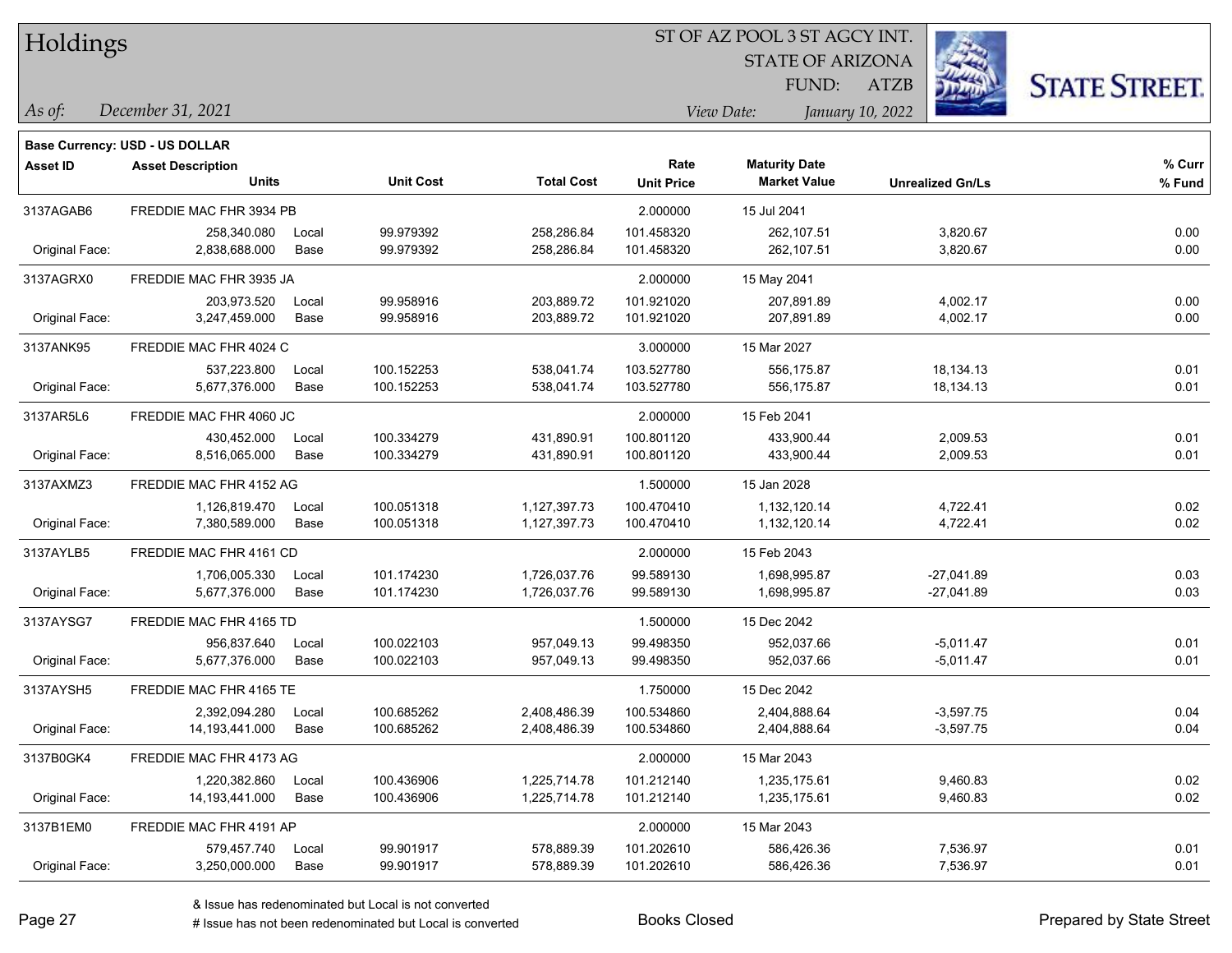# Holdings

ST OF AZ POOL 3 ST AGCY INT.
STATE OF ARIZONA
FUND: ATZB

*As of:* *December 31, 2021*

*View Date:* *January 10, 2022*

**Base Currency: USD - US DOLLAR**

| Asset ID | Asset Description / Units | | Unit Cost | Total Cost | Rate / Unit Price | Maturity Date / Market Value | Unrealized Gn/Ls | % Curr / % Fund |
|---|---|---|---|---|---|---|---|---|
| 3137AGAB6 | FREDDIE MAC FHR 3934 PB | | | | 2.000000 | 15 Jul 2041 | | |
| | 258,340.080 | Local | 99.979392 | 258,286.84 | 101.458320 | 262,107.51 | 3,820.67 | 0.00 |
| Original Face: | 2,838,688.000 | Base | 99.979392 | 258,286.84 | 101.458320 | 262,107.51 | 3,820.67 | 0.00 |
| 3137AGRX0 | FREDDIE MAC FHR 3935 JA | | | | 2.000000 | 15 May 2041 | | |
| | 203,973.520 | Local | 99.958916 | 203,889.72 | 101.921020 | 207,891.89 | 4,002.17 | 0.00 |
| Original Face: | 3,247,459.000 | Base | 99.958916 | 203,889.72 | 101.921020 | 207,891.89 | 4,002.17 | 0.00 |
| 3137ANK95 | FREDDIE MAC FHR 4024 C | | | | 3.000000 | 15 Mar 2027 | | |
| | 537,223.800 | Local | 100.152253 | 538,041.74 | 103.527780 | 556,175.87 | 18,134.13 | 0.01 |
| Original Face: | 5,677,376.000 | Base | 100.152253 | 538,041.74 | 103.527780 | 556,175.87 | 18,134.13 | 0.01 |
| 3137AR5L6 | FREDDIE MAC FHR 4060 JC | | | | 2.000000 | 15 Feb 2041 | | |
| | 430,452.000 | Local | 100.334279 | 431,890.91 | 100.801120 | 433,900.44 | 2,009.53 | 0.01 |
| Original Face: | 8,516,065.000 | Base | 100.334279 | 431,890.91 | 100.801120 | 433,900.44 | 2,009.53 | 0.01 |
| 3137AXMZ3 | FREDDIE MAC FHR 4152 AG | | | | 1.500000 | 15 Jan 2028 | | |
| | 1,126,819.470 | Local | 100.051318 | 1,127,397.73 | 100.470410 | 1,132,120.14 | 4,722.41 | 0.02 |
| Original Face: | 7,380,589.000 | Base | 100.051318 | 1,127,397.73 | 100.470410 | 1,132,120.14 | 4,722.41 | 0.02 |
| 3137AYLB5 | FREDDIE MAC FHR 4161 CD | | | | 2.000000 | 15 Feb 2043 | | |
| | 1,706,005.330 | Local | 101.174230 | 1,726,037.76 | 99.589130 | 1,698,995.87 | -27,041.89 | 0.03 |
| Original Face: | 5,677,376.000 | Base | 101.174230 | 1,726,037.76 | 99.589130 | 1,698,995.87 | -27,041.89 | 0.03 |
| 3137AYSG7 | FREDDIE MAC FHR 4165 TD | | | | 1.500000 | 15 Dec 2042 | | |
| | 956,837.640 | Local | 100.022103 | 957,049.13 | 99.498350 | 952,037.66 | -5,011.47 | 0.01 |
| Original Face: | 5,677,376.000 | Base | 100.022103 | 957,049.13 | 99.498350 | 952,037.66 | -5,011.47 | 0.01 |
| 3137AYSH5 | FREDDIE MAC FHR 4165 TE | | | | 1.750000 | 15 Dec 2042 | | |
| | 2,392,094.280 | Local | 100.685262 | 2,408,486.39 | 100.534860 | 2,404,888.64 | -3,597.75 | 0.04 |
| Original Face: | 14,193,441.000 | Base | 100.685262 | 2,408,486.39 | 100.534860 | 2,404,888.64 | -3,597.75 | 0.04 |
| 3137B0GK4 | FREDDIE MAC FHR 4173 AG | | | | 2.000000 | 15 Mar 2043 | | |
| | 1,220,382.860 | Local | 100.436906 | 1,225,714.78 | 101.212140 | 1,235,175.61 | 9,460.83 | 0.02 |
| Original Face: | 14,193,441.000 | Base | 100.436906 | 1,225,714.78 | 101.212140 | 1,235,175.61 | 9,460.83 | 0.02 |
| 3137B1EM0 | FREDDIE MAC FHR 4191 AP | | | | 2.000000 | 15 Mar 2043 | | |
| | 579,457.740 | Local | 99.901917 | 578,889.39 | 101.202610 | 586,426.36 | 7,536.97 | 0.01 |
| Original Face: | 3,250,000.000 | Base | 99.901917 | 578,889.39 | 101.202610 | 586,426.36 | 7,536.97 | 0.01 |

& Issue has redenominated but Local is not converted
# Issue has not been redenominated but Local is converted

Books Closed

Prepared by State Street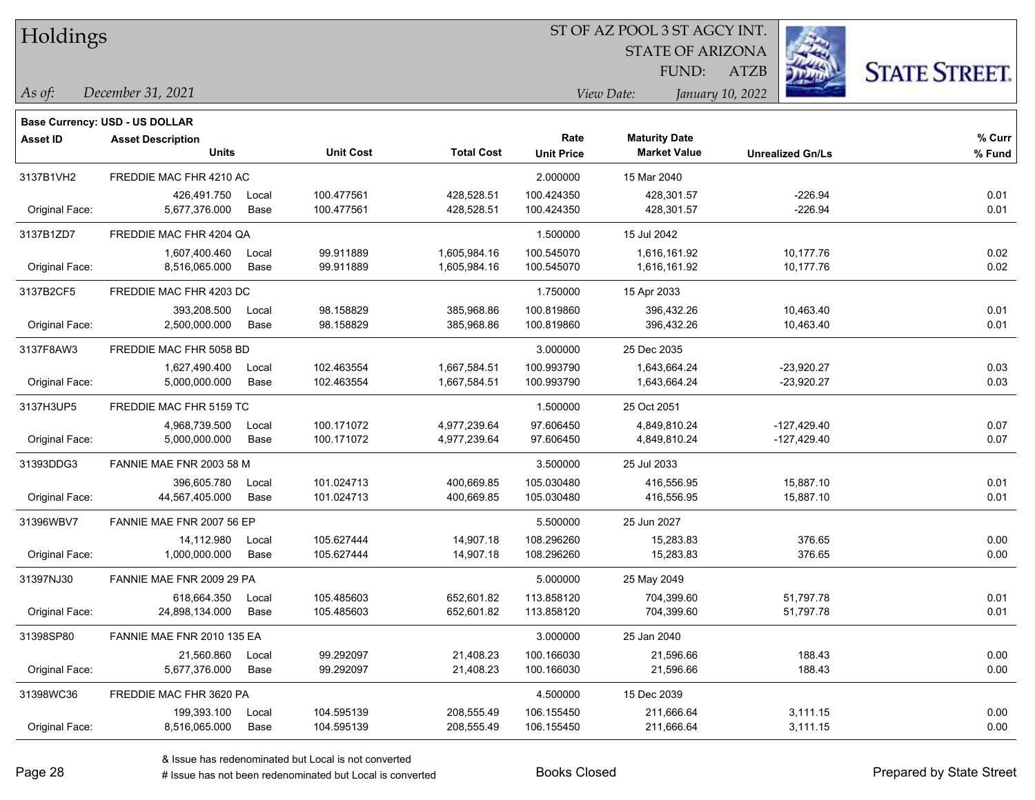# Holdings

ST OF AZ POOL 3 ST AGCY INT.
STATE OF ARIZONA
FUND: ATZB

*As of:* *December 31, 2021*
*View Date:* *January 10, 2022*

**Base Currency: USD - US DOLLAR**

| Asset ID | Asset Description / Units | | Unit Cost | Total Cost | Rate / Unit Price | Maturity Date / Market Value | Unrealized Gn/Ls | % Curr / % Fund |
|---|---|---|---|---|---|---|---|---|
| 3137B1VH2 | FREDDIE MAC FHR 4210 AC | | | | 2.000000 | 15 Mar 2040 | | |
| | 426,491.750 | Local | 100.477561 | 428,528.51 | 100.424350 | 428,301.57 | -226.94 | 0.01 |
| Original Face: | 5,677,376.000 | Base | 100.477561 | 428,528.51 | 100.424350 | 428,301.57 | -226.94 | 0.01 |
| 3137B1ZD7 | FREDDIE MAC FHR 4204 QA | | | | 1.500000 | 15 Jul 2042 | | |
| | 1,607,400.460 | Local | 99.911889 | 1,605,984.16 | 100.545070 | 1,616,161.92 | 10,177.76 | 0.02 |
| Original Face: | 8,516,065.000 | Base | 99.911889 | 1,605,984.16 | 100.545070 | 1,616,161.92 | 10,177.76 | 0.02 |
| 3137B2CF5 | FREDDIE MAC FHR 4203 DC | | | | 1.750000 | 15 Apr 2033 | | |
| | 393,208.500 | Local | 98.158829 | 385,968.86 | 100.819860 | 396,432.26 | 10,463.40 | 0.01 |
| Original Face: | 2,500,000.000 | Base | 98.158829 | 385,968.86 | 100.819860 | 396,432.26 | 10,463.40 | 0.01 |
| 3137F8AW3 | FREDDIE MAC FHR 5058 BD | | | | 3.000000 | 25 Dec 2035 | | |
| | 1,627,490.400 | Local | 102.463554 | 1,667,584.51 | 100.993790 | 1,643,664.24 | -23,920.27 | 0.03 |
| Original Face: | 5,000,000.000 | Base | 102.463554 | 1,667,584.51 | 100.993790 | 1,643,664.24 | -23,920.27 | 0.03 |
| 3137H3UP5 | FREDDIE MAC FHR 5159 TC | | | | 1.500000 | 25 Oct 2051 | | |
| | 4,968,739.500 | Local | 100.171072 | 4,977,239.64 | 97.606450 | 4,849,810.24 | -127,429.40 | 0.07 |
| Original Face: | 5,000,000.000 | Base | 100.171072 | 4,977,239.64 | 97.606450 | 4,849,810.24 | -127,429.40 | 0.07 |
| 31393DDG3 | FANNIE MAE FNR 2003 58 M | | | | 3.500000 | 25 Jul 2033 | | |
| | 396,605.780 | Local | 101.024713 | 400,669.85 | 105.030480 | 416,556.95 | 15,887.10 | 0.01 |
| Original Face: | 44,567,405.000 | Base | 101.024713 | 400,669.85 | 105.030480 | 416,556.95 | 15,887.10 | 0.01 |
| 31396WBV7 | FANNIE MAE FNR 2007 56 EP | | | | 5.500000 | 25 Jun 2027 | | |
| | 14,112.980 | Local | 105.627444 | 14,907.18 | 108.296260 | 15,283.83 | 376.65 | 0.00 |
| Original Face: | 1,000,000.000 | Base | 105.627444 | 14,907.18 | 108.296260 | 15,283.83 | 376.65 | 0.00 |
| 31397NJ30 | FANNIE MAE FNR 2009 29 PA | | | | 5.000000 | 25 May 2049 | | |
| | 618,664.350 | Local | 105.485603 | 652,601.82 | 113.858120 | 704,399.60 | 51,797.78 | 0.01 |
| Original Face: | 24,898,134.000 | Base | 105.485603 | 652,601.82 | 113.858120 | 704,399.60 | 51,797.78 | 0.01 |
| 31398SP80 | FANNIE MAE FNR 2010 135 EA | | | | 3.000000 | 25 Jan 2040 | | |
| | 21,560.860 | Local | 99.292097 | 21,408.23 | 100.166030 | 21,596.66 | 188.43 | 0.00 |
| Original Face: | 5,677,376.000 | Base | 99.292097 | 21,408.23 | 100.166030 | 21,596.66 | 188.43 | 0.00 |
| 31398WC36 | FREDDIE MAC FHR 3620 PA | | | | 4.500000 | 15 Dec 2039 | | |
| | 199,393.100 | Local | 104.595139 | 208,555.49 | 106.155450 | 211,666.64 | 3,111.15 | 0.00 |
| Original Face: | 8,516,065.000 | Base | 104.595139 | 208,555.49 | 106.155450 | 211,666.64 | 3,111.15 | 0.00 |

& Issue has redenominated but Local is not converted
# Issue has not been redenominated but Local is converted

Books Closed

Prepared by State Street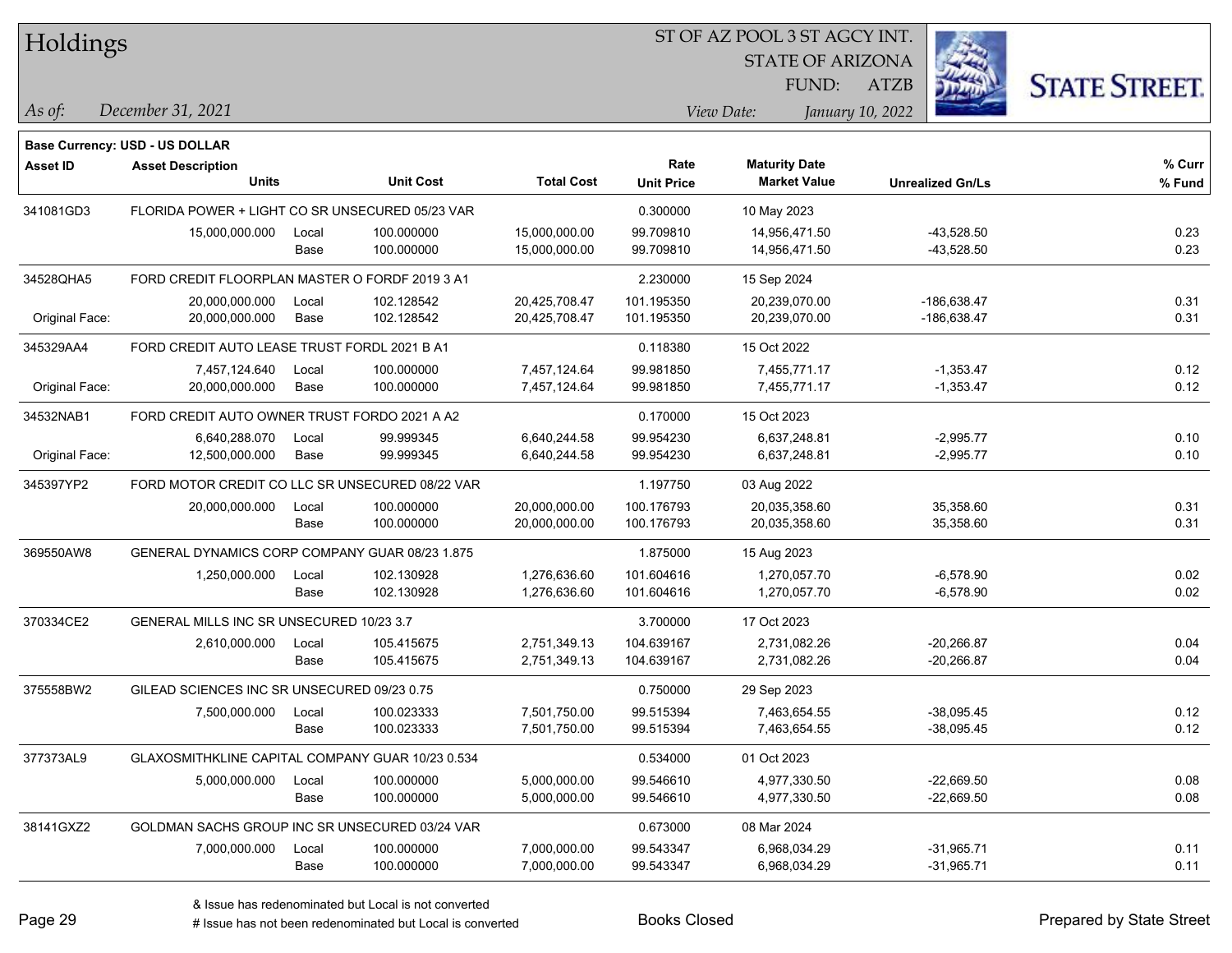# Holdings

ST OF AZ POOL 3 ST AGCY INT.
STATE OF ARIZONA
FUND: ATZB

*As of:* December 31, 2021

*View Date:* January 10, 2022

**Base Currency: USD - US DOLLAR**

| Asset ID | Asset Description / Units | | Unit Cost | Total Cost | Rate / Unit Price | Maturity Date / Market Value | Unrealized Gn/Ls | % Curr / % Fund |
|---|---|---|---|---|---|---|---|---|
| 341081GD3 | FLORIDA POWER + LIGHT CO SR UNSECURED 05/23 VAR | | | | 0.300000 | 10 May 2023 | | |
| | 15,000,000.000 | Local | 100.000000 | 15,000,000.00 | 99.709810 | 14,956,471.50 | -43,528.50 | 0.23 |
| | | Base | 100.000000 | 15,000,000.00 | 99.709810 | 14,956,471.50 | -43,528.50 | 0.23 |
| 34528QHA5 | FORD CREDIT FLOORPLAN MASTER O FORDF 2019 3 A1 | | | | 2.230000 | 15 Sep 2024 | | |
| | 20,000,000.000 | Local | 102.128542 | 20,425,708.47 | 101.195350 | 20,239,070.00 | -186,638.47 | 0.31 |
| Original Face: | 20,000,000.000 | Base | 102.128542 | 20,425,708.47 | 101.195350 | 20,239,070.00 | -186,638.47 | 0.31 |
| 345329AA4 | FORD CREDIT AUTO LEASE TRUST FORDL 2021 B A1 | | | | 0.118380 | 15 Oct 2022 | | |
| | 7,457,124.640 | Local | 100.000000 | 7,457,124.64 | 99.981850 | 7,455,771.17 | -1,353.47 | 0.12 |
| Original Face: | 20,000,000.000 | Base | 100.000000 | 7,457,124.64 | 99.981850 | 7,455,771.17 | -1,353.47 | 0.12 |
| 34532NAB1 | FORD CREDIT AUTO OWNER TRUST FORDO 2021 A A2 | | | | 0.170000 | 15 Oct 2023 | | |
| | 6,640,288.070 | Local | 99.999345 | 6,640,244.58 | 99.954230 | 6,637,248.81 | -2,995.77 | 0.10 |
| Original Face: | 12,500,000.000 | Base | 99.999345 | 6,640,244.58 | 99.954230 | 6,637,248.81 | -2,995.77 | 0.10 |
| 345397YP2 | FORD MOTOR CREDIT CO LLC SR UNSECURED 08/22 VAR | | | | 1.197750 | 03 Aug 2022 | | |
| | 20,000,000.000 | Local | 100.000000 | 20,000,000.00 | 100.176793 | 20,035,358.60 | 35,358.60 | 0.31 |
| | | Base | 100.000000 | 20,000,000.00 | 100.176793 | 20,035,358.60 | 35,358.60 | 0.31 |
| 369550AW8 | GENERAL DYNAMICS CORP COMPANY GUAR 08/23 1.875 | | | | 1.875000 | 15 Aug 2023 | | |
| | 1,250,000.000 | Local | 102.130928 | 1,276,636.60 | 101.604616 | 1,270,057.70 | -6,578.90 | 0.02 |
| | | Base | 102.130928 | 1,276,636.60 | 101.604616 | 1,270,057.70 | -6,578.90 | 0.02 |
| 370334CE2 | GENERAL MILLS INC SR UNSECURED 10/23 3.7 | | | | 3.700000 | 17 Oct 2023 | | |
| | 2,610,000.000 | Local | 105.415675 | 2,751,349.13 | 104.639167 | 2,731,082.26 | -20,266.87 | 0.04 |
| | | Base | 105.415675 | 2,751,349.13 | 104.639167 | 2,731,082.26 | -20,266.87 | 0.04 |
| 375558BW2 | GILEAD SCIENCES INC SR UNSECURED 09/23 0.75 | | | | 0.750000 | 29 Sep 2023 | | |
| | 7,500,000.000 | Local | 100.023333 | 7,501,750.00 | 99.515394 | 7,463,654.55 | -38,095.45 | 0.12 |
| | | Base | 100.023333 | 7,501,750.00 | 99.515394 | 7,463,654.55 | -38,095.45 | 0.12 |
| 377373AL9 | GLAXOSMITHKLINE CAPITAL COMPANY GUAR 10/23 0.534 | | | | 0.534000 | 01 Oct 2023 | | |
| | 5,000,000.000 | Local | 100.000000 | 5,000,000.00 | 99.546610 | 4,977,330.50 | -22,669.50 | 0.08 |
| | | Base | 100.000000 | 5,000,000.00 | 99.546610 | 4,977,330.50 | -22,669.50 | 0.08 |
| 38141GXZ2 | GOLDMAN SACHS GROUP INC SR UNSECURED 03/24 VAR | | | | 0.673000 | 08 Mar 2024 | | |
| | 7,000,000.000 | Local | 100.000000 | 7,000,000.00 | 99.543347 | 6,968,034.29 | -31,965.71 | 0.11 |
| | | Base | 100.000000 | 7,000,000.00 | 99.543347 | 6,968,034.29 | -31,965.71 | 0.11 |

& Issue has redenominated but Local is not converted
# Issue has not been redenominated but Local is converted

Books Closed

Prepared by State Street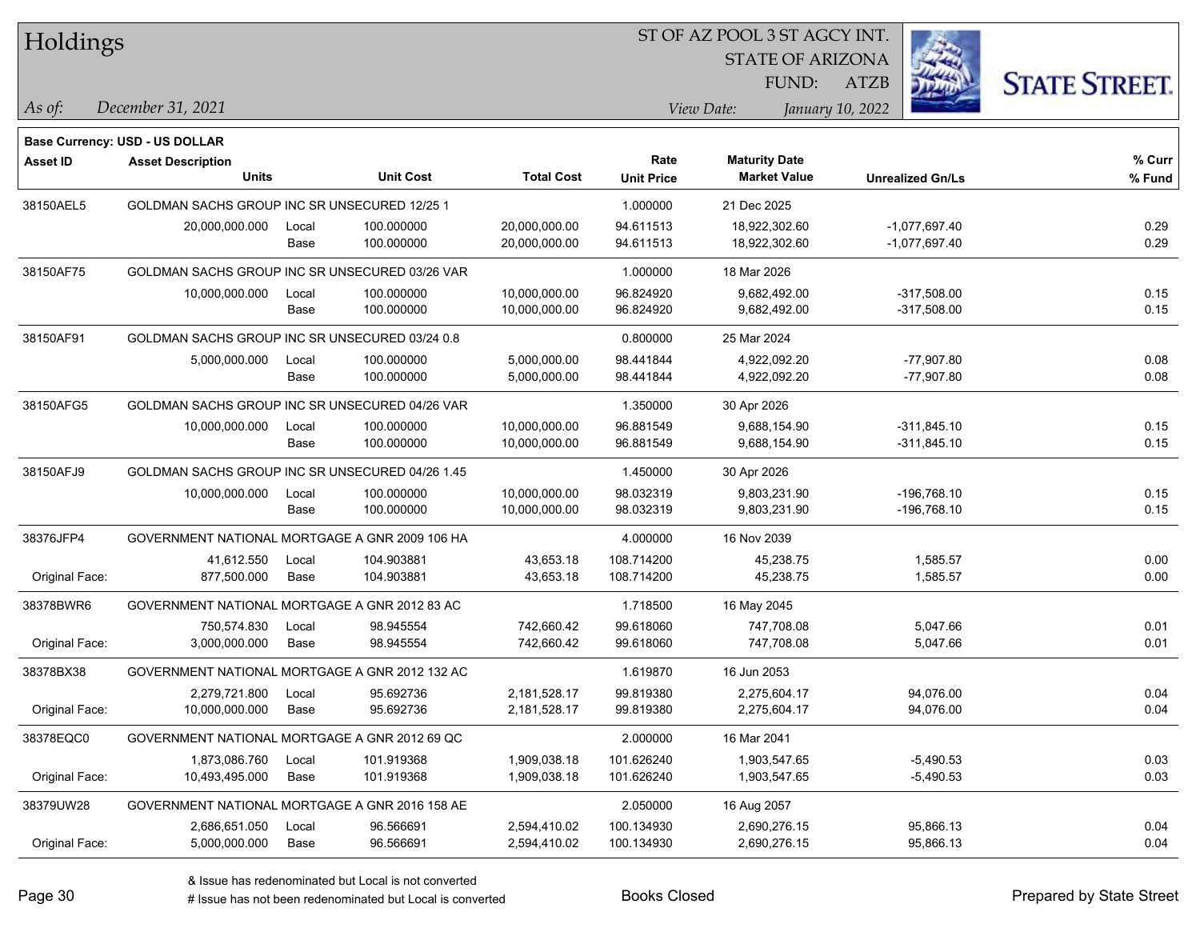# Holdings

ST OF AZ POOL 3 ST AGCY INT.
STATE OF ARIZONA
FUND: ATZB

*As of:* *December 31, 2021*
*View Date:* *January 10, 2022*

**Base Currency: USD - US DOLLAR**

| Asset ID | Asset Description / Units | | Unit Cost | Total Cost | Rate / Unit Price | Maturity Date / Market Value | Unrealized Gn/Ls | % Curr / % Fund |
|---|---|---|---|---|---|---|---|---|
| 38150AEL5 | GOLDMAN SACHS GROUP INC SR UNSECURED 12/25 1 | | | | 1.000000 | 21 Dec 2025 | | |
| | 20,000,000.000 | Local | 100.000000 | 20,000,000.00 | 94.611513 | 18,922,302.60 | -1,077,697.40 | 0.29 |
| | | Base | 100.000000 | 20,000,000.00 | 94.611513 | 18,922,302.60 | -1,077,697.40 | 0.29 |
| 38150AF75 | GOLDMAN SACHS GROUP INC SR UNSECURED 03/26 VAR | | | | 1.000000 | 18 Mar 2026 | | |
| | 10,000,000.000 | Local | 100.000000 | 10,000,000.00 | 96.824920 | 9,682,492.00 | -317,508.00 | 0.15 |
| | | Base | 100.000000 | 10,000,000.00 | 96.824920 | 9,682,492.00 | -317,508.00 | 0.15 |
| 38150AF91 | GOLDMAN SACHS GROUP INC SR UNSECURED 03/24 0.8 | | | | 0.800000 | 25 Mar 2024 | | |
| | 5,000,000.000 | Local | 100.000000 | 5,000,000.00 | 98.441844 | 4,922,092.20 | -77,907.80 | 0.08 |
| | | Base | 100.000000 | 5,000,000.00 | 98.441844 | 4,922,092.20 | -77,907.80 | 0.08 |
| 38150AFG5 | GOLDMAN SACHS GROUP INC SR UNSECURED 04/26 VAR | | | | 1.350000 | 30 Apr 2026 | | |
| | 10,000,000.000 | Local | 100.000000 | 10,000,000.00 | 96.881549 | 9,688,154.90 | -311,845.10 | 0.15 |
| | | Base | 100.000000 | 10,000,000.00 | 96.881549 | 9,688,154.90 | -311,845.10 | 0.15 |
| 38150AFJ9 | GOLDMAN SACHS GROUP INC SR UNSECURED 04/26 1.45 | | | | 1.450000 | 30 Apr 2026 | | |
| | 10,000,000.000 | Local | 100.000000 | 10,000,000.00 | 98.032319 | 9,803,231.90 | -196,768.10 | 0.15 |
| | | Base | 100.000000 | 10,000,000.00 | 98.032319 | 9,803,231.90 | -196,768.10 | 0.15 |
| 38376JFP4 | GOVERNMENT NATIONAL MORTGAGE A GNR 2009 106 HA | | | | 4.000000 | 16 Nov 2039 | | |
| | 41,612.550 | Local | 104.903881 | 43,653.18 | 108.714200 | 45,238.75 | 1,585.57 | 0.00 |
| Original Face: | 877,500.000 | Base | 104.903881 | 43,653.18 | 108.714200 | 45,238.75 | 1,585.57 | 0.00 |
| 38378BWR6 | GOVERNMENT NATIONAL MORTGAGE A GNR 2012 83 AC | | | | 1.718500 | 16 May 2045 | | |
| | 750,574.830 | Local | 98.945554 | 742,660.42 | 99.618060 | 747,708.08 | 5,047.66 | 0.01 |
| Original Face: | 3,000,000.000 | Base | 98.945554 | 742,660.42 | 99.618060 | 747,708.08 | 5,047.66 | 0.01 |
| 38378BX38 | GOVERNMENT NATIONAL MORTGAGE A GNR 2012 132 AC | | | | 1.619870 | 16 Jun 2053 | | |
| | 2,279,721.800 | Local | 95.692736 | 2,181,528.17 | 99.819380 | 2,275,604.17 | 94,076.00 | 0.04 |
| Original Face: | 10,000,000.000 | Base | 95.692736 | 2,181,528.17 | 99.819380 | 2,275,604.17 | 94,076.00 | 0.04 |
| 38378EQC0 | GOVERNMENT NATIONAL MORTGAGE A GNR 2012 69 QC | | | | 2.000000 | 16 Mar 2041 | | |
| | 1,873,086.760 | Local | 101.919368 | 1,909,038.18 | 101.626240 | 1,903,547.65 | -5,490.53 | 0.03 |
| Original Face: | 10,493,495.000 | Base | 101.919368 | 1,909,038.18 | 101.626240 | 1,903,547.65 | -5,490.53 | 0.03 |
| 38379UW28 | GOVERNMENT NATIONAL MORTGAGE A GNR 2016 158 AE | | | | 2.050000 | 16 Aug 2057 | | |
| | 2,686,651.050 | Local | 96.566691 | 2,594,410.02 | 100.134930 | 2,690,276.15 | 95,866.13 | 0.04 |
| Original Face: | 5,000,000.000 | Base | 96.566691 | 2,594,410.02 | 100.134930 | 2,690,276.15 | 95,866.13 | 0.04 |

& Issue has redenominated but Local is not converted
# Issue has not been redenominated but Local is converted

Books Closed

Prepared by State Street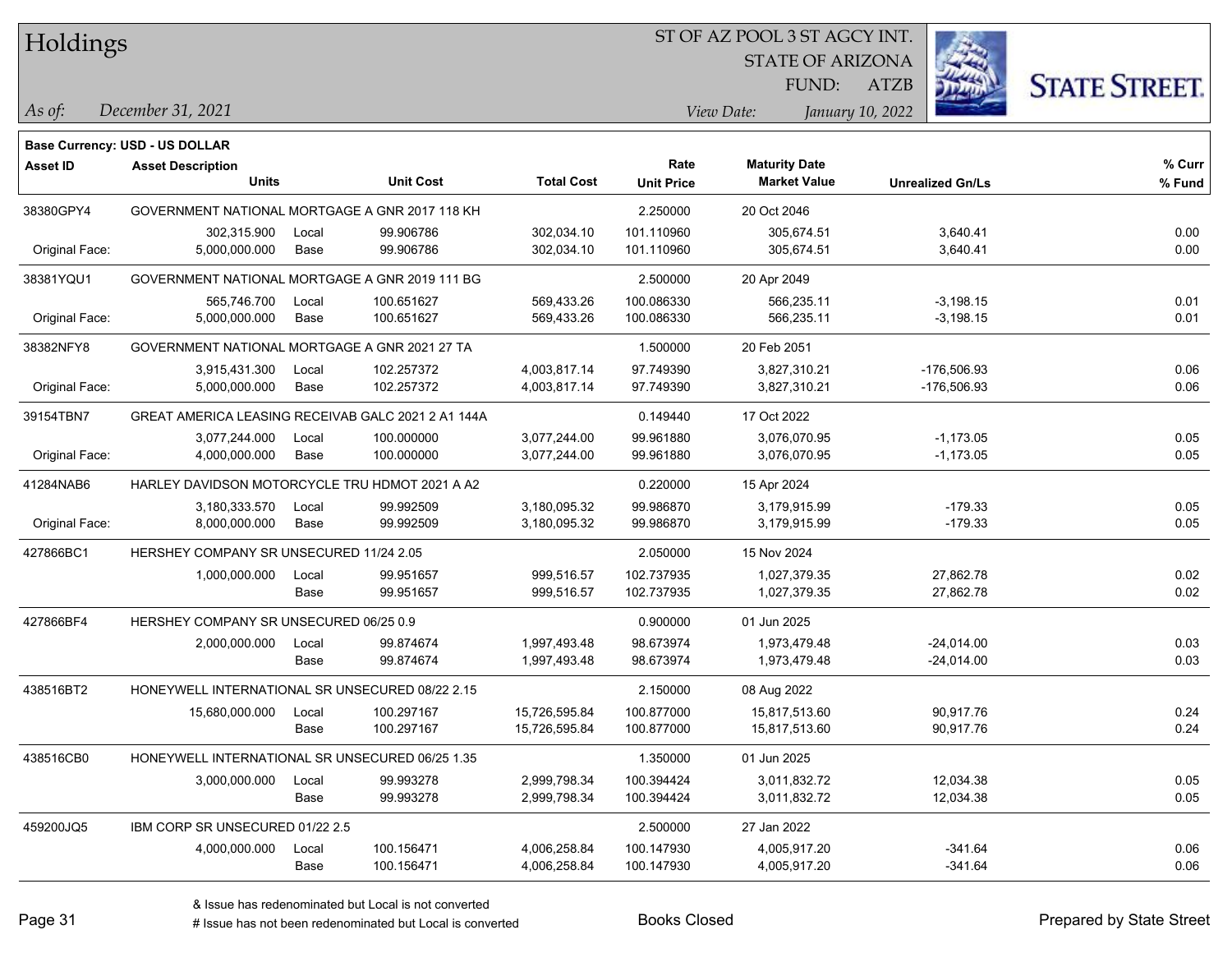# Holdings

ST OF AZ POOL 3 ST AGCY INT.
STATE OF ARIZONA
FUND: ATZB

*As of:* *December 31, 2021*
*View Date:* *January 10, 2022*

**Base Currency: USD - US DOLLAR**

| Asset ID | Asset Description / Units | | Unit Cost | Total Cost | Rate / Unit Price | Maturity Date / Market Value | Unrealized Gn/Ls | % Curr / % Fund |
|---|---|---|---|---|---|---|---|---|
| 38380GPY4 | GOVERNMENT NATIONAL MORTGAGE A GNR 2017 118 KH | | | | 2.250000 | 20 Oct 2046 | | |
| | 302,315.900 | Local | 99.906786 | 302,034.10 | 101.110960 | 305,674.51 | 3,640.41 | 0.00 |
| Original Face: | 5,000,000.000 | Base | 99.906786 | 302,034.10 | 101.110960 | 305,674.51 | 3,640.41 | 0.00 |
| 38381YQU1 | GOVERNMENT NATIONAL MORTGAGE A GNR 2019 111 BG | | | | 2.500000 | 20 Apr 2049 | | |
| | 565,746.700 | Local | 100.651627 | 569,433.26 | 100.086330 | 566,235.11 | -3,198.15 | 0.01 |
| Original Face: | 5,000,000.000 | Base | 100.651627 | 569,433.26 | 100.086330 | 566,235.11 | -3,198.15 | 0.01 |
| 38382NFY8 | GOVERNMENT NATIONAL MORTGAGE A GNR 2021 27 TA | | | | 1.500000 | 20 Feb 2051 | | |
| | 3,915,431.300 | Local | 102.257372 | 4,003,817.14 | 97.749390 | 3,827,310.21 | -176,506.93 | 0.06 |
| Original Face: | 5,000,000.000 | Base | 102.257372 | 4,003,817.14 | 97.749390 | 3,827,310.21 | -176,506.93 | 0.06 |
| 39154TBN7 | GREAT AMERICA LEASING RECEIVAB GALC 2021 2 A1 144A | | | | 0.149440 | 17 Oct 2022 | | |
| | 3,077,244.000 | Local | 100.000000 | 3,077,244.00 | 99.961880 | 3,076,070.95 | -1,173.05 | 0.05 |
| Original Face: | 4,000,000.000 | Base | 100.000000 | 3,077,244.00 | 99.961880 | 3,076,070.95 | -1,173.05 | 0.05 |
| 41284NAB6 | HARLEY DAVIDSON MOTORCYCLE TRU HDMOT 2021 A A2 | | | | 0.220000 | 15 Apr 2024 | | |
| | 3,180,333.570 | Local | 99.992509 | 3,180,095.32 | 99.986870 | 3,179,915.99 | -179.33 | 0.05 |
| Original Face: | 8,000,000.000 | Base | 99.992509 | 3,180,095.32 | 99.986870 | 3,179,915.99 | -179.33 | 0.05 |
| 427866BC1 | HERSHEY COMPANY SR UNSECURED 11/24 2.05 | | | | 2.050000 | 15 Nov 2024 | | |
| | 1,000,000.000 | Local | 99.951657 | 999,516.57 | 102.737935 | 1,027,379.35 | 27,862.78 | 0.02 |
| | | Base | 99.951657 | 999,516.57 | 102.737935 | 1,027,379.35 | 27,862.78 | 0.02 |
| 427866BF4 | HERSHEY COMPANY SR UNSECURED 06/25 0.9 | | | | 0.900000 | 01 Jun 2025 | | |
| | 2,000,000.000 | Local | 99.874674 | 1,997,493.48 | 98.673974 | 1,973,479.48 | -24,014.00 | 0.03 |
| | | Base | 99.874674 | 1,997,493.48 | 98.673974 | 1,973,479.48 | -24,014.00 | 0.03 |
| 438516BT2 | HONEYWELL INTERNATIONAL SR UNSECURED 08/22 2.15 | | | | 2.150000 | 08 Aug 2022 | | |
| | 15,680,000.000 | Local | 100.297167 | 15,726,595.84 | 100.877000 | 15,817,513.60 | 90,917.76 | 0.24 |
| | | Base | 100.297167 | 15,726,595.84 | 100.877000 | 15,817,513.60 | 90,917.76 | 0.24 |
| 438516CB0 | HONEYWELL INTERNATIONAL SR UNSECURED 06/25 1.35 | | | | 1.350000 | 01 Jun 2025 | | |
| | 3,000,000.000 | Local | 99.993278 | 2,999,798.34 | 100.394424 | 3,011,832.72 | 12,034.38 | 0.05 |
| | | Base | 99.993278 | 2,999,798.34 | 100.394424 | 3,011,832.72 | 12,034.38 | 0.05 |
| 459200JQ5 | IBM CORP SR UNSECURED 01/22 2.5 | | | | 2.500000 | 27 Jan 2022 | | |
| | 4,000,000.000 | Local | 100.156471 | 4,006,258.84 | 100.147930 | 4,005,917.20 | -341.64 | 0.06 |
| | | Base | 100.156471 | 4,006,258.84 | 100.147930 | 4,005,917.20 | -341.64 | 0.06 |

& Issue has redenominated but Local is not converted
# Issue has not been redenominated but Local is converted

Books Closed

Prepared by State Street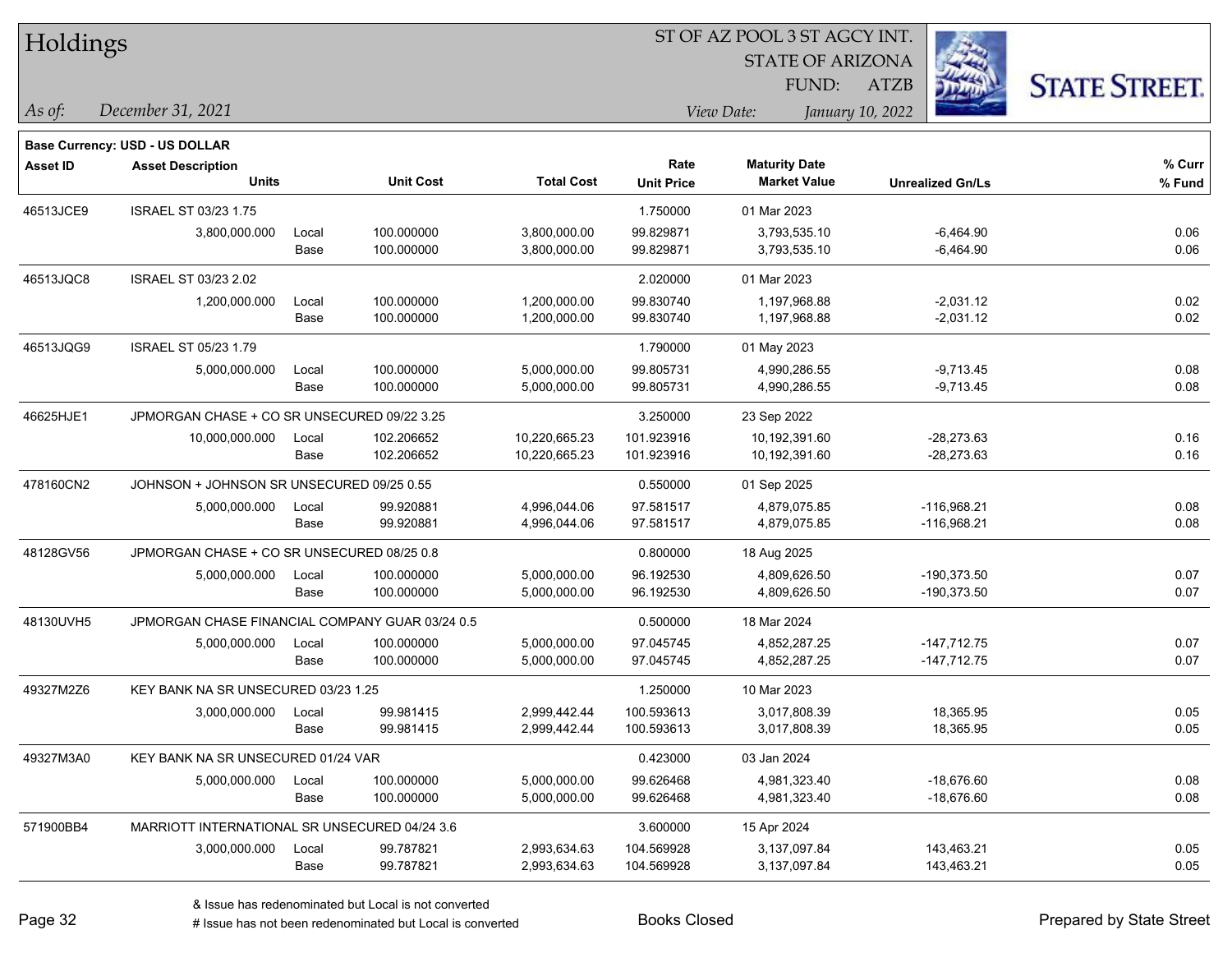# Holdings

ST OF AZ POOL 3 ST AGCY INT.
STATE OF ARIZONA
FUND: ATZB

*As of:* *December 31, 2021*

*View Date:* *January 10, 2022*

**Base Currency: USD - US DOLLAR**

| Asset ID | Asset Description / Units | | Unit Cost | Total Cost | Rate / Unit Price | Maturity Date / Market Value | Unrealized Gn/Ls | % Curr / % Fund |
|---|---|---|---|---|---|---|---|---|
| 46513JCE9 | ISRAEL ST 03/23 1.75 | | | | 1.750000 | 01 Mar 2023 | | |
| | 3,800,000.000 | Local | 100.000000 | 3,800,000.00 | 99.829871 | 3,793,535.10 | -6,464.90 | 0.06 |
| | | Base | 100.000000 | 3,800,000.00 | 99.829871 | 3,793,535.10 | -6,464.90 | 0.06 |
| 46513JQC8 | ISRAEL ST 03/23 2.02 | | | | 2.020000 | 01 Mar 2023 | | |
| | 1,200,000.000 | Local | 100.000000 | 1,200,000.00 | 99.830740 | 1,197,968.88 | -2,031.12 | 0.02 |
| | | Base | 100.000000 | 1,200,000.00 | 99.830740 | 1,197,968.88 | -2,031.12 | 0.02 |
| 46513JQG9 | ISRAEL ST 05/23 1.79 | | | | 1.790000 | 01 May 2023 | | |
| | 5,000,000.000 | Local | 100.000000 | 5,000,000.00 | 99.805731 | 4,990,286.55 | -9,713.45 | 0.08 |
| | | Base | 100.000000 | 5,000,000.00 | 99.805731 | 4,990,286.55 | -9,713.45 | 0.08 |
| 46625HJE1 | JPMORGAN CHASE + CO SR UNSECURED 09/22 3.25 | | | | 3.250000 | 23 Sep 2022 | | |
| | 10,000,000.000 | Local | 102.206652 | 10,220,665.23 | 101.923916 | 10,192,391.60 | -28,273.63 | 0.16 |
| | | Base | 102.206652 | 10,220,665.23 | 101.923916 | 10,192,391.60 | -28,273.63 | 0.16 |
| 478160CN2 | JOHNSON + JOHNSON SR UNSECURED 09/25 0.55 | | | | 0.550000 | 01 Sep 2025 | | |
| | 5,000,000.000 | Local | 99.920881 | 4,996,044.06 | 97.581517 | 4,879,075.85 | -116,968.21 | 0.08 |
| | | Base | 99.920881 | 4,996,044.06 | 97.581517 | 4,879,075.85 | -116,968.21 | 0.08 |
| 48128GV56 | JPMORGAN CHASE + CO SR UNSECURED 08/25 0.8 | | | | 0.800000 | 18 Aug 2025 | | |
| | 5,000,000.000 | Local | 100.000000 | 5,000,000.00 | 96.192530 | 4,809,626.50 | -190,373.50 | 0.07 |
| | | Base | 100.000000 | 5,000,000.00 | 96.192530 | 4,809,626.50 | -190,373.50 | 0.07 |
| 48130UVH5 | JPMORGAN CHASE FINANCIAL COMPANY GUAR 03/24 0.5 | | | | 0.500000 | 18 Mar 2024 | | |
| | 5,000,000.000 | Local | 100.000000 | 5,000,000.00 | 97.045745 | 4,852,287.25 | -147,712.75 | 0.07 |
| | | Base | 100.000000 | 5,000,000.00 | 97.045745 | 4,852,287.25 | -147,712.75 | 0.07 |
| 49327M2Z6 | KEY BANK NA SR UNSECURED 03/23 1.25 | | | | 1.250000 | 10 Mar 2023 | | |
| | 3,000,000.000 | Local | 99.981415 | 2,999,442.44 | 100.593613 | 3,017,808.39 | 18,365.95 | 0.05 |
| | | Base | 99.981415 | 2,999,442.44 | 100.593613 | 3,017,808.39 | 18,365.95 | 0.05 |
| 49327M3A0 | KEY BANK NA SR UNSECURED 01/24 VAR | | | | 0.423000 | 03 Jan 2024 | | |
| | 5,000,000.000 | Local | 100.000000 | 5,000,000.00 | 99.626468 | 4,981,323.40 | -18,676.60 | 0.08 |
| | | Base | 100.000000 | 5,000,000.00 | 99.626468 | 4,981,323.40 | -18,676.60 | 0.08 |
| 571900BB4 | MARRIOTT INTERNATIONAL SR UNSECURED 04/24 3.6 | | | | 3.600000 | 15 Apr 2024 | | |
| | 3,000,000.000 | Local | 99.787821 | 2,993,634.63 | 104.569928 | 3,137,097.84 | 143,463.21 | 0.05 |
| | | Base | 99.787821 | 2,993,634.63 | 104.569928 | 3,137,097.84 | 143,463.21 | 0.05 |

& Issue has redenominated but Local is not converted
# Issue has not been redenominated but Local is converted

Books Closed

Prepared by State Street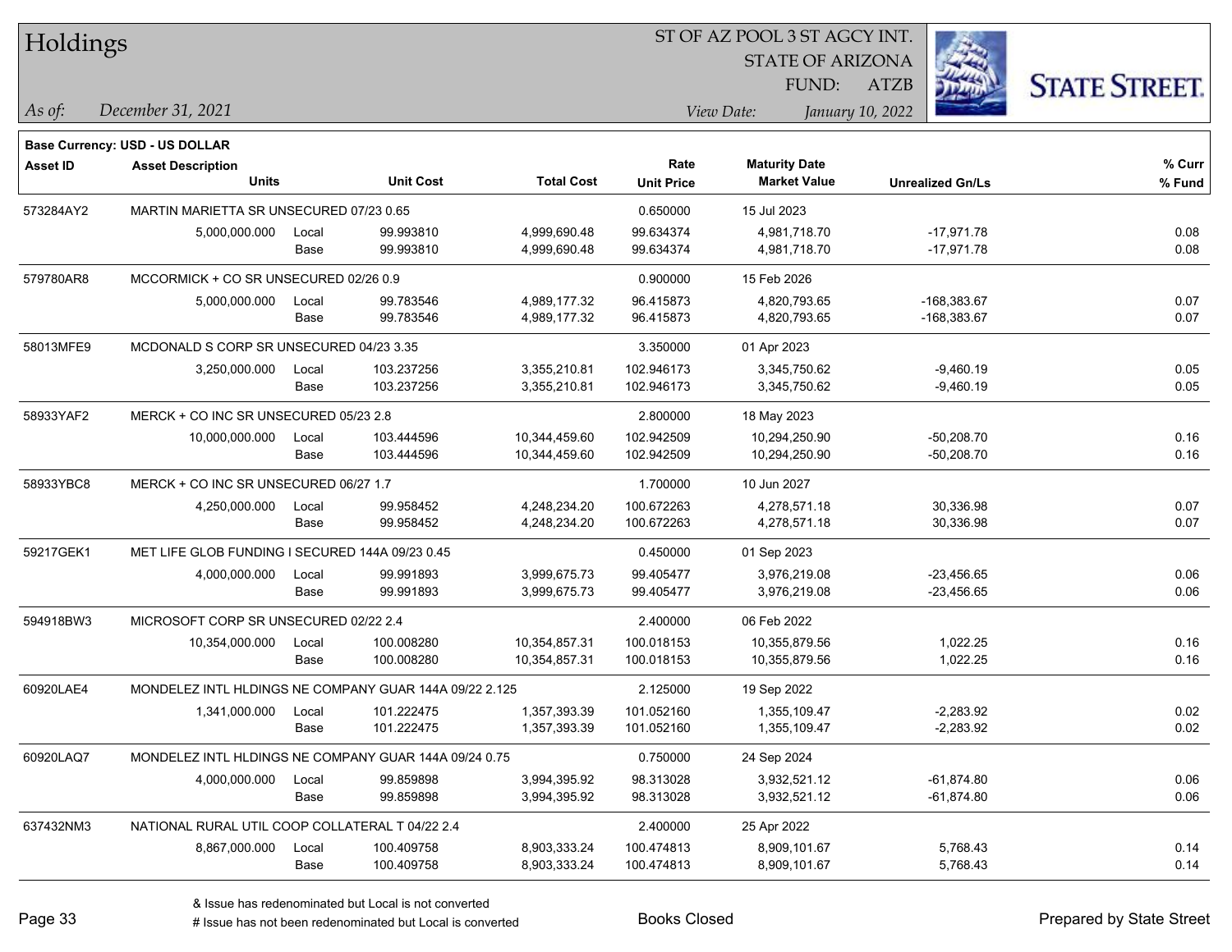# Holdings

ST OF AZ POOL 3 ST AGCY INT.
STATE OF ARIZONA
FUND: ATZB

*As of:* *December 31, 2021*

*View Date:* *January 10, 2022*

**Base Currency: USD - US DOLLAR**

| Asset ID | Asset Description | | | | Rate | Maturity Date | | % Curr |
|---|---|---|---|---|---|---|---|---|
| | Units | | Unit Cost | Total Cost | Unit Price | Market Value | Unrealized Gn/Ls | % Fund |
| 573284AY2 | MARTIN MARIETTA SR UNSECURED 07/23 0.65 | | | | 0.650000 | 15 Jul 2023 | | |
| | 5,000,000.000 | Local | 99.993810 | 4,999,690.48 | 99.634374 | 4,981,718.70 | -17,971.78 | 0.08 |
| | | Base | 99.993810 | 4,999,690.48 | 99.634374 | 4,981,718.70 | -17,971.78 | 0.08 |
| 579780AR8 | MCCORMICK + CO SR UNSECURED 02/26 0.9 | | | | 0.900000 | 15 Feb 2026 | | |
| | 5,000,000.000 | Local | 99.783546 | 4,989,177.32 | 96.415873 | 4,820,793.65 | -168,383.67 | 0.07 |
| | | Base | 99.783546 | 4,989,177.32 | 96.415873 | 4,820,793.65 | -168,383.67 | 0.07 |
| 58013MFE9 | MCDONALD S CORP SR UNSECURED 04/23 3.35 | | | | 3.350000 | 01 Apr 2023 | | |
| | 3,250,000.000 | Local | 103.237256 | 3,355,210.81 | 102.946173 | 3,345,750.62 | -9,460.19 | 0.05 |
| | | Base | 103.237256 | 3,355,210.81 | 102.946173 | 3,345,750.62 | -9,460.19 | 0.05 |
| 58933YAF2 | MERCK + CO INC SR UNSECURED 05/23 2.8 | | | | 2.800000 | 18 May 2023 | | |
| | 10,000,000.000 | Local | 103.444596 | 10,344,459.60 | 102.942509 | 10,294,250.90 | -50,208.70 | 0.16 |
| | | Base | 103.444596 | 10,344,459.60 | 102.942509 | 10,294,250.90 | -50,208.70 | 0.16 |
| 58933YBC8 | MERCK + CO INC SR UNSECURED 06/27 1.7 | | | | 1.700000 | 10 Jun 2027 | | |
| | 4,250,000.000 | Local | 99.958452 | 4,248,234.20 | 100.672263 | 4,278,571.18 | 30,336.98 | 0.07 |
| | | Base | 99.958452 | 4,248,234.20 | 100.672263 | 4,278,571.18 | 30,336.98 | 0.07 |
| 59217GEK1 | MET LIFE GLOB FUNDING I SECURED 144A 09/23 0.45 | | | | 0.450000 | 01 Sep 2023 | | |
| | 4,000,000.000 | Local | 99.991893 | 3,999,675.73 | 99.405477 | 3,976,219.08 | -23,456.65 | 0.06 |
| | | Base | 99.991893 | 3,999,675.73 | 99.405477 | 3,976,219.08 | -23,456.65 | 0.06 |
| 594918BW3 | MICROSOFT CORP SR UNSECURED 02/22 2.4 | | | | 2.400000 | 06 Feb 2022 | | |
| | 10,354,000.000 | Local | 100.008280 | 10,354,857.31 | 100.018153 | 10,355,879.56 | 1,022.25 | 0.16 |
| | | Base | 100.008280 | 10,354,857.31 | 100.018153 | 10,355,879.56 | 1,022.25 | 0.16 |
| 60920LAE4 | MONDELEZ INTL HLDINGS NE COMPANY GUAR 144A 09/22 2.125 | | | | 2.125000 | 19 Sep 2022 | | |
| | 1,341,000.000 | Local | 101.222475 | 1,357,393.39 | 101.052160 | 1,355,109.47 | -2,283.92 | 0.02 |
| | | Base | 101.222475 | 1,357,393.39 | 101.052160 | 1,355,109.47 | -2,283.92 | 0.02 |
| 60920LAQ7 | MONDELEZ INTL HLDINGS NE COMPANY GUAR 144A 09/24 0.75 | | | | 0.750000 | 24 Sep 2024 | | |
| | 4,000,000.000 | Local | 99.859898 | 3,994,395.92 | 98.313028 | 3,932,521.12 | -61,874.80 | 0.06 |
| | | Base | 99.859898 | 3,994,395.92 | 98.313028 | 3,932,521.12 | -61,874.80 | 0.06 |
| 637432NM3 | NATIONAL RURAL UTIL COOP COLLATERAL T 04/22 2.4 | | | | 2.400000 | 25 Apr 2022 | | |
| | 8,867,000.000 | Local | 100.409758 | 8,903,333.24 | 100.474813 | 8,909,101.67 | 5,768.43 | 0.14 |
| | | Base | 100.409758 | 8,903,333.24 | 100.474813 | 8,909,101.67 | 5,768.43 | 0.14 |

& Issue has redenominated but Local is not converted
# Issue has not been redenominated but Local is converted

Books Closed

Prepared by State Street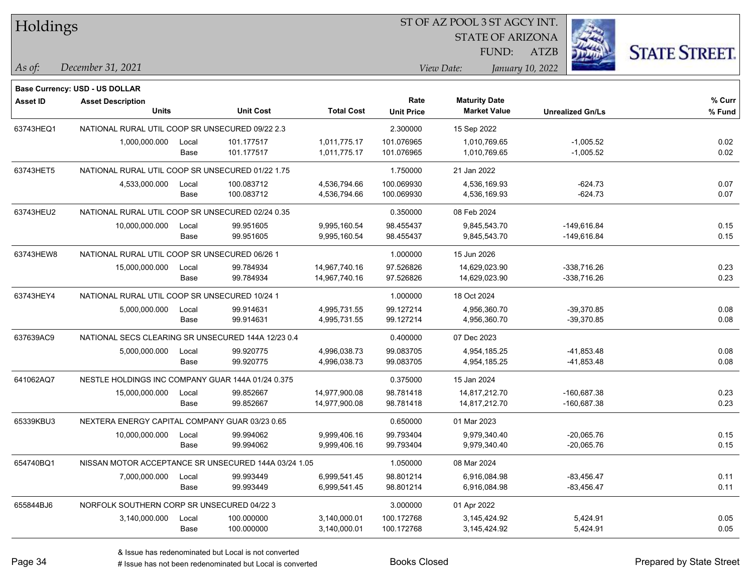# Holdings

ST OF AZ POOL 3 ST AGCY INT.
STATE OF ARIZONA
FUND: ATZB

*As of:* *December 31, 2021*
*View Date:* *January 10, 2022*

**Base Currency: USD - US DOLLAR**

| Asset ID | Asset Description / Units | | Unit Cost | Total Cost | Rate / Unit Price | Maturity Date / Market Value | Unrealized Gn/Ls | % Curr / % Fund |
|---|---|---|---|---|---|---|---|---|
| 63743HEQ1 | NATIONAL RURAL UTIL COOP SR UNSECURED 09/22 2.3 | | | | 2.300000 | 15 Sep 2022 | | |
| | 1,000,000.000 | Local | 101.177517 | 1,011,775.17 | 101.076965 | 1,010,769.65 | -1,005.52 | 0.02 |
| | | Base | 101.177517 | 1,011,775.17 | 101.076965 | 1,010,769.65 | -1,005.52 | 0.02 |
| 63743HET5 | NATIONAL RURAL UTIL COOP SR UNSECURED 01/22 1.75 | | | | 1.750000 | 21 Jan 2022 | | |
| | 4,533,000.000 | Local | 100.083712 | 4,536,794.66 | 100.069930 | 4,536,169.93 | -624.73 | 0.07 |
| | | Base | 100.083712 | 4,536,794.66 | 100.069930 | 4,536,169.93 | -624.73 | 0.07 |
| 63743HEU2 | NATIONAL RURAL UTIL COOP SR UNSECURED 02/24 0.35 | | | | 0.350000 | 08 Feb 2024 | | |
| | 10,000,000.000 | Local | 99.951605 | 9,995,160.54 | 98.455437 | 9,845,543.70 | -149,616.84 | 0.15 |
| | | Base | 99.951605 | 9,995,160.54 | 98.455437 | 9,845,543.70 | -149,616.84 | 0.15 |
| 63743HEW8 | NATIONAL RURAL UTIL COOP SR UNSECURED 06/26 1 | | | | 1.000000 | 15 Jun 2026 | | |
| | 15,000,000.000 | Local | 99.784934 | 14,967,740.16 | 97.526826 | 14,629,023.90 | -338,716.26 | 0.23 |
| | | Base | 99.784934 | 14,967,740.16 | 97.526826 | 14,629,023.90 | -338,716.26 | 0.23 |
| 63743HEY4 | NATIONAL RURAL UTIL COOP SR UNSECURED 10/24 1 | | | | 1.000000 | 18 Oct 2024 | | |
| | 5,000,000.000 | Local | 99.914631 | 4,995,731.55 | 99.127214 | 4,956,360.70 | -39,370.85 | 0.08 |
| | | Base | 99.914631 | 4,995,731.55 | 99.127214 | 4,956,360.70 | -39,370.85 | 0.08 |
| 637639AC9 | NATIONAL SECS CLEARING SR UNSECURED 144A 12/23 0.4 | | | | 0.400000 | 07 Dec 2023 | | |
| | 5,000,000.000 | Local | 99.920775 | 4,996,038.73 | 99.083705 | 4,954,185.25 | -41,853.48 | 0.08 |
| | | Base | 99.920775 | 4,996,038.73 | 99.083705 | 4,954,185.25 | -41,853.48 | 0.08 |
| 641062AQ7 | NESTLE HOLDINGS INC COMPANY GUAR 144A 01/24 0.375 | | | | 0.375000 | 15 Jan 2024 | | |
| | 15,000,000.000 | Local | 99.852667 | 14,977,900.08 | 98.781418 | 14,817,212.70 | -160,687.38 | 0.23 |
| | | Base | 99.852667 | 14,977,900.08 | 98.781418 | 14,817,212.70 | -160,687.38 | 0.23 |
| 65339KBU3 | NEXTERA ENERGY CAPITAL COMPANY GUAR 03/23 0.65 | | | | 0.650000 | 01 Mar 2023 | | |
| | 10,000,000.000 | Local | 99.994062 | 9,999,406.16 | 99.793404 | 9,979,340.40 | -20,065.76 | 0.15 |
| | | Base | 99.994062 | 9,999,406.16 | 99.793404 | 9,979,340.40 | -20,065.76 | 0.15 |
| 654740BQ1 | NISSAN MOTOR ACCEPTANCE SR UNSECURED 144A 03/24 1.05 | | | | 1.050000 | 08 Mar 2024 | | |
| | 7,000,000.000 | Local | 99.993449 | 6,999,541.45 | 98.801214 | 6,916,084.98 | -83,456.47 | 0.11 |
| | | Base | 99.993449 | 6,999,541.45 | 98.801214 | 6,916,084.98 | -83,456.47 | 0.11 |
| 655844BJ6 | NORFOLK SOUTHERN CORP SR UNSECURED 04/22 3 | | | | 3.000000 | 01 Apr 2022 | | |
| | 3,140,000.000 | Local | 100.000000 | 3,140,000.01 | 100.172768 | 3,145,424.92 | 5,424.91 | 0.05 |
| | | Base | 100.000000 | 3,140,000.01 | 100.172768 | 3,145,424.92 | 5,424.91 | 0.05 |

& Issue has redenominated but Local is not converted
# Issue has not been redenominated but Local is converted

Books Closed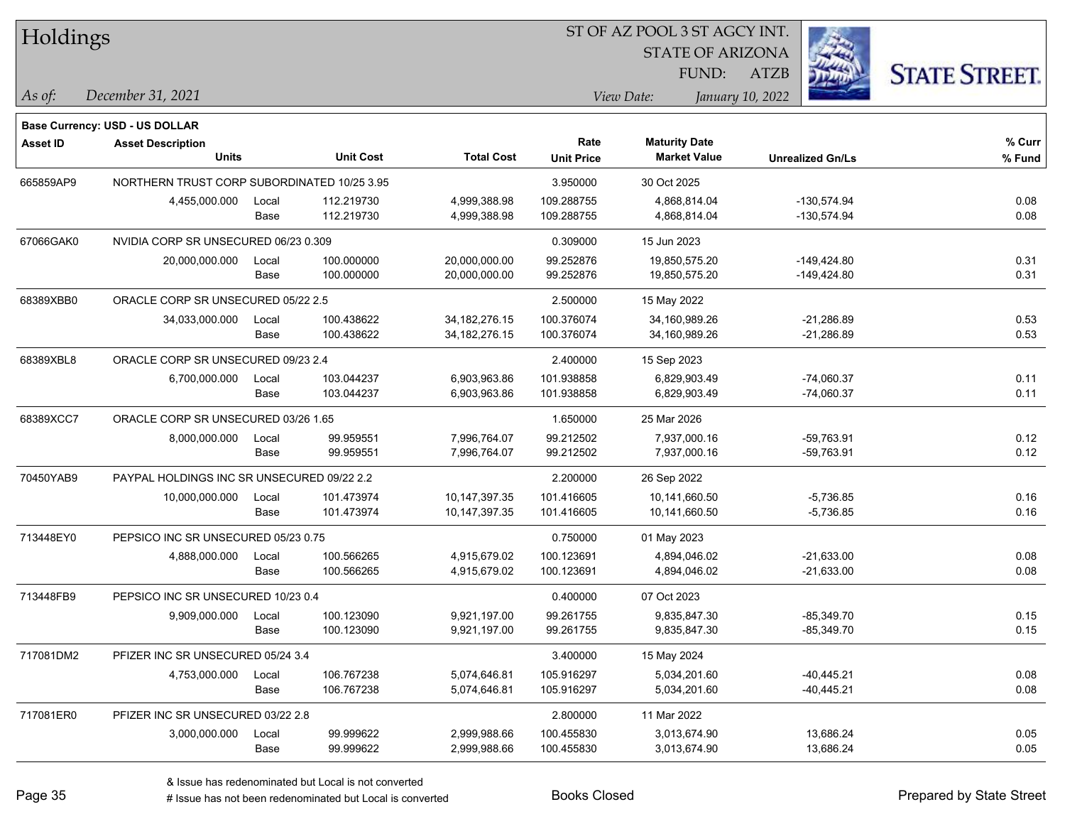# Holdings

ST OF AZ POOL 3 ST AGCY INT.
STATE OF ARIZONA
FUND: ATZB

*As of:* *December 31, 2021*
*View Date:* *January 10, 2022*

**Base Currency: USD - US DOLLAR**

| Asset ID | Asset Description / Units | | Unit Cost | Total Cost | Rate / Unit Price | Maturity Date / Market Value | Unrealized Gn/Ls | % Curr / % Fund |
|---|---|---|---|---|---|---|---|---|
| 665859AP9 | NORTHERN TRUST CORP SUBORDINATED 10/25 3.95 | | | | 3.950000 | 30 Oct 2025 | | |
| | 4,455,000.000 | Local | 112.219730 | 4,999,388.98 | 109.288755 | 4,868,814.04 | -130,574.94 | 0.08 |
| | | Base | 112.219730 | 4,999,388.98 | 109.288755 | 4,868,814.04 | -130,574.94 | 0.08 |
| 67066GAK0 | NVIDIA CORP SR UNSECURED 06/23 0.309 | | | | 0.309000 | 15 Jun 2023 | | |
| | 20,000,000.000 | Local | 100.000000 | 20,000,000.00 | 99.252876 | 19,850,575.20 | -149,424.80 | 0.31 |
| | | Base | 100.000000 | 20,000,000.00 | 99.252876 | 19,850,575.20 | -149,424.80 | 0.31 |
| 68389XBB0 | ORACLE CORP SR UNSECURED 05/22 2.5 | | | | 2.500000 | 15 May 2022 | | |
| | 34,033,000.000 | Local | 100.438622 | 34,182,276.15 | 100.376074 | 34,160,989.26 | -21,286.89 | 0.53 |
| | | Base | 100.438622 | 34,182,276.15 | 100.376074 | 34,160,989.26 | -21,286.89 | 0.53 |
| 68389XBL8 | ORACLE CORP SR UNSECURED 09/23 2.4 | | | | 2.400000 | 15 Sep 2023 | | |
| | 6,700,000.000 | Local | 103.044237 | 6,903,963.86 | 101.938858 | 6,829,903.49 | -74,060.37 | 0.11 |
| | | Base | 103.044237 | 6,903,963.86 | 101.938858 | 6,829,903.49 | -74,060.37 | 0.11 |
| 68389XCC7 | ORACLE CORP SR UNSECURED 03/26 1.65 | | | | 1.650000 | 25 Mar 2026 | | |
| | 8,000,000.000 | Local | 99.959551 | 7,996,764.07 | 99.212502 | 7,937,000.16 | -59,763.91 | 0.12 |
| | | Base | 99.959551 | 7,996,764.07 | 99.212502 | 7,937,000.16 | -59,763.91 | 0.12 |
| 70450YAB9 | PAYPAL HOLDINGS INC SR UNSECURED 09/22 2.2 | | | | 2.200000 | 26 Sep 2022 | | |
| | 10,000,000.000 | Local | 101.473974 | 10,147,397.35 | 101.416605 | 10,141,660.50 | -5,736.85 | 0.16 |
| | | Base | 101.473974 | 10,147,397.35 | 101.416605 | 10,141,660.50 | -5,736.85 | 0.16 |
| 713448EY0 | PEPSICO INC SR UNSECURED 05/23 0.75 | | | | 0.750000 | 01 May 2023 | | |
| | 4,888,000.000 | Local | 100.566265 | 4,915,679.02 | 100.123691 | 4,894,046.02 | -21,633.00 | 0.08 |
| | | Base | 100.566265 | 4,915,679.02 | 100.123691 | 4,894,046.02 | -21,633.00 | 0.08 |
| 713448FB9 | PEPSICO INC SR UNSECURED 10/23 0.4 | | | | 0.400000 | 07 Oct 2023 | | |
| | 9,909,000.000 | Local | 100.123090 | 9,921,197.00 | 99.261755 | 9,835,847.30 | -85,349.70 | 0.15 |
| | | Base | 100.123090 | 9,921,197.00 | 99.261755 | 9,835,847.30 | -85,349.70 | 0.15 |
| 717081DM2 | PFIZER INC SR UNSECURED 05/24 3.4 | | | | 3.400000 | 15 May 2024 | | |
| | 4,753,000.000 | Local | 106.767238 | 5,074,646.81 | 105.916297 | 5,034,201.60 | -40,445.21 | 0.08 |
| | | Base | 106.767238 | 5,074,646.81 | 105.916297 | 5,034,201.60 | -40,445.21 | 0.08 |
| 717081ER0 | PFIZER INC SR UNSECURED 03/22 2.8 | | | | 2.800000 | 11 Mar 2022 | | |
| | 3,000,000.000 | Local | 99.999622 | 2,999,988.66 | 100.455830 | 3,013,674.90 | 13,686.24 | 0.05 |
| | | Base | 99.999622 | 2,999,988.66 | 100.455830 | 3,013,674.90 | 13,686.24 | 0.05 |

& Issue has redenominated but Local is not converted
# Issue has not been redenominated but Local is converted

Books Closed

Prepared by State Street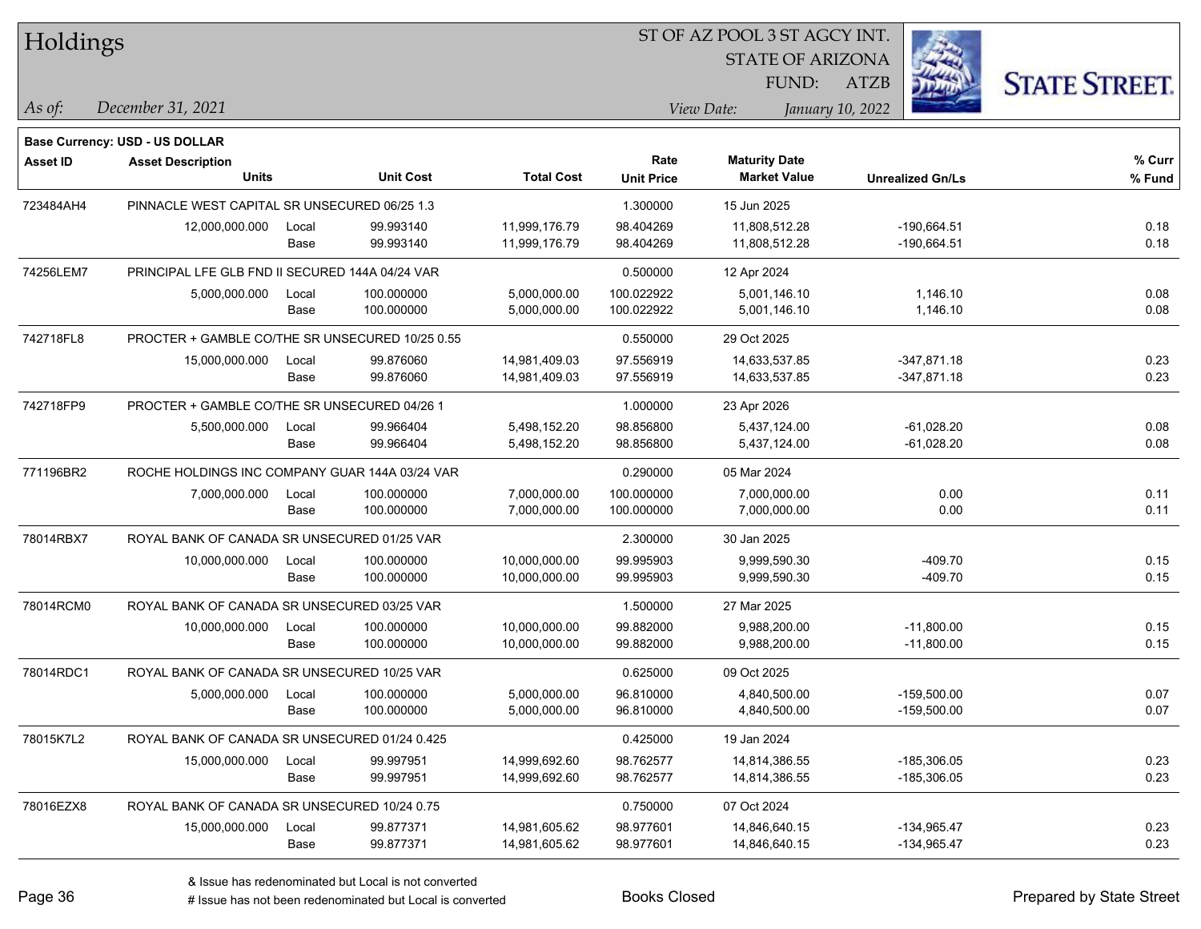# Holdings

ST OF AZ POOL 3 ST AGCY INT.
STATE OF ARIZONA
FUND: ATZB

*As of:* *December 31, 2021*
*View Date:* *January 10, 2022*

**Base Currency: USD - US DOLLAR**

| Asset ID | Asset Description / Units | | Unit Cost | Total Cost | Rate / Unit Price | Maturity Date / Market Value | Unrealized Gn/Ls | % Curr / % Fund |
|---|---|---|---|---|---|---|---|---|
| 723484AH4 | PINNACLE WEST CAPITAL SR UNSECURED 06/25 1.3 | | | | 1.300000 | 15 Jun 2025 | | |
| | 12,000,000.000 | Local | 99.993140 | 11,999,176.79 | 98.404269 | 11,808,512.28 | -190,664.51 | 0.18 |
| | | Base | 99.993140 | 11,999,176.79 | 98.404269 | 11,808,512.28 | -190,664.51 | 0.18 |
| 74256LEM7 | PRINCIPAL LFE GLB FND II SECURED 144A 04/24 VAR | | | | 0.500000 | 12 Apr 2024 | | |
| | 5,000,000.000 | Local | 100.000000 | 5,000,000.00 | 100.022922 | 5,001,146.10 | 1,146.10 | 0.08 |
| | | Base | 100.000000 | 5,000,000.00 | 100.022922 | 5,001,146.10 | 1,146.10 | 0.08 |
| 742718FL8 | PROCTER + GAMBLE CO/THE SR UNSECURED 10/25 0.55 | | | | 0.550000 | 29 Oct 2025 | | |
| | 15,000,000.000 | Local | 99.876060 | 14,981,409.03 | 97.556919 | 14,633,537.85 | -347,871.18 | 0.23 |
| | | Base | 99.876060 | 14,981,409.03 | 97.556919 | 14,633,537.85 | -347,871.18 | 0.23 |
| 742718FP9 | PROCTER + GAMBLE CO/THE SR UNSECURED 04/26 1 | | | | 1.000000 | 23 Apr 2026 | | |
| | 5,500,000.000 | Local | 99.966404 | 5,498,152.20 | 98.856800 | 5,437,124.00 | -61,028.20 | 0.08 |
| | | Base | 99.966404 | 5,498,152.20 | 98.856800 | 5,437,124.00 | -61,028.20 | 0.08 |
| 771196BR2 | ROCHE HOLDINGS INC COMPANY GUAR 144A 03/24 VAR | | | | 0.290000 | 05 Mar 2024 | | |
| | 7,000,000.000 | Local | 100.000000 | 7,000,000.00 | 100.000000 | 7,000,000.00 | 0.00 | 0.11 |
| | | Base | 100.000000 | 7,000,000.00 | 100.000000 | 7,000,000.00 | 0.00 | 0.11 |
| 78014RBX7 | ROYAL BANK OF CANADA SR UNSECURED 01/25 VAR | | | | 2.300000 | 30 Jan 2025 | | |
| | 10,000,000.000 | Local | 100.000000 | 10,000,000.00 | 99.995903 | 9,999,590.30 | -409.70 | 0.15 |
| | | Base | 100.000000 | 10,000,000.00 | 99.995903 | 9,999,590.30 | -409.70 | 0.15 |
| 78014RCM0 | ROYAL BANK OF CANADA SR UNSECURED 03/25 VAR | | | | 1.500000 | 27 Mar 2025 | | |
| | 10,000,000.000 | Local | 100.000000 | 10,000,000.00 | 99.882000 | 9,988,200.00 | -11,800.00 | 0.15 |
| | | Base | 100.000000 | 10,000,000.00 | 99.882000 | 9,988,200.00 | -11,800.00 | 0.15 |
| 78014RDC1 | ROYAL BANK OF CANADA SR UNSECURED 10/25 VAR | | | | 0.625000 | 09 Oct 2025 | | |
| | 5,000,000.000 | Local | 100.000000 | 5,000,000.00 | 96.810000 | 4,840,500.00 | -159,500.00 | 0.07 |
| | | Base | 100.000000 | 5,000,000.00 | 96.810000 | 4,840,500.00 | -159,500.00 | 0.07 |
| 78015K7L2 | ROYAL BANK OF CANADA SR UNSECURED 01/24 0.425 | | | | 0.425000 | 19 Jan 2024 | | |
| | 15,000,000.000 | Local | 99.997951 | 14,999,692.60 | 98.762577 | 14,814,386.55 | -185,306.05 | 0.23 |
| | | Base | 99.997951 | 14,999,692.60 | 98.762577 | 14,814,386.55 | -185,306.05 | 0.23 |
| 78016EZX8 | ROYAL BANK OF CANADA SR UNSECURED 10/24 0.75 | | | | 0.750000 | 07 Oct 2024 | | |
| | 15,000,000.000 | Local | 99.877371 | 14,981,605.62 | 98.977601 | 14,846,640.15 | -134,965.47 | 0.23 |
| | | Base | 99.877371 | 14,981,605.62 | 98.977601 | 14,846,640.15 | -134,965.47 | 0.23 |

& Issue has redenominated but Local is not converted
# Issue has not been redenominated but Local is converted

Books Closed

Prepared by State Street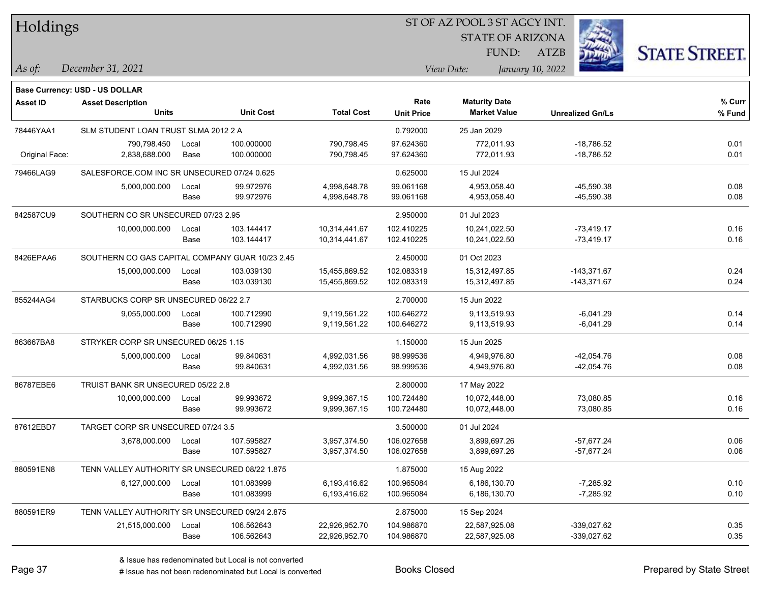# Holdings

ST OF AZ POOL 3 ST AGCY INT.
STATE OF ARIZONA
FUND: ATZB

*As of:* *December 31, 2021*
*View Date:* *January 10, 2022*

**Base Currency: USD - US DOLLAR**

| Asset ID | Asset Description / Units | | Unit Cost | Total Cost | Rate / Unit Price | Maturity Date / Market Value | Unrealized Gn/Ls | % Curr / % Fund |
|---|---|---|---|---|---|---|---|---|
| 78446YAA1 | SLM STUDENT LOAN TRUST SLMA 2012 2 A | | | | 0.792000 | 25 Jan 2029 | | |
| | 790,798.450 | Local | 100.000000 | 790,798.45 | 97.624360 | 772,011.93 | -18,786.52 | 0.01 |
| Original Face: | 2,838,688.000 | Base | 100.000000 | 790,798.45 | 97.624360 | 772,011.93 | -18,786.52 | 0.01 |
| 79466LAG9 | SALESFORCE.COM INC SR UNSECURED 07/24 0.625 | | | | 0.625000 | 15 Jul 2024 | | |
| | 5,000,000.000 | Local | 99.972976 | 4,998,648.78 | 99.061168 | 4,953,058.40 | -45,590.38 | 0.08 |
| | | Base | 99.972976 | 4,998,648.78 | 99.061168 | 4,953,058.40 | -45,590.38 | 0.08 |
| 842587CU9 | SOUTHERN CO SR UNSECURED 07/23 2.95 | | | | 2.950000 | 01 Jul 2023 | | |
| | 10,000,000.000 | Local | 103.144417 | 10,314,441.67 | 102.410225 | 10,241,022.50 | -73,419.17 | 0.16 |
| | | Base | 103.144417 | 10,314,441.67 | 102.410225 | 10,241,022.50 | -73,419.17 | 0.16 |
| 8426EPAA6 | SOUTHERN CO GAS CAPITAL COMPANY GUAR 10/23 2.45 | | | | 2.450000 | 01 Oct 2023 | | |
| | 15,000,000.000 | Local | 103.039130 | 15,455,869.52 | 102.083319 | 15,312,497.85 | -143,371.67 | 0.24 |
| | | Base | 103.039130 | 15,455,869.52 | 102.083319 | 15,312,497.85 | -143,371.67 | 0.24 |
| 855244AG4 | STARBUCKS CORP SR UNSECURED 06/22 2.7 | | | | 2.700000 | 15 Jun 2022 | | |
| | 9,055,000.000 | Local | 100.712990 | 9,119,561.22 | 100.646272 | 9,113,519.93 | -6,041.29 | 0.14 |
| | | Base | 100.712990 | 9,119,561.22 | 100.646272 | 9,113,519.93 | -6,041.29 | 0.14 |
| 863667BA8 | STRYKER CORP SR UNSECURED 06/25 1.15 | | | | 1.150000 | 15 Jun 2025 | | |
| | 5,000,000.000 | Local | 99.840631 | 4,992,031.56 | 98.999536 | 4,949,976.80 | -42,054.76 | 0.08 |
| | | Base | 99.840631 | 4,992,031.56 | 98.999536 | 4,949,976.80 | -42,054.76 | 0.08 |
| 86787EBE6 | TRUIST BANK SR UNSECURED 05/22 2.8 | | | | 2.800000 | 17 May 2022 | | |
| | 10,000,000.000 | Local | 99.993672 | 9,999,367.15 | 100.724480 | 10,072,448.00 | 73,080.85 | 0.16 |
| | | Base | 99.993672 | 9,999,367.15 | 100.724480 | 10,072,448.00 | 73,080.85 | 0.16 |
| 87612EBD7 | TARGET CORP SR UNSECURED 07/24 3.5 | | | | 3.500000 | 01 Jul 2024 | | |
| | 3,678,000.000 | Local | 107.595827 | 3,957,374.50 | 106.027658 | 3,899,697.26 | -57,677.24 | 0.06 |
| | | Base | 107.595827 | 3,957,374.50 | 106.027658 | 3,899,697.26 | -57,677.24 | 0.06 |
| 880591EN8 | TENN VALLEY AUTHORITY SR UNSECURED 08/22 1.875 | | | | 1.875000 | 15 Aug 2022 | | |
| | 6,127,000.000 | Local | 101.083999 | 6,193,416.62 | 100.965084 | 6,186,130.70 | -7,285.92 | 0.10 |
| | | Base | 101.083999 | 6,193,416.62 | 100.965084 | 6,186,130.70 | -7,285.92 | 0.10 |
| 880591ER9 | TENN VALLEY AUTHORITY SR UNSECURED 09/24 2.875 | | | | 2.875000 | 15 Sep 2024 | | |
| | 21,515,000.000 | Local | 106.562643 | 22,926,952.70 | 104.986870 | 22,587,925.08 | -339,027.62 | 0.35 |
| | | Base | 106.562643 | 22,926,952.70 | 104.986870 | 22,587,925.08 | -339,027.62 | 0.35 |

& Issue has redenominated but Local is not converted
# Issue has not been redenominated but Local is converted

Books Closed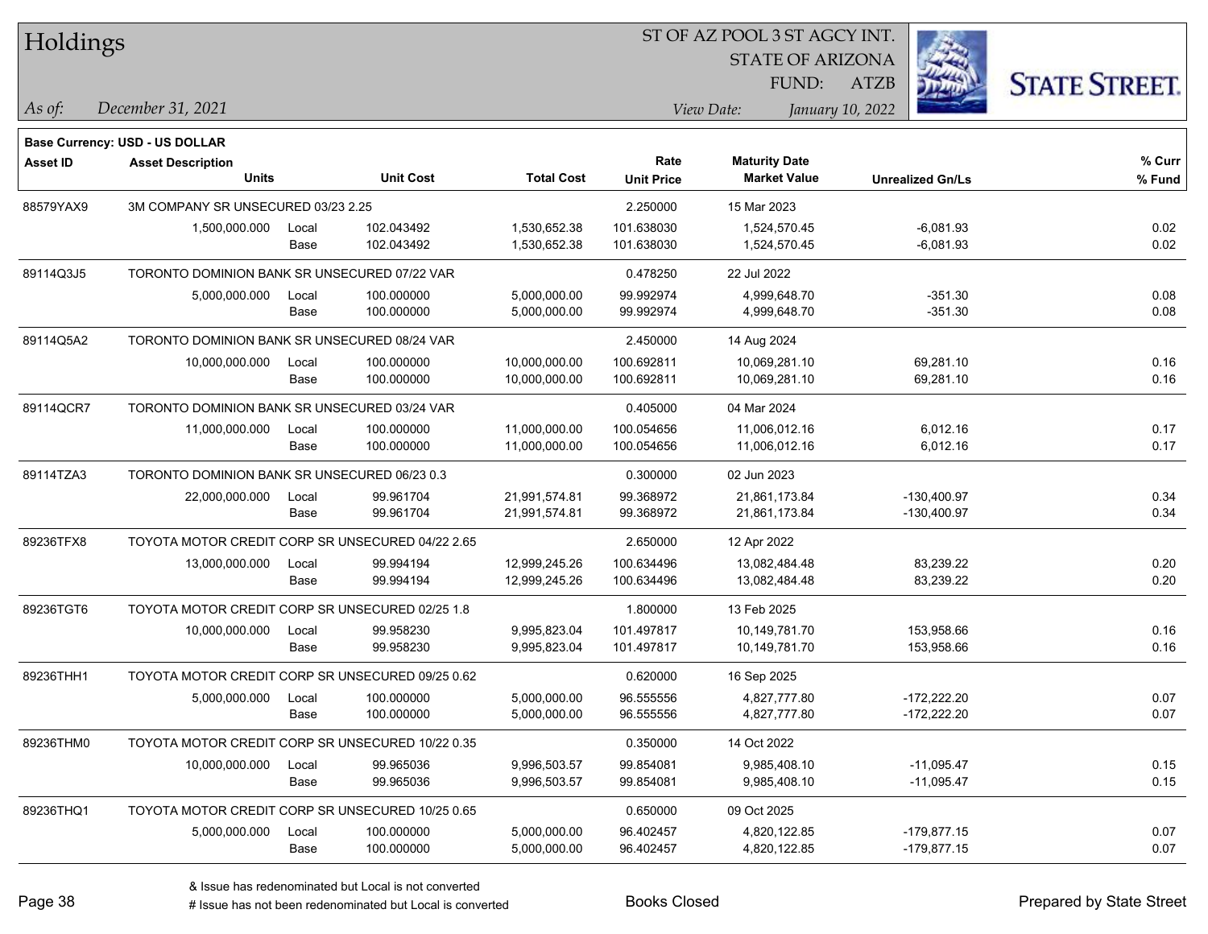# Holdings

ST OF AZ POOL 3 ST AGCY INT.
STATE OF ARIZONA
FUND: ATZB

*As of:* *December 31, 2021*
*View Date:* *January 10, 2022*

**Base Currency: USD - US DOLLAR**

| Asset ID | Asset Description / Units | | Unit Cost | Total Cost | Rate / Unit Price | Maturity Date / Market Value | Unrealized Gn/Ls | % Curr / % Fund |
|---|---|---|---|---|---|---|---|---|
| 88579YAX9 | 3M COMPANY SR UNSECURED 03/23 2.25 | | | | 2.250000 | 15 Mar 2023 | | |
| | 1,500,000.000 | Local | 102.043492 | 1,530,652.38 | 101.638030 | 1,524,570.45 | -6,081.93 | 0.02 |
| | | Base | 102.043492 | 1,530,652.38 | 101.638030 | 1,524,570.45 | -6,081.93 | 0.02 |
| 89114Q3J5 | TORONTO DOMINION BANK SR UNSECURED 07/22 VAR | | | | 0.478250 | 22 Jul 2022 | | |
| | 5,000,000.000 | Local | 100.000000 | 5,000,000.00 | 99.992974 | 4,999,648.70 | -351.30 | 0.08 |
| | | Base | 100.000000 | 5,000,000.00 | 99.992974 | 4,999,648.70 | -351.30 | 0.08 |
| 89114Q5A2 | TORONTO DOMINION BANK SR UNSECURED 08/24 VAR | | | | 2.450000 | 14 Aug 2024 | | |
| | 10,000,000.000 | Local | 100.000000 | 10,000,000.00 | 100.692811 | 10,069,281.10 | 69,281.10 | 0.16 |
| | | Base | 100.000000 | 10,000,000.00 | 100.692811 | 10,069,281.10 | 69,281.10 | 0.16 |
| 89114QCR7 | TORONTO DOMINION BANK SR UNSECURED 03/24 VAR | | | | 0.405000 | 04 Mar 2024 | | |
| | 11,000,000.000 | Local | 100.000000 | 11,000,000.00 | 100.054656 | 11,006,012.16 | 6,012.16 | 0.17 |
| | | Base | 100.000000 | 11,000,000.00 | 100.054656 | 11,006,012.16 | 6,012.16 | 0.17 |
| 89114TZA3 | TORONTO DOMINION BANK SR UNSECURED 06/23 0.3 | | | | 0.300000 | 02 Jun 2023 | | |
| | 22,000,000.000 | Local | 99.961704 | 21,991,574.81 | 99.368972 | 21,861,173.84 | -130,400.97 | 0.34 |
| | | Base | 99.961704 | 21,991,574.81 | 99.368972 | 21,861,173.84 | -130,400.97 | 0.34 |
| 89236TFX8 | TOYOTA MOTOR CREDIT CORP SR UNSECURED 04/22 2.65 | | | | 2.650000 | 12 Apr 2022 | | |
| | 13,000,000.000 | Local | 99.994194 | 12,999,245.26 | 100.634496 | 13,082,484.48 | 83,239.22 | 0.20 |
| | | Base | 99.994194 | 12,999,245.26 | 100.634496 | 13,082,484.48 | 83,239.22 | 0.20 |
| 89236TGT6 | TOYOTA MOTOR CREDIT CORP SR UNSECURED 02/25 1.8 | | | | 1.800000 | 13 Feb 2025 | | |
| | 10,000,000.000 | Local | 99.958230 | 9,995,823.04 | 101.497817 | 10,149,781.70 | 153,958.66 | 0.16 |
| | | Base | 99.958230 | 9,995,823.04 | 101.497817 | 10,149,781.70 | 153,958.66 | 0.16 |
| 89236THH1 | TOYOTA MOTOR CREDIT CORP SR UNSECURED 09/25 0.62 | | | | 0.620000 | 16 Sep 2025 | | |
| | 5,000,000.000 | Local | 100.000000 | 5,000,000.00 | 96.555556 | 4,827,777.80 | -172,222.20 | 0.07 |
| | | Base | 100.000000 | 5,000,000.00 | 96.555556 | 4,827,777.80 | -172,222.20 | 0.07 |
| 89236THM0 | TOYOTA MOTOR CREDIT CORP SR UNSECURED 10/22 0.35 | | | | 0.350000 | 14 Oct 2022 | | |
| | 10,000,000.000 | Local | 99.965036 | 9,996,503.57 | 99.854081 | 9,985,408.10 | -11,095.47 | 0.15 |
| | | Base | 99.965036 | 9,996,503.57 | 99.854081 | 9,985,408.10 | -11,095.47 | 0.15 |
| 89236THQ1 | TOYOTA MOTOR CREDIT CORP SR UNSECURED 10/25 0.65 | | | | 0.650000 | 09 Oct 2025 | | |
| | 5,000,000.000 | Local | 100.000000 | 5,000,000.00 | 96.402457 | 4,820,122.85 | -179,877.15 | 0.07 |
| | | Base | 100.000000 | 5,000,000.00 | 96.402457 | 4,820,122.85 | -179,877.15 | 0.07 |

& Issue has redenominated but Local is not converted
# Issue has not been redenominated but Local is converted

Books Closed

Prepared by State Street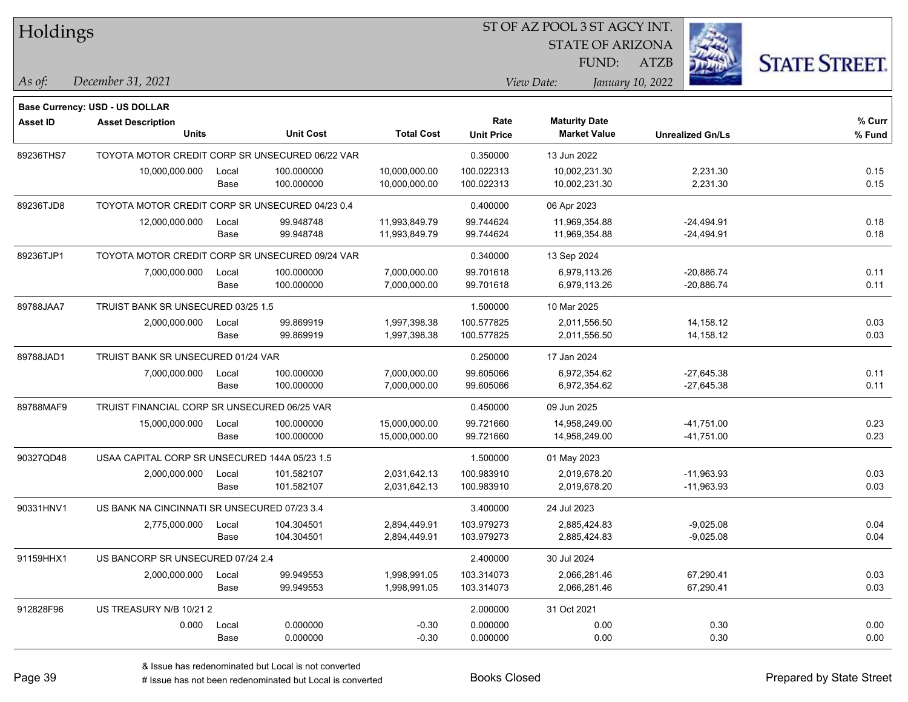# Holdings

ST OF AZ POOL 3 ST AGCY INT.
STATE OF ARIZONA
FUND: ATZB

*As of:* December 31, 2021

*View Date:* January 10, 2022

**Base Currency: USD - US DOLLAR**

| Asset ID | Asset Description / Units | | Unit Cost | Total Cost | Rate / Unit Price | Maturity Date / Market Value | Unrealized Gn/Ls | % Curr / % Fund |
|---|---|---|---|---|---|---|---|---|
| 89236THS7 | TOYOTA MOTOR CREDIT CORP SR UNSECURED 06/22 VAR | | | | 0.350000 | 13 Jun 2022 | | |
| | 10,000,000.000 | Local | 100.000000 | 10,000,000.00 | 100.022313 | 10,002,231.30 | 2,231.30 | 0.15 |
| | | Base | 100.000000 | 10,000,000.00 | 100.022313 | 10,002,231.30 | 2,231.30 | 0.15 |
| 89236TJD8 | TOYOTA MOTOR CREDIT CORP SR UNSECURED 04/23 0.4 | | | | 0.400000 | 06 Apr 2023 | | |
| | 12,000,000.000 | Local | 99.948748 | 11,993,849.79 | 99.744624 | 11,969,354.88 | -24,494.91 | 0.18 |
| | | Base | 99.948748 | 11,993,849.79 | 99.744624 | 11,969,354.88 | -24,494.91 | 0.18 |
| 89236TJP1 | TOYOTA MOTOR CREDIT CORP SR UNSECURED 09/24 VAR | | | | 0.340000 | 13 Sep 2024 | | |
| | 7,000,000.000 | Local | 100.000000 | 7,000,000.00 | 99.701618 | 6,979,113.26 | -20,886.74 | 0.11 |
| | | Base | 100.000000 | 7,000,000.00 | 99.701618 | 6,979,113.26 | -20,886.74 | 0.11 |
| 89788JAA7 | TRUIST BANK SR UNSECURED 03/25 1.5 | | | | 1.500000 | 10 Mar 2025 | | |
| | 2,000,000.000 | Local | 99.869919 | 1,997,398.38 | 100.577825 | 2,011,556.50 | 14,158.12 | 0.03 |
| | | Base | 99.869919 | 1,997,398.38 | 100.577825 | 2,011,556.50 | 14,158.12 | 0.03 |
| 89788JAD1 | TRUIST BANK SR UNSECURED 01/24 VAR | | | | 0.250000 | 17 Jan 2024 | | |
| | 7,000,000.000 | Local | 100.000000 | 7,000,000.00 | 99.605066 | 6,972,354.62 | -27,645.38 | 0.11 |
| | | Base | 100.000000 | 7,000,000.00 | 99.605066 | 6,972,354.62 | -27,645.38 | 0.11 |
| 89788MAF9 | TRUIST FINANCIAL CORP SR UNSECURED 06/25 VAR | | | | 0.450000 | 09 Jun 2025 | | |
| | 15,000,000.000 | Local | 100.000000 | 15,000,000.00 | 99.721660 | 14,958,249.00 | -41,751.00 | 0.23 |
| | | Base | 100.000000 | 15,000,000.00 | 99.721660 | 14,958,249.00 | -41,751.00 | 0.23 |
| 90327QD48 | USAA CAPITAL CORP SR UNSECURED 144A 05/23 1.5 | | | | 1.500000 | 01 May 2023 | | |
| | 2,000,000.000 | Local | 101.582107 | 2,031,642.13 | 100.983910 | 2,019,678.20 | -11,963.93 | 0.03 |
| | | Base | 101.582107 | 2,031,642.13 | 100.983910 | 2,019,678.20 | -11,963.93 | 0.03 |
| 90331HNV1 | US BANK NA CINCINNATI SR UNSECURED 07/23 3.4 | | | | 3.400000 | 24 Jul 2023 | | |
| | 2,775,000.000 | Local | 104.304501 | 2,894,449.91 | 103.979273 | 2,885,424.83 | -9,025.08 | 0.04 |
| | | Base | 104.304501 | 2,894,449.91 | 103.979273 | 2,885,424.83 | -9,025.08 | 0.04 |
| 91159HHX1 | US BANCORP SR UNSECURED 07/24 2.4 | | | | 2.400000 | 30 Jul 2024 | | |
| | 2,000,000.000 | Local | 99.949553 | 1,998,991.05 | 103.314073 | 2,066,281.46 | 67,290.41 | 0.03 |
| | | Base | 99.949553 | 1,998,991.05 | 103.314073 | 2,066,281.46 | 67,290.41 | 0.03 |
| 912828F96 | US TREASURY N/B 10/21 2 | | | | 2.000000 | 31 Oct 2021 | | |
| | 0.000 | Local | 0.000000 | -0.30 | 0.000000 | 0.00 | 0.30 | 0.00 |
| | | Base | 0.000000 | -0.30 | 0.000000 | 0.00 | 0.30 | 0.00 |

& Issue has redenominated but Local is not converted

# Issue has not been redenominated but Local is converted

Books Closed

Prepared by State Street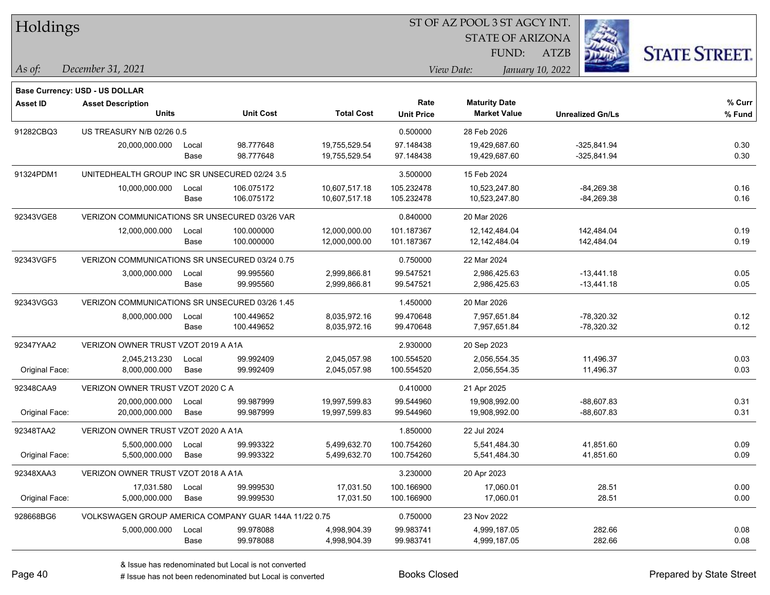# Holdings

ST OF AZ POOL 3 ST AGCY INT.
STATE OF ARIZONA
FUND: ATZB

*As of:* *December 31, 2021*
*View Date:* *January 10, 2022*

**Base Currency: USD - US DOLLAR**

| Asset ID | Asset Description / Units | | Unit Cost | Total Cost | Rate / Unit Price | Maturity Date / Market Value | Unrealized Gn/Ls | % Curr / % Fund |
|---|---|---|---|---|---|---|---|---|
| 91282CBQ3 | US TREASURY N/B 02/26 0.5 | | | | 0.500000 | 28 Feb 2026 | | |
| | 20,000,000.000 | Local | 98.777648 | 19,755,529.54 | 97.148438 | 19,429,687.60 | -325,841.94 | 0.30 |
| | | Base | 98.777648 | 19,755,529.54 | 97.148438 | 19,429,687.60 | -325,841.94 | 0.30 |
| 91324PDM1 | UNITEDHEALTH GROUP INC SR UNSECURED 02/24 3.5 | | | | 3.500000 | 15 Feb 2024 | | |
| | 10,000,000.000 | Local | 106.075172 | 10,607,517.18 | 105.232478 | 10,523,247.80 | -84,269.38 | 0.16 |
| | | Base | 106.075172 | 10,607,517.18 | 105.232478 | 10,523,247.80 | -84,269.38 | 0.16 |
| 92343VGE8 | VERIZON COMMUNICATIONS SR UNSECURED 03/26 VAR | | | | 0.840000 | 20 Mar 2026 | | |
| | 12,000,000.000 | Local | 100.000000 | 12,000,000.00 | 101.187367 | 12,142,484.04 | 142,484.04 | 0.19 |
| | | Base | 100.000000 | 12,000,000.00 | 101.187367 | 12,142,484.04 | 142,484.04 | 0.19 |
| 92343VGF5 | VERIZON COMMUNICATIONS SR UNSECURED 03/24 0.75 | | | | 0.750000 | 22 Mar 2024 | | |
| | 3,000,000.000 | Local | 99.995560 | 2,999,866.81 | 99.547521 | 2,986,425.63 | -13,441.18 | 0.05 |
| | | Base | 99.995560 | 2,999,866.81 | 99.547521 | 2,986,425.63 | -13,441.18 | 0.05 |
| 92343VGG3 | VERIZON COMMUNICATIONS SR UNSECURED 03/26 1.45 | | | | 1.450000 | 20 Mar 2026 | | |
| | 8,000,000.000 | Local | 100.449652 | 8,035,972.16 | 99.470648 | 7,957,651.84 | -78,320.32 | 0.12 |
| | | Base | 100.449652 | 8,035,972.16 | 99.470648 | 7,957,651.84 | -78,320.32 | 0.12 |
| 92347YAA2 | VERIZON OWNER TRUST VZOT 2019 A A1A | | | | 2.930000 | 20 Sep 2023 | | |
| | 2,045,213.230 | Local | 99.992409 | 2,045,057.98 | 100.554520 | 2,056,554.35 | 11,496.37 | 0.03 |
| Original Face: | 8,000,000.000 | Base | 99.992409 | 2,045,057.98 | 100.554520 | 2,056,554.35 | 11,496.37 | 0.03 |
| 92348CAA9 | VERIZON OWNER TRUST VZOT 2020 C A | | | | 0.410000 | 21 Apr 2025 | | |
| | 20,000,000.000 | Local | 99.987999 | 19,997,599.83 | 99.544960 | 19,908,992.00 | -88,607.83 | 0.31 |
| Original Face: | 20,000,000.000 | Base | 99.987999 | 19,997,599.83 | 99.544960 | 19,908,992.00 | -88,607.83 | 0.31 |
| 92348TAA2 | VERIZON OWNER TRUST VZOT 2020 A A1A | | | | 1.850000 | 22 Jul 2024 | | |
| | 5,500,000.000 | Local | 99.993322 | 5,499,632.70 | 100.754260 | 5,541,484.30 | 41,851.60 | 0.09 |
| Original Face: | 5,500,000.000 | Base | 99.993322 | 5,499,632.70 | 100.754260 | 5,541,484.30 | 41,851.60 | 0.09 |
| 92348XAA3 | VERIZON OWNER TRUST VZOT 2018 A A1A | | | | 3.230000 | 20 Apr 2023 | | |
| | 17,031.580 | Local | 99.999530 | 17,031.50 | 100.166900 | 17,060.01 | 28.51 | 0.00 |
| Original Face: | 5,000,000.000 | Base | 99.999530 | 17,031.50 | 100.166900 | 17,060.01 | 28.51 | 0.00 |
| 928668BG6 | VOLKSWAGEN GROUP AMERICA COMPANY GUAR 144A 11/22 0.75 | | | | 0.750000 | 23 Nov 2022 | | |
| | 5,000,000.000 | Local | 99.978088 | 4,998,904.39 | 99.983741 | 4,999,187.05 | 282.66 | 0.08 |
| | | Base | 99.978088 | 4,998,904.39 | 99.983741 | 4,999,187.05 | 282.66 | 0.08 |

& Issue has redenominated but Local is not converted
# Issue has not been redenominated but Local is converted

Books Closed

Prepared by State Street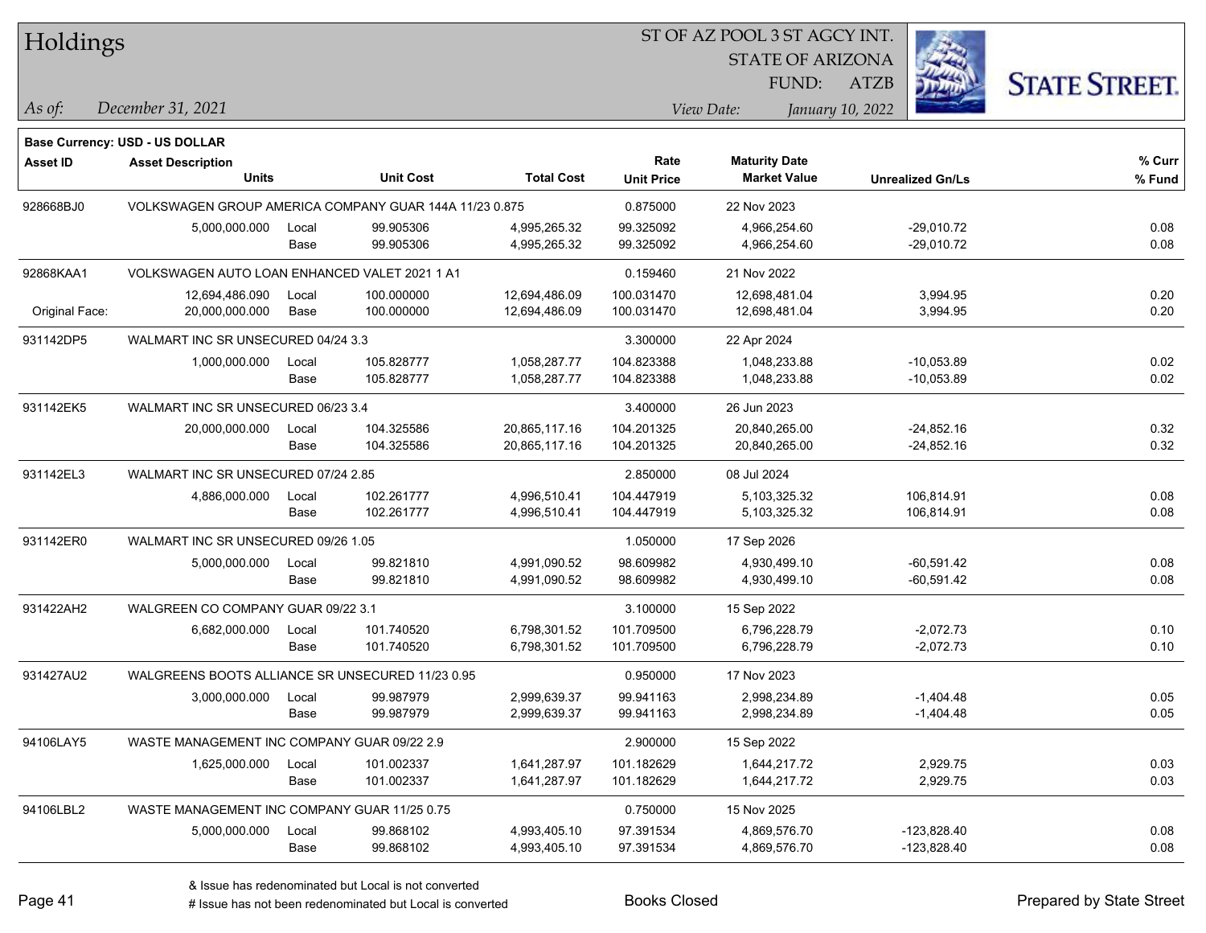# Holdings

ST OF AZ POOL 3 ST AGCY INT.
STATE OF ARIZONA
FUND: ATZB

*As of:* *December 31, 2021*

*View Date:* *January 10, 2022*

**Base Currency: USD - US DOLLAR**

| Asset ID | Asset Description / Units | | Unit Cost | Total Cost | Rate / Unit Price | Maturity Date / Market Value | Unrealized Gn/Ls | % Curr / % Fund |
|---|---|---|---|---|---|---|---|---|
| 928668BJ0 | VOLKSWAGEN GROUP AMERICA COMPANY GUAR 144A 11/23 0.875 | | | | 0.875000 | 22 Nov 2023 | | |
| | 5,000,000.000 | Local | 99.905306 | 4,995,265.32 | 99.325092 | 4,966,254.60 | -29,010.72 | 0.08 |
| | | Base | 99.905306 | 4,995,265.32 | 99.325092 | 4,966,254.60 | -29,010.72 | 0.08 |
| 92868KAA1 | VOLKSWAGEN AUTO LOAN ENHANCED VALET 2021 1 A1 | | | | 0.159460 | 21 Nov 2022 | | |
| | 12,694,486.090 | Local | 100.000000 | 12,694,486.09 | 100.031470 | 12,698,481.04 | 3,994.95 | 0.20 |
| Original Face: | 20,000,000.000 | Base | 100.000000 | 12,694,486.09 | 100.031470 | 12,698,481.04 | 3,994.95 | 0.20 |
| 931142DP5 | WALMART INC SR UNSECURED 04/24 3.3 | | | | 3.300000 | 22 Apr 2024 | | |
| | 1,000,000.000 | Local | 105.828777 | 1,058,287.77 | 104.823388 | 1,048,233.88 | -10,053.89 | 0.02 |
| | | Base | 105.828777 | 1,058,287.77 | 104.823388 | 1,048,233.88 | -10,053.89 | 0.02 |
| 931142EK5 | WALMART INC SR UNSECURED 06/23 3.4 | | | | 3.400000 | 26 Jun 2023 | | |
| | 20,000,000.000 | Local | 104.325586 | 20,865,117.16 | 104.201325 | 20,840,265.00 | -24,852.16 | 0.32 |
| | | Base | 104.325586 | 20,865,117.16 | 104.201325 | 20,840,265.00 | -24,852.16 | 0.32 |
| 931142EL3 | WALMART INC SR UNSECURED 07/24 2.85 | | | | 2.850000 | 08 Jul 2024 | | |
| | 4,886,000.000 | Local | 102.261777 | 4,996,510.41 | 104.447919 | 5,103,325.32 | 106,814.91 | 0.08 |
| | | Base | 102.261777 | 4,996,510.41 | 104.447919 | 5,103,325.32 | 106,814.91 | 0.08 |
| 931142ER0 | WALMART INC SR UNSECURED 09/26 1.05 | | | | 1.050000 | 17 Sep 2026 | | |
| | 5,000,000.000 | Local | 99.821810 | 4,991,090.52 | 98.609982 | 4,930,499.10 | -60,591.42 | 0.08 |
| | | Base | 99.821810 | 4,991,090.52 | 98.609982 | 4,930,499.10 | -60,591.42 | 0.08 |
| 931422AH2 | WALGREEN CO COMPANY GUAR 09/22 3.1 | | | | 3.100000 | 15 Sep 2022 | | |
| | 6,682,000.000 | Local | 101.740520 | 6,798,301.52 | 101.709500 | 6,796,228.79 | -2,072.73 | 0.10 |
| | | Base | 101.740520 | 6,798,301.52 | 101.709500 | 6,796,228.79 | -2,072.73 | 0.10 |
| 931427AU2 | WALGREENS BOOTS ALLIANCE SR UNSECURED 11/23 0.95 | | | | 0.950000 | 17 Nov 2023 | | |
| | 3,000,000.000 | Local | 99.987979 | 2,999,639.37 | 99.941163 | 2,998,234.89 | -1,404.48 | 0.05 |
| | | Base | 99.987979 | 2,999,639.37 | 99.941163 | 2,998,234.89 | -1,404.48 | 0.05 |
| 94106LAY5 | WASTE MANAGEMENT INC COMPANY GUAR 09/22 2.9 | | | | 2.900000 | 15 Sep 2022 | | |
| | 1,625,000.000 | Local | 101.002337 | 1,641,287.97 | 101.182629 | 1,644,217.72 | 2,929.75 | 0.03 |
| | | Base | 101.002337 | 1,641,287.97 | 101.182629 | 1,644,217.72 | 2,929.75 | 0.03 |
| 94106LBL2 | WASTE MANAGEMENT INC COMPANY GUAR 11/25 0.75 | | | | 0.750000 | 15 Nov 2025 | | |
| | 5,000,000.000 | Local | 99.868102 | 4,993,405.10 | 97.391534 | 4,869,576.70 | -123,828.40 | 0.08 |
| | | Base | 99.868102 | 4,993,405.10 | 97.391534 | 4,869,576.70 | -123,828.40 | 0.08 |

& Issue has redenominated but Local is not converted
# Issue has not been redenominated but Local is converted

Books Closed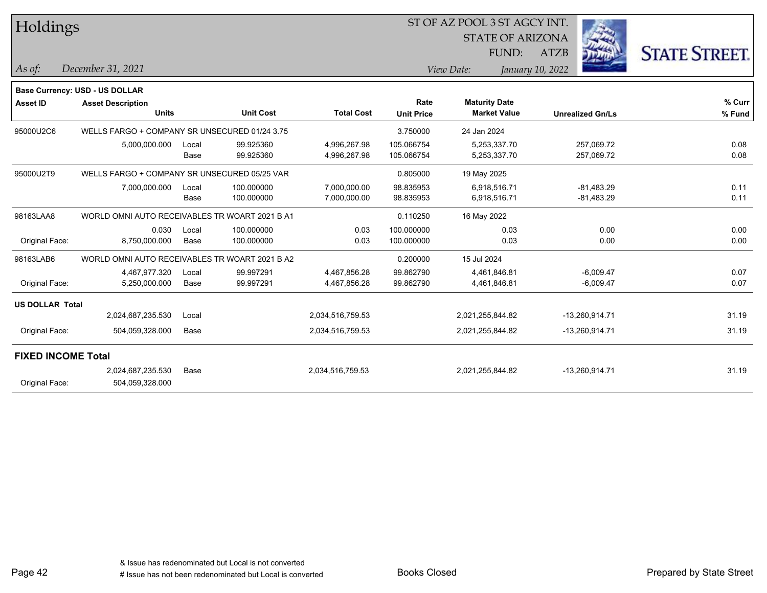# Holdings

ST OF AZ POOL 3 ST AGCY INT.
STATE OF ARIZONA
FUND: ATZB

*As of:* *December 31, 2021*
*View Date:* *January 10, 2022*

**Base Currency: USD - US DOLLAR**

| Asset ID | Asset Description / Units | | Unit Cost | Total Cost | Rate / Unit Price | Maturity Date / Market Value | Unrealized Gn/Ls | % Curr / % Fund |
|---|---|---|---|---|---|---|---|---|
| 95000U2C6 | WELLS FARGO + COMPANY SR UNSECURED 01/24 3.75 | | | | 3.750000 | 24 Jan 2024 | | |
| | 5,000,000.000 | Local | 99.925360 | 4,996,267.98 | 105.066754 | 5,253,337.70 | 257,069.72 | 0.08 |
| | | Base | 99.925360 | 4,996,267.98 | 105.066754 | 5,253,337.70 | 257,069.72 | 0.08 |
| 95000U2T9 | WELLS FARGO + COMPANY SR UNSECURED 05/25 VAR | | | | 0.805000 | 19 May 2025 | | |
| | 7,000,000.000 | Local | 100.000000 | 7,000,000.00 | 98.835953 | 6,918,516.71 | -81,483.29 | 0.11 |
| | | Base | 100.000000 | 7,000,000.00 | 98.835953 | 6,918,516.71 | -81,483.29 | 0.11 |
| 98163LAA8 | WORLD OMNI AUTO RECEIVABLES TR WOART 2021 B A1 | | | | 0.110250 | 16 May 2022 | | |
| | 0.030 | Local | 100.000000 | 0.03 | 100.000000 | 0.03 | 0.00 | 0.00 |
| Original Face: | 8,750,000.000 | Base | 100.000000 | 0.03 | 100.000000 | 0.03 | 0.00 | 0.00 |
| 98163LAB6 | WORLD OMNI AUTO RECEIVABLES TR WOART 2021 B A2 | | | | 0.200000 | 15 Jul 2024 | | |
| | 4,467,977.320 | Local | 99.997291 | 4,467,856.28 | 99.862790 | 4,461,846.81 | -6,009.47 | 0.07 |
| Original Face: | 5,250,000.000 | Base | 99.997291 | 4,467,856.28 | 99.862790 | 4,461,846.81 | -6,009.47 | 0.07 |
| **US DOLLAR Total** | | | | | | | | |
| | 2,024,687,235.530 | Local | | 2,034,516,759.53 | | 2,021,255,844.82 | -13,260,914.71 | 31.19 |
| Original Face: | 504,059,328.000 | Base | | 2,034,516,759.53 | | 2,021,255,844.82 | -13,260,914.71 | 31.19 |
| **FIXED INCOME Total** | | | | | | | | |
| | 2,024,687,235.530 | Base | | 2,034,516,759.53 | | 2,021,255,844.82 | -13,260,914.71 | 31.19 |
| Original Face: | 504,059,328.000 | | | | | | | |

& Issue has redenominated but Local is not converted
# Issue has not been redenominated but Local is converted

Books Closed

Prepared by State Street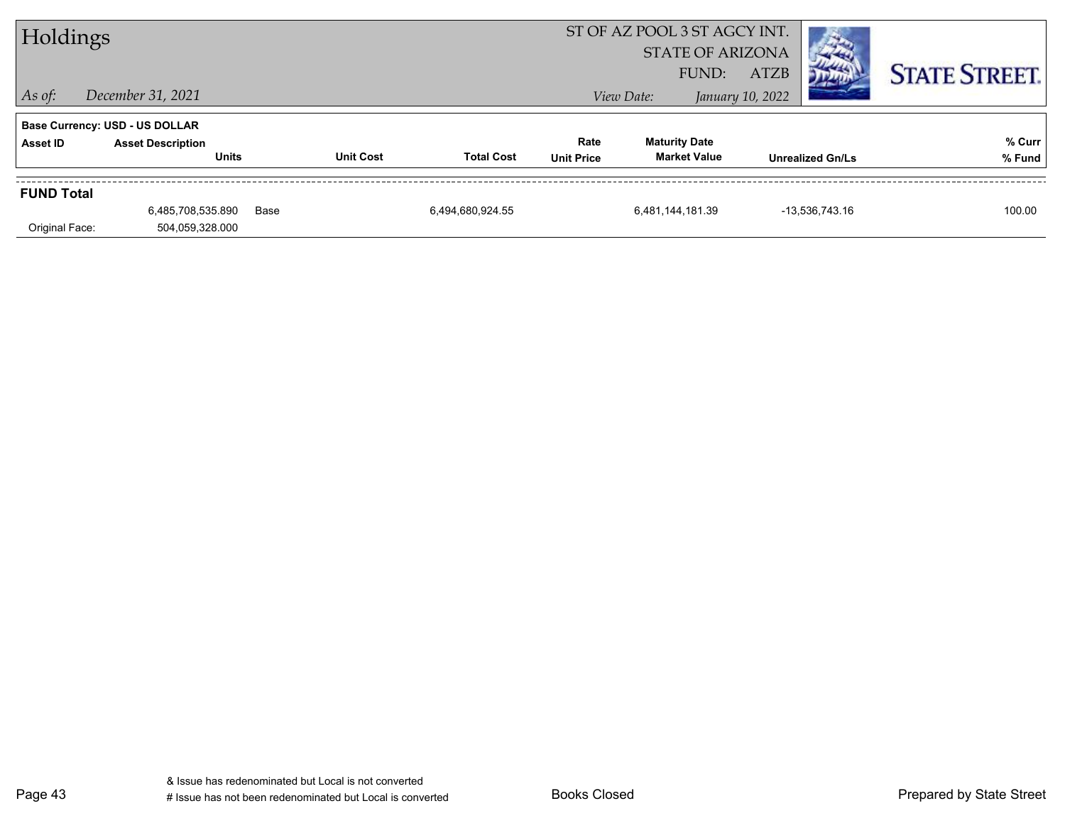# Holdings

ST OF AZ POOL 3 ST AGCY INT.
STATE OF ARIZONA
FUND: ATZB

*As of:* *December 31, 2021*

*View Date:* *January 10, 2022*

STATE STREET.

**Base Currency: USD - US DOLLAR**

| Asset ID | Asset Description / Units | | Unit Cost | Total Cost | Rate / Unit Price | Maturity Date / Market Value | Unrealized Gn/Ls | % Curr / % Fund |
|---|---|---|---|---|---|---|---|---|
| **FUND Total** | | | | | | | | |
| | 6,485,708,535.890 | Base | | 6,494,680,924.55 | | 6,481,144,181.39 | -13,536,743.16 | 100.00 |
| Original Face: | 504,059,328.000 | | | | | | | |

& Issue has redenominated but Local is not converted
# Issue has not been redenominated but Local is converted

Books Closed

Prepared by State Street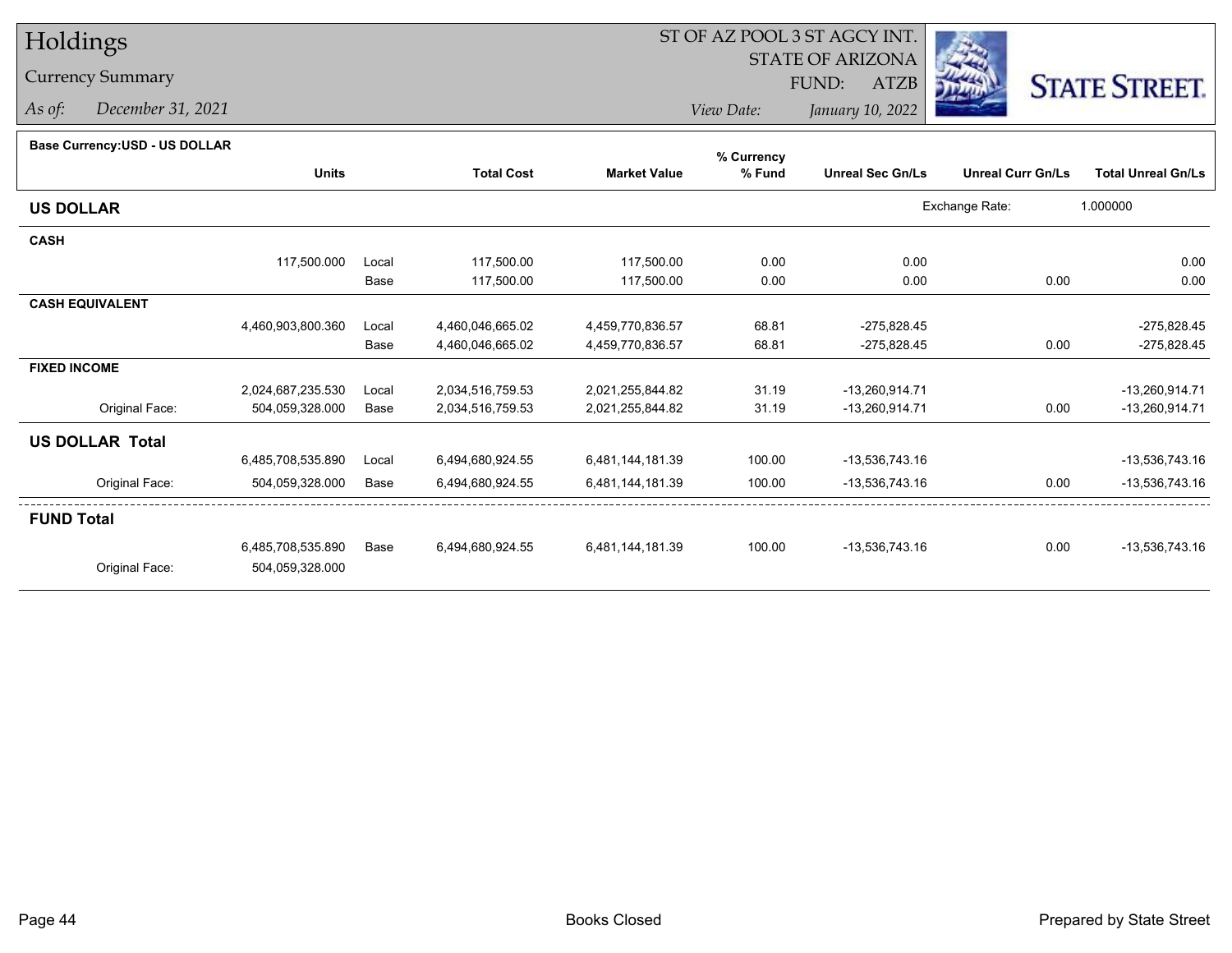# Holdings

## Currency Summary

*As of:* *December 31, 2021*

ST OF AZ POOL 3 ST AGCY INT.
STATE OF ARIZONA
FUND: ATZB
*View Date:* *January 10, 2022*

**Base Currency:USD - US DOLLAR**

| | Units | | Total Cost | Market Value | % Currency % Fund | Unreal Sec Gn/Ls | Unreal Curr Gn/Ls | Total Unreal Gn/Ls |
|---|---|---|---|---|---|---|---|---|
| **US DOLLAR** | | | | | | | Exchange Rate: | 1.000000 |
| **CASH** | | | | | | | | |
| | 117,500.000 | Local | 117,500.00 | 117,500.00 | 0.00 | 0.00 | | 0.00 |
| | | Base | 117,500.00 | 117,500.00 | 0.00 | 0.00 | 0.00 | 0.00 |
| **CASH EQUIVALENT** | | | | | | | | |
| | 4,460,903,800.360 | Local | 4,460,046,665.02 | 4,459,770,836.57 | 68.81 | -275,828.45 | | -275,828.45 |
| | | Base | 4,460,046,665.02 | 4,459,770,836.57 | 68.81 | -275,828.45 | 0.00 | -275,828.45 |
| **FIXED INCOME** | | | | | | | | |
| | 2,024,687,235.530 | Local | 2,034,516,759.53 | 2,021,255,844.82 | 31.19 | -13,260,914.71 | | -13,260,914.71 |
| Original Face: | 504,059,328.000 | Base | 2,034,516,759.53 | 2,021,255,844.82 | 31.19 | -13,260,914.71 | 0.00 | -13,260,914.71 |
| **US DOLLAR Total** | | | | | | | | |
| | 6,485,708,535.890 | Local | 6,494,680,924.55 | 6,481,144,181.39 | 100.00 | -13,536,743.16 | | -13,536,743.16 |
| Original Face: | 504,059,328.000 | Base | 6,494,680,924.55 | 6,481,144,181.39 | 100.00 | -13,536,743.16 | 0.00 | -13,536,743.16 |
| **FUND Total** | | | | | | | | |
| | 6,485,708,535.890 | Base | 6,494,680,924.55 | 6,481,144,181.39 | 100.00 | -13,536,743.16 | 0.00 | -13,536,743.16 |
| Original Face: | 504,059,328.000 | | | | | | | |

Books Closed

Prepared by State Street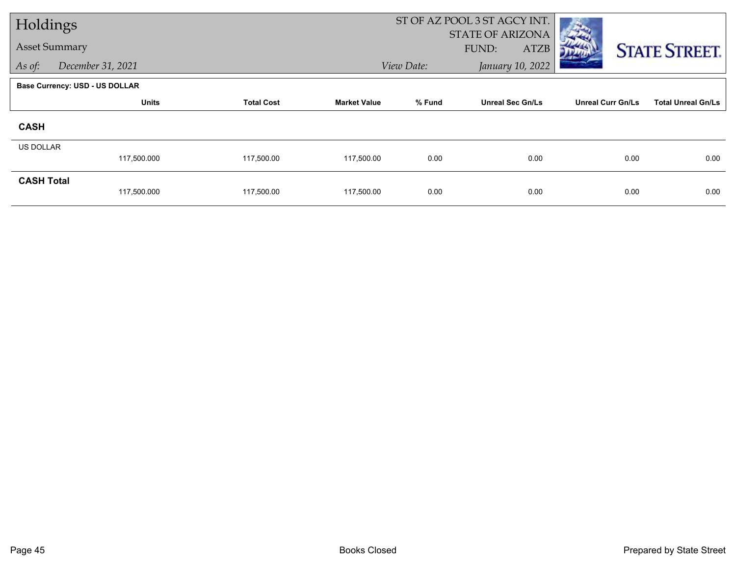# Holdings

## Asset Summary

*As of:* *December 31, 2021*

ST OF AZ POOL 3 ST AGCY INT.
STATE OF ARIZONA
FUND: ATZB

*View Date:* *January 10, 2022*

**Base Currency: USD - US DOLLAR**

| | Units | Total Cost | Market Value | % Fund | Unreal Sec Gn/Ls | Unreal Curr Gn/Ls | Total Unreal Gn/Ls |
|---|---|---|---|---|---|---|---|
| **CASH** | | | | | | | |
| US DOLLAR | 117,500.000 | 117,500.00 | 117,500.00 | 0.00 | 0.00 | 0.00 | 0.00 |
| **CASH Total** | 117,500.000 | 117,500.00 | 117,500.00 | 0.00 | 0.00 | 0.00 | 0.00 |

Books Closed

Prepared by State Street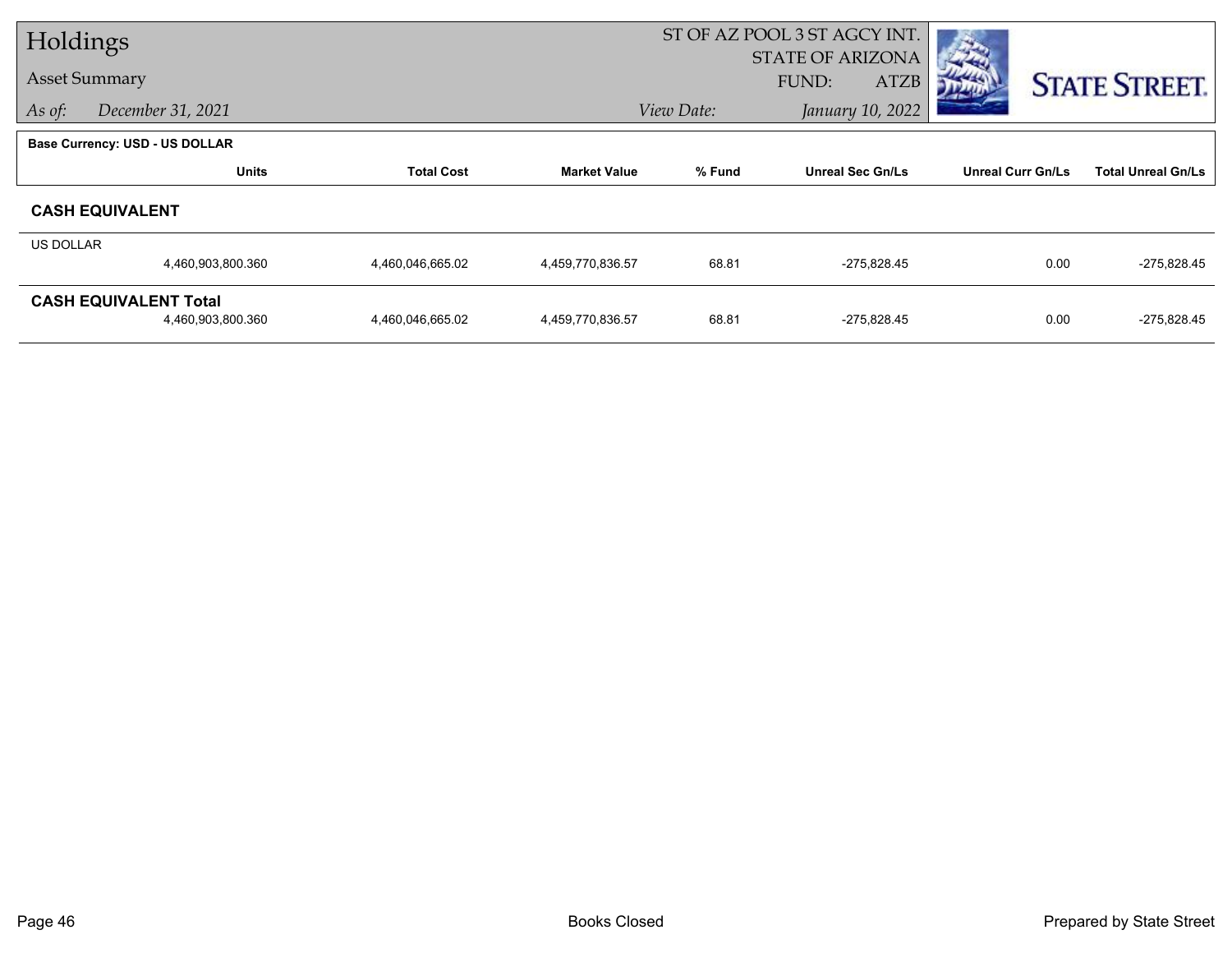# Holdings

Asset Summary

As of: December 31, 2021

ST OF AZ POOL 3 ST AGCY INT.
STATE OF ARIZONA
FUND: ATZB

View Date: January 10, 2022

STATE STREET.

**Base Currency: USD - US DOLLAR**

| | Units | Total Cost | Market Value | % Fund | Unreal Sec Gn/Ls | Unreal Curr Gn/Ls | Total Unreal Gn/Ls |
|---|---|---|---|---|---|---|---|
| **CASH EQUIVALENT** | | | | | | | |
| US DOLLAR | 4,460,903,800.360 | 4,460,046,665.02 | 4,459,770,836.57 | 68.81 | -275,828.45 | 0.00 | -275,828.45 |
| **CASH EQUIVALENT Total** | 4,460,903,800.360 | 4,460,046,665.02 | 4,459,770,836.57 | 68.81 | -275,828.45 | 0.00 | -275,828.45 |

Books Closed

Prepared by State Street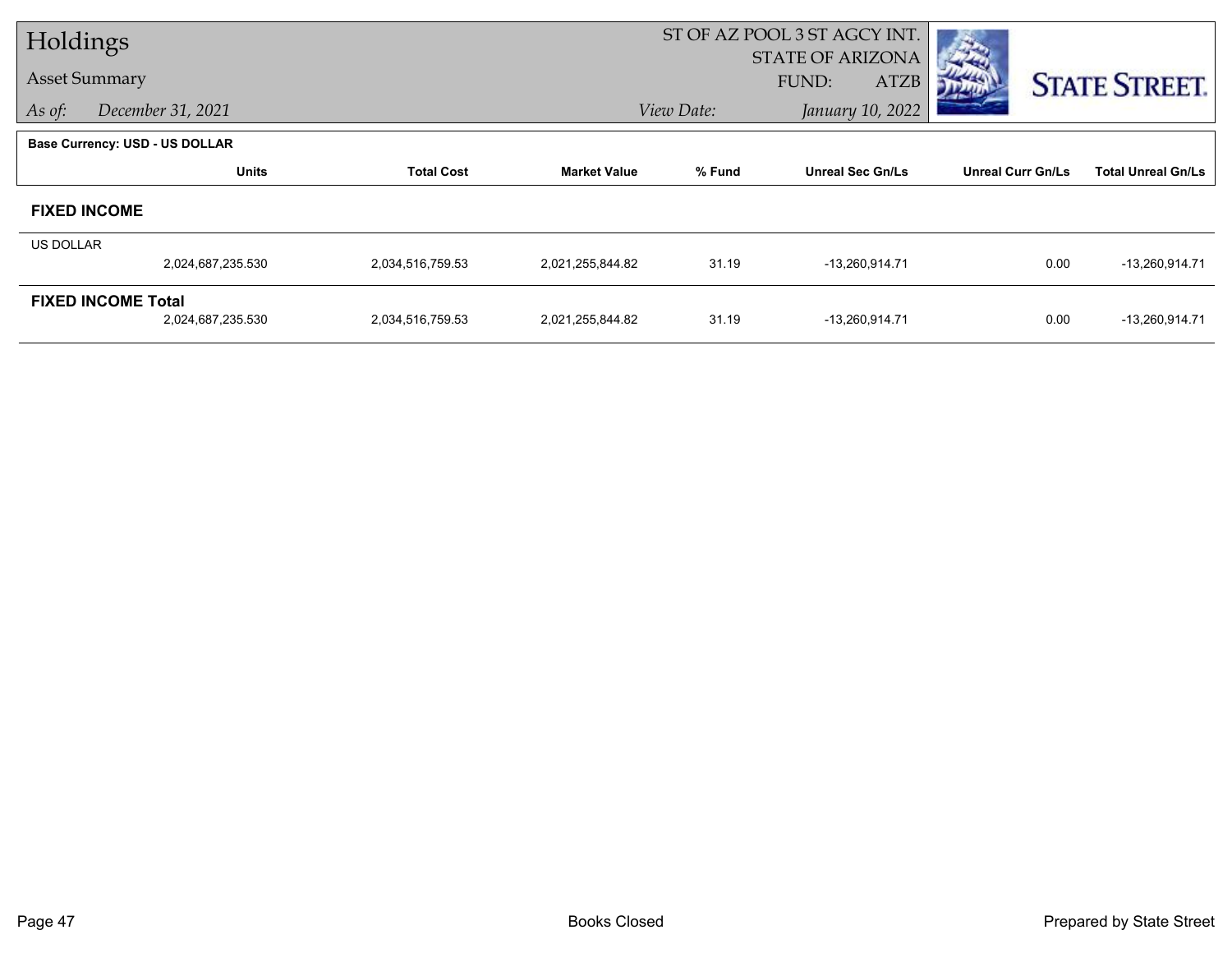# Holdings

## Asset Summary

*As of:* *December 31, 2021*

ST OF AZ POOL 3 ST AGCY INT.
STATE OF ARIZONA
FUND: ATZB

*View Date:* *January 10, 2022*

STATE STREET.

**Base Currency: USD - US DOLLAR**

| | Units | Total Cost | Market Value | % Fund | Unreal Sec Gn/Ls | Unreal Curr Gn/Ls | Total Unreal Gn/Ls |
|---|---|---|---|---|---|---|---|
| **FIXED INCOME** | | | | | | | |
| US DOLLAR | 2,024,687,235.530 | 2,034,516,759.53 | 2,021,255,844.82 | 31.19 | -13,260,914.71 | 0.00 | -13,260,914.71 |
| **FIXED INCOME Total** | 2,024,687,235.530 | 2,034,516,759.53 | 2,021,255,844.82 | 31.19 | -13,260,914.71 | 0.00 | -13,260,914.71 |

Books Closed

Prepared by State Street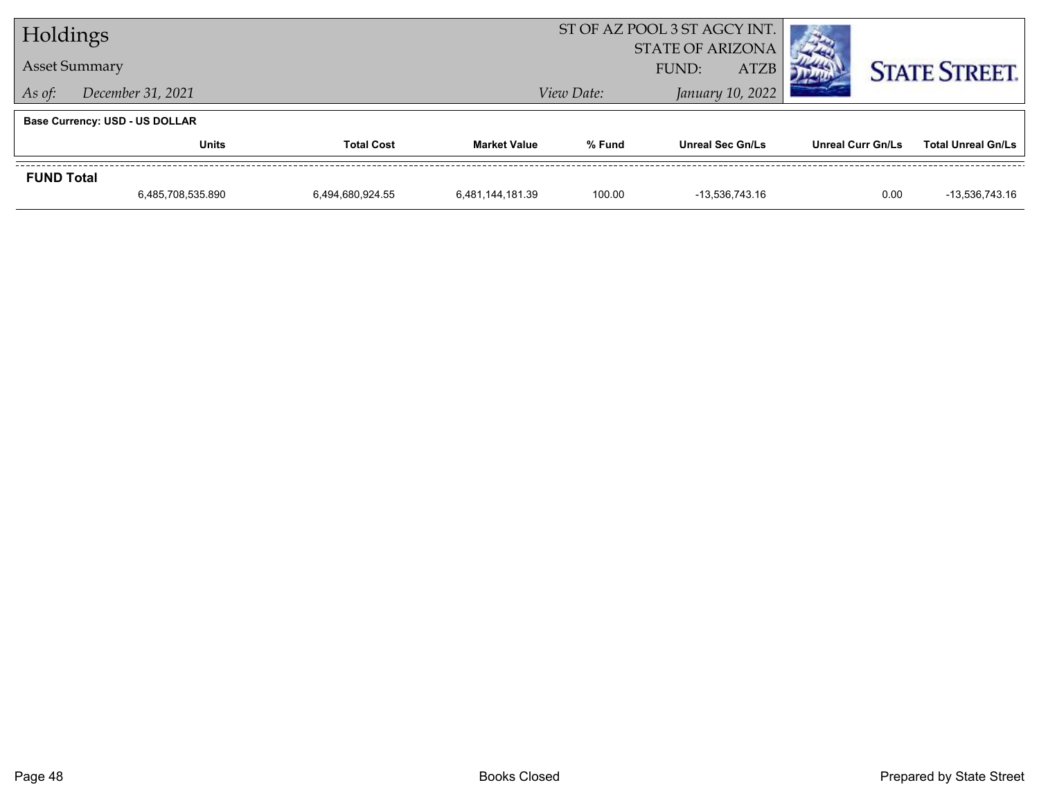# Holdings

## Asset Summary

*As of:* *December 31, 2021*

ST OF AZ POOL 3 ST AGCY INT.
STATE OF ARIZONA
FUND: ATZB

*View Date:* *January 10, 2022*

STATE STREET.

**Base Currency: USD - US DOLLAR**

| | Units | Total Cost | Market Value | % Fund | Unreal Sec Gn/Ls | Unreal Curr Gn/Ls | Total Unreal Gn/Ls |
|---|---|---|---|---|---|---|---|
| **FUND Total** | | | | | | | |
| | 6,485,708,535.890 | 6,494,680,924.55 | 6,481,144,181.39 | 100.00 | -13,536,743.16 | 0.00 | -13,536,743.16 |

Books Closed

Prepared by State Street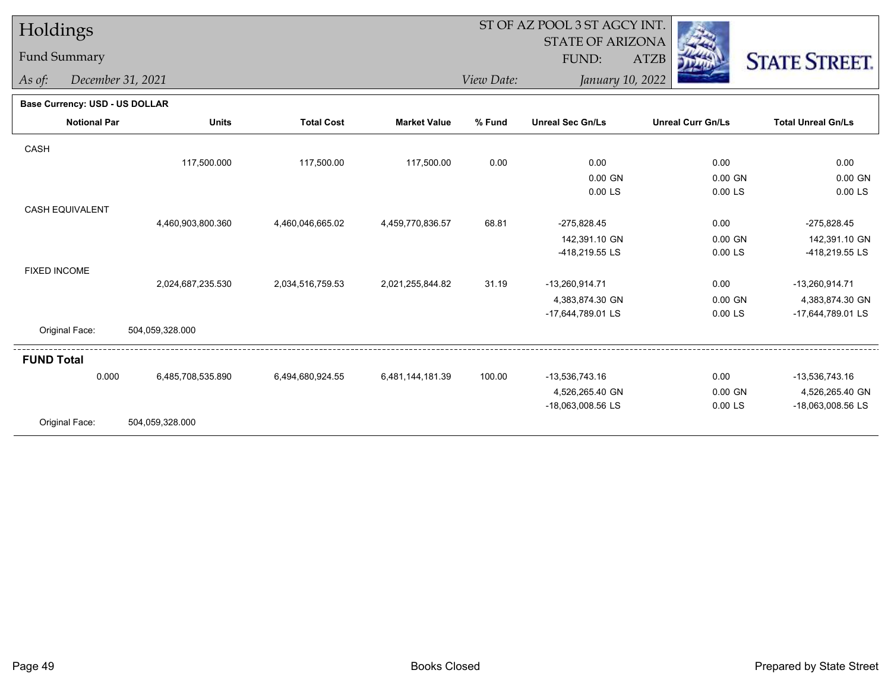# Holdings

Fund Summary

*As of:* *December 31, 2021*

ST OF AZ POOL 3 ST AGCY INT.
STATE OF ARIZONA
FUND: ATZB

*View Date:* *January 10, 2022*

STATE STREET.

**Base Currency: USD - US DOLLAR**

| Notional Par | Units | Total Cost | Market Value | % Fund | Unreal Sec Gn/Ls | Unreal Curr Gn/Ls | Total Unreal Gn/Ls |
|---|---|---|---|---|---|---|---|
| CASH | | | | | | | |
| | 117,500.000 | 117,500.00 | 117,500.00 | 0.00 | 0.00 | 0.00 | 0.00 |
| | | | | | 0.00 GN | 0.00 GN | 0.00 GN |
| | | | | | 0.00 LS | 0.00 LS | 0.00 LS |
| CASH EQUIVALENT | | | | | | | |
| | 4,460,903,800.360 | 4,460,046,665.02 | 4,459,770,836.57 | 68.81 | -275,828.45 | 0.00 | -275,828.45 |
| | | | | | 142,391.10 GN | 0.00 GN | 142,391.10 GN |
| | | | | | -418,219.55 LS | 0.00 LS | -418,219.55 LS |
| FIXED INCOME | | | | | | | |
| | 2,024,687,235.530 | 2,034,516,759.53 | 2,021,255,844.82 | 31.19 | -13,260,914.71 | 0.00 | -13,260,914.71 |
| | | | | | 4,383,874.30 GN | 0.00 GN | 4,383,874.30 GN |
| | | | | | -17,644,789.01 LS | 0.00 LS | -17,644,789.01 LS |
| Original Face: | 504,059,328.000 | | | | | | |
| **FUND Total** | | | | | | | |
| 0.000 | 6,485,708,535.890 | 6,494,680,924.55 | 6,481,144,181.39 | 100.00 | -13,536,743.16 | 0.00 | -13,536,743.16 |
| | | | | | 4,526,265.40 GN | 0.00 GN | 4,526,265.40 GN |
| | | | | | -18,063,008.56 LS | 0.00 LS | -18,063,008.56 LS |
| Original Face: | 504,059,328.000 | | | | | | |

Books Closed

Prepared by State Street